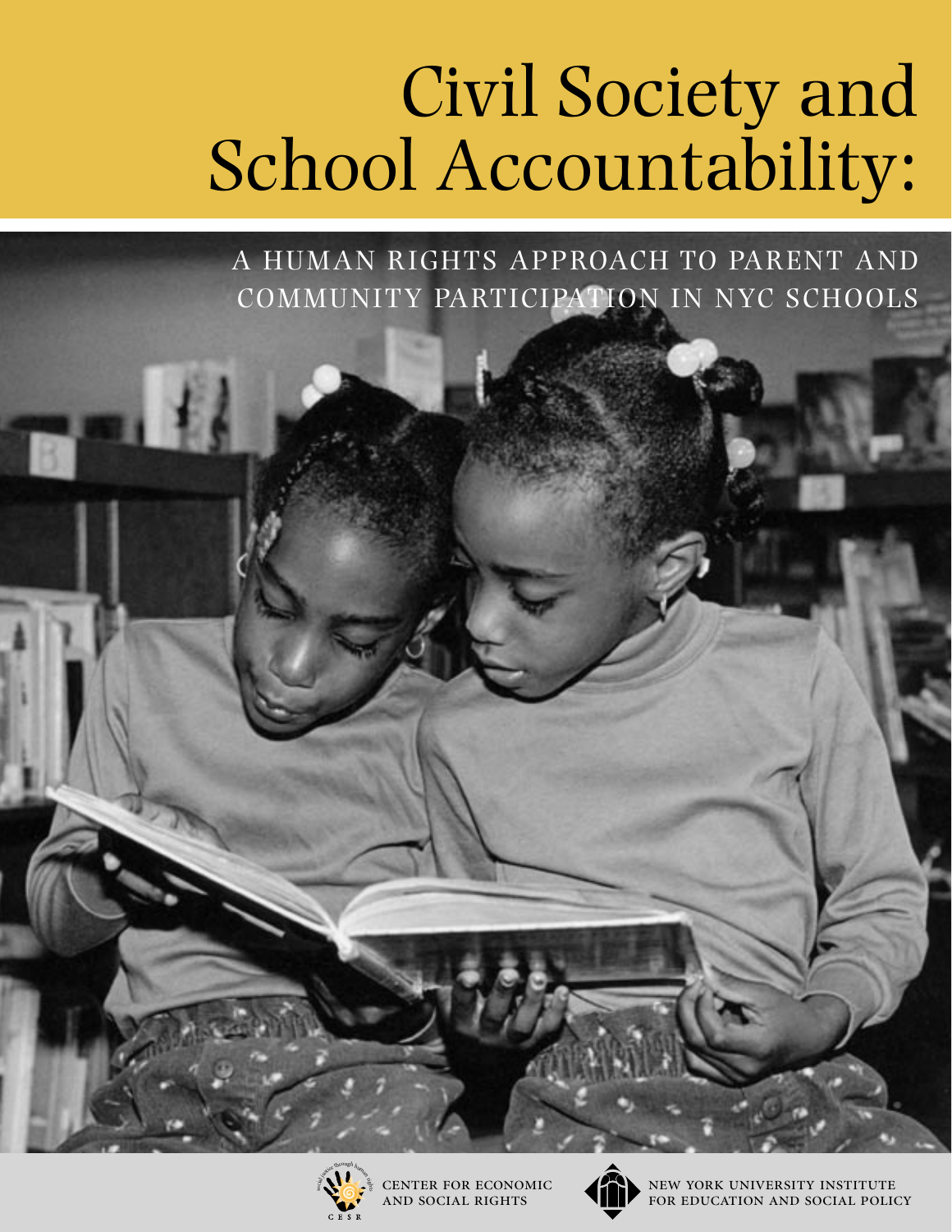# Civil Society and School Accountability:

## A HUMAN RIGHTS APPROACH TO PARENT AND COMMUNITY PARTICIPATION IN NYC SCHOOLS

CENTER FOR ECONOMIC AND SOCIAL RIGHTS

NEW YORK UNIVERSITY INSTITUTE FOR EDUCATION AND SOCIAL POLICY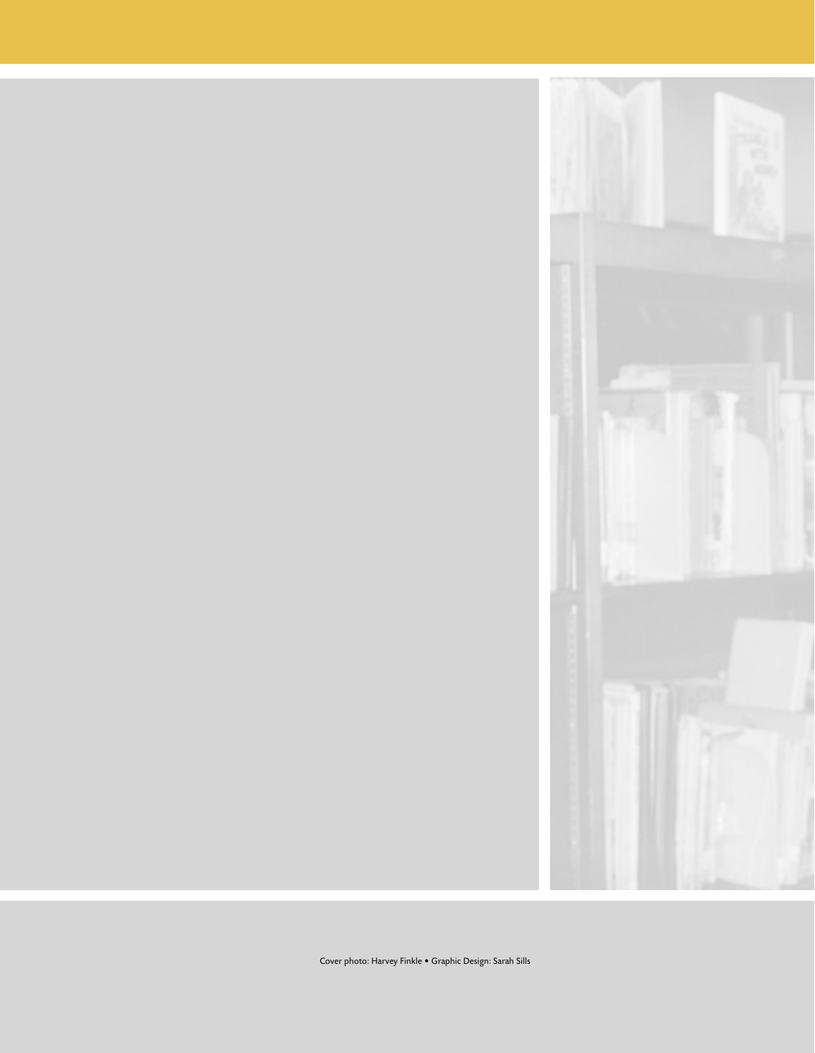Cover photo: Harvey Finkle • Graphic Design: Sarah Sills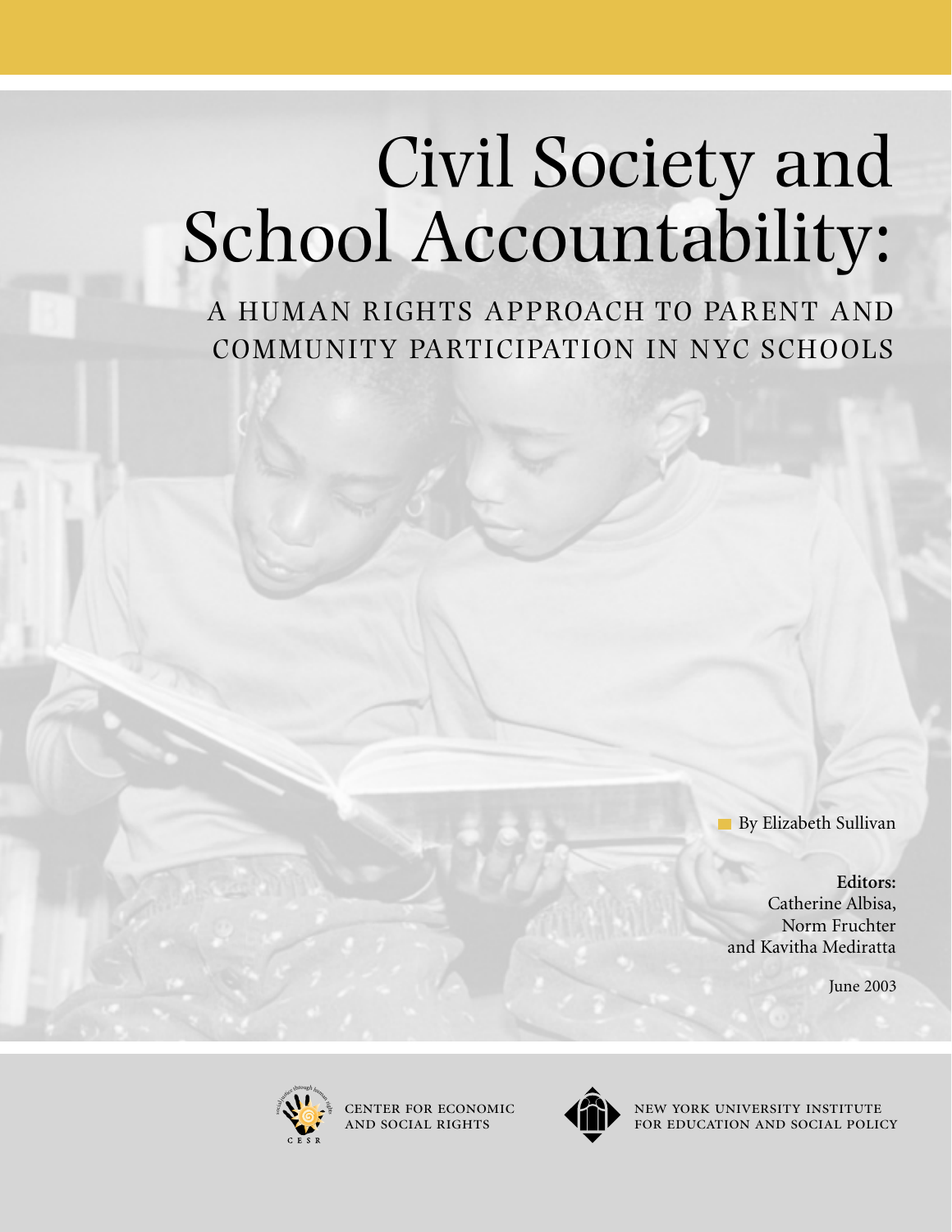# Civil Society and School Accountability:

## A HUMAN RIGHTS APPROACH TO PARENT AND COMMUNITY PARTICIPATION IN NYC SCHOOLS

By Elizabeth Sullivan

**Editors:**
Catherine Albisa,
Norm Fruchter
and Kavitha Mediratta

June 2003

CENTER FOR ECONOMIC AND SOCIAL RIGHTS

NEW YORK UNIVERSITY INSTITUTE FOR EDUCATION AND SOCIAL POLICY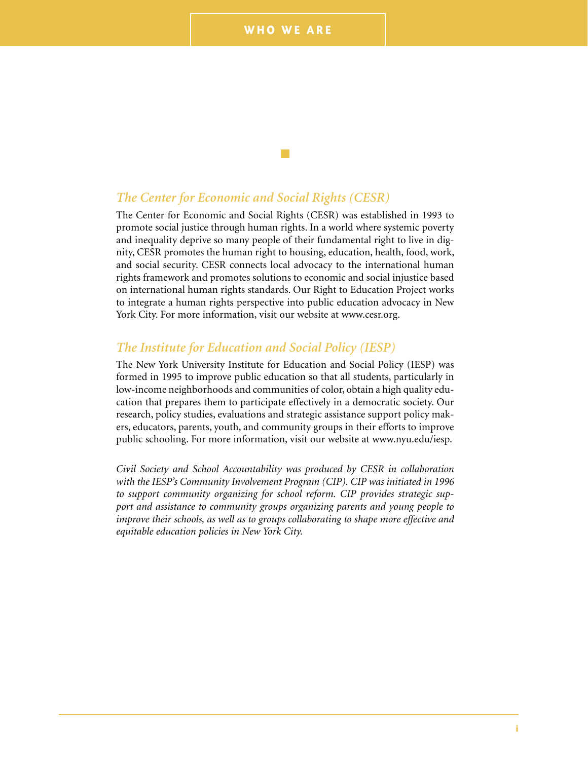# WHO WE ARE

## *The Center for Economic and Social Rights (CESR)*

The Center for Economic and Social Rights (CESR) was established in 1993 to promote social justice through human rights. In a world where systemic poverty and inequality deprive so many people of their fundamental right to live in dignity, CESR promotes the human right to housing, education, health, food, work, and social security. CESR connects local advocacy to the international human rights framework and promotes solutions to economic and social injustice based on international human rights standards. Our Right to Education Project works to integrate a human rights perspective into public education advocacy in New York City. For more information, visit our website at www.cesr.org.

## *The Institute for Education and Social Policy (IESP)*

The New York University Institute for Education and Social Policy (IESP) was formed in 1995 to improve public education so that all students, particularly in low-income neighborhoods and communities of color, obtain a high quality education that prepares them to participate effectively in a democratic society. Our research, policy studies, evaluations and strategic assistance support policy makers, educators, parents, youth, and community groups in their efforts to improve public schooling. For more information, visit our website at www.nyu.edu/iesp.

*Civil Society and School Accountability was produced by CESR in collaboration with the IESP's Community Involvement Program (CIP). CIP was initiated in 1996 to support community organizing for school reform. CIP provides strategic support and assistance to community groups organizing parents and young people to improve their schools, as well as to groups collaborating to shape more effective and equitable education policies in New York City.*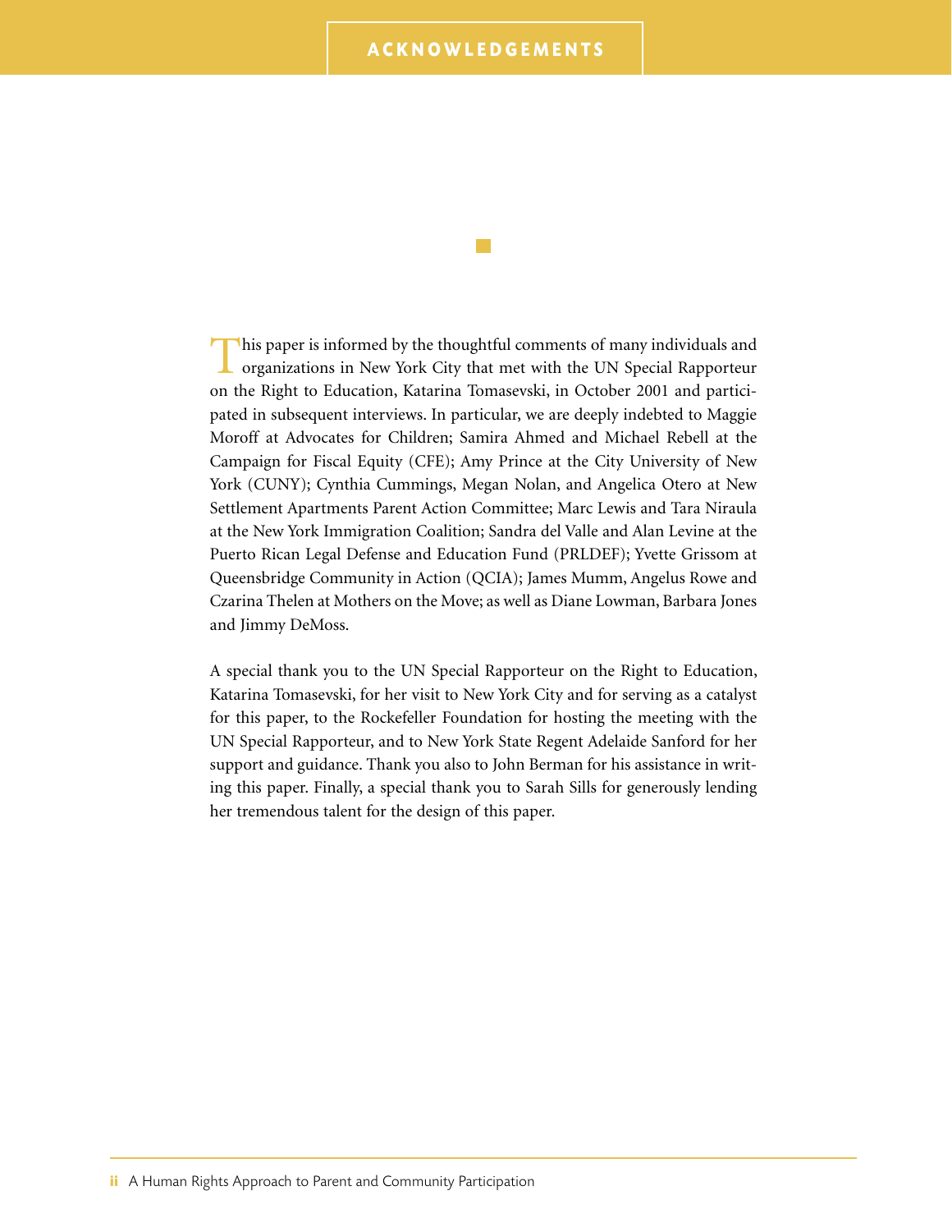# ACKNOWLEDGEMENTS

This paper is informed by the thoughtful comments of many individuals and organizations in New York City that met with the UN Special Rapporteur on the Right to Education, Katarina Tomasevski, in October 2001 and participated in subsequent interviews. In particular, we are deeply indebted to Maggie Moroff at Advocates for Children; Samira Ahmed and Michael Rebell at the Campaign for Fiscal Equity (CFE); Amy Prince at the City University of New York (CUNY); Cynthia Cummings, Megan Nolan, and Angelica Otero at New Settlement Apartments Parent Action Committee; Marc Lewis and Tara Niraula at the New York Immigration Coalition; Sandra del Valle and Alan Levine at the Puerto Rican Legal Defense and Education Fund (PRLDEF); Yvette Grissom at Queensbridge Community in Action (QCIA); James Mumm, Angelus Rowe and Czarina Thelen at Mothers on the Move; as well as Diane Lowman, Barbara Jones and Jimmy DeMoss.

A special thank you to the UN Special Rapporteur on the Right to Education, Katarina Tomasevski, for her visit to New York City and for serving as a catalyst for this paper, to the Rockefeller Foundation for hosting the meeting with the UN Special Rapporteur, and to New York State Regent Adelaide Sanford for her support and guidance. Thank you also to John Berman for his assistance in writing this paper. Finally, a special thank you to Sarah Sills for generously lending her tremendous talent for the design of this paper.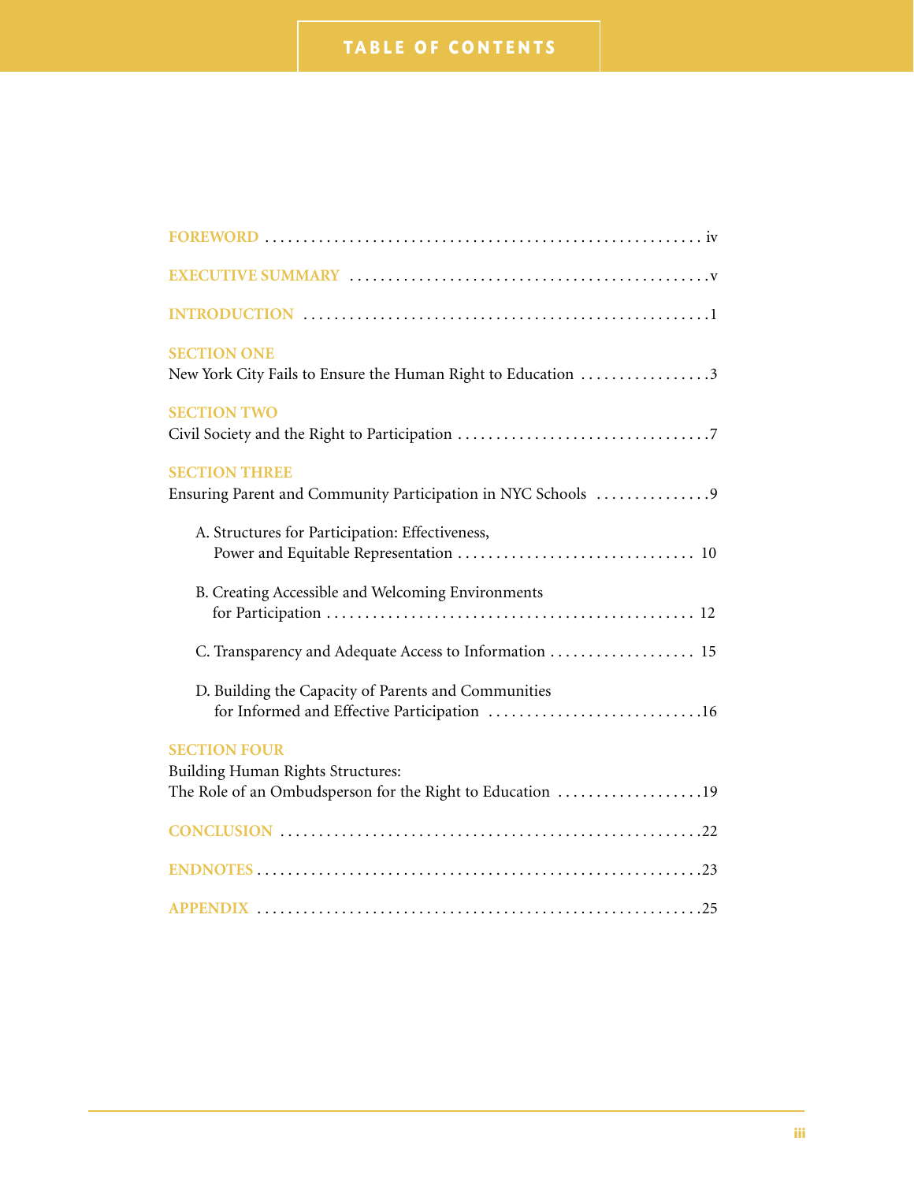# TABLE OF CONTENTS

**FOREWORD** . . . iv

**EXECUTIVE SUMMARY** . . . v

**INTRODUCTION** . . . 1

**SECTION ONE**
New York City Fails to Ensure the Human Right to Education . . . 3

**SECTION TWO**
Civil Society and the Right to Participation . . . 7

**SECTION THREE**
Ensuring Parent and Community Participation in NYC Schools . . . 9

- A. Structures for Participation: Effectiveness, Power and Equitable Representation . . . 10
- B. Creating Accessible and Welcoming Environments for Participation . . . 12
- C. Transparency and Adequate Access to Information . . . 15
- D. Building the Capacity of Parents and Communities for Informed and Effective Participation . . . 16

**SECTION FOUR**
Building Human Rights Structures:
The Role of an Ombudsperson for the Right to Education . . . 19

**CONCLUSION** . . . 22

**ENDNOTES** . . . 23

**APPENDIX** . . . 25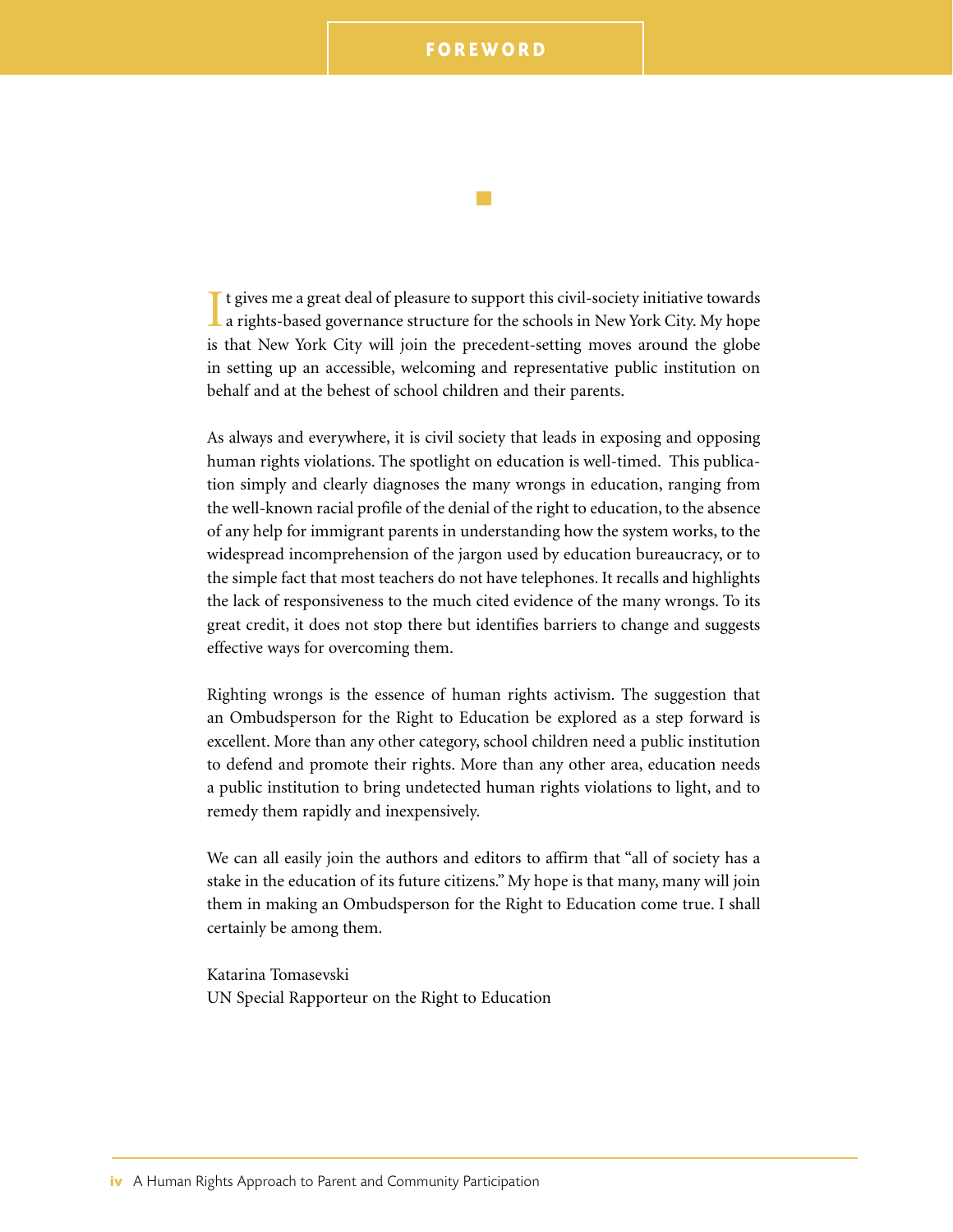# FOREWORD

It gives me a great deal of pleasure to support this civil-society initiative towards a rights-based governance structure for the schools in New York City. My hope is that New York City will join the precedent-setting moves around the globe in setting up an accessible, welcoming and representative public institution on behalf and at the behest of school children and their parents.

As always and everywhere, it is civil society that leads in exposing and opposing human rights violations. The spotlight on education is well-timed. This publication simply and clearly diagnoses the many wrongs in education, ranging from the well-known racial profile of the denial of the right to education, to the absence of any help for immigrant parents in understanding how the system works, to the widespread incomprehension of the jargon used by education bureaucracy, or to the simple fact that most teachers do not have telephones. It recalls and highlights the lack of responsiveness to the much cited evidence of the many wrongs. To its great credit, it does not stop there but identifies barriers to change and suggests effective ways for overcoming them.

Righting wrongs is the essence of human rights activism. The suggestion that an Ombudsperson for the Right to Education be explored as a step forward is excellent. More than any other category, school children need a public institution to defend and promote their rights. More than any other area, education needs a public institution to bring undetected human rights violations to light, and to remedy them rapidly and inexpensively.

We can all easily join the authors and editors to affirm that "all of society has a stake in the education of its future citizens." My hope is that many, many will join them in making an Ombudsperson for the Right to Education come true. I shall certainly be among them.

Katarina Tomasevski
UN Special Rapporteur on the Right to Education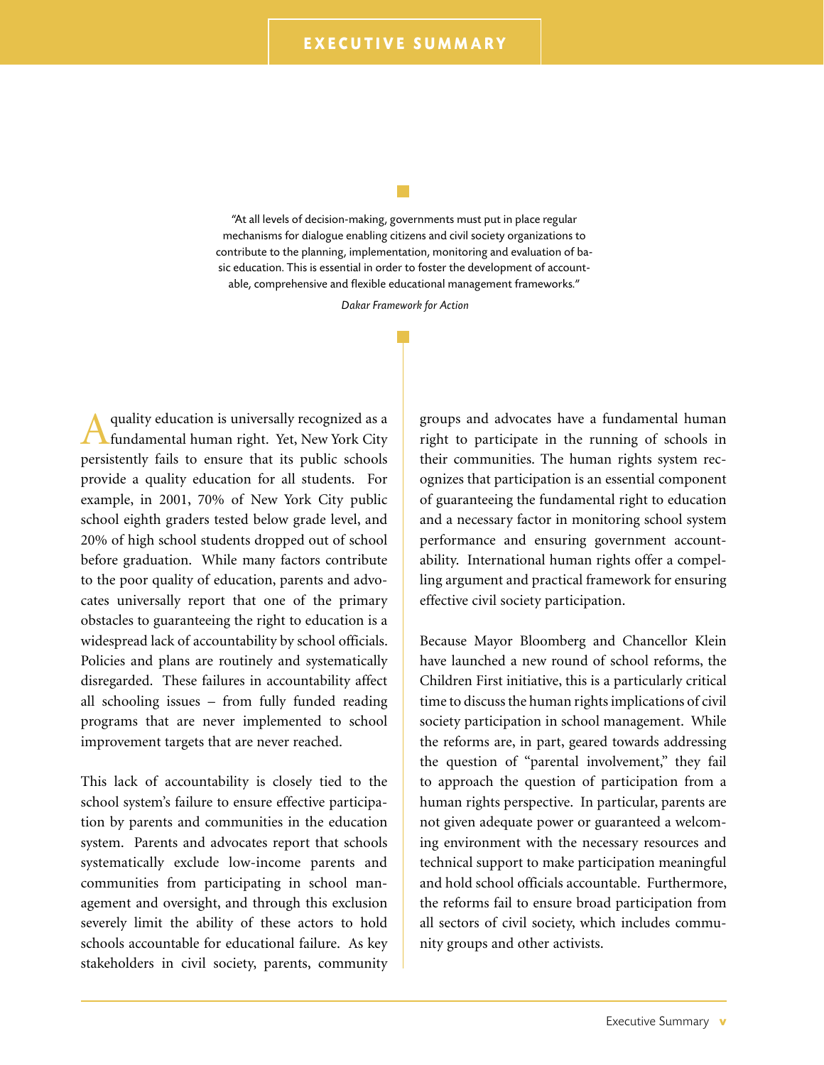# EXECUTIVE SUMMARY

> "At all levels of decision-making, governments must put in place regular mechanisms for dialogue enabling citizens and civil society organizations to contribute to the planning, implementation, monitoring and evaluation of basic education. This is essential in order to foster the development of accountable, comprehensive and flexible educational management frameworks."
>
> *Dakar Framework for Action*

A quality education is universally recognized as a fundamental human right. Yet, New York City persistently fails to ensure that its public schools provide a quality education for all students. For example, in 2001, 70% of New York City public school eighth graders tested below grade level, and 20% of high school students dropped out of school before graduation. While many factors contribute to the poor quality of education, parents and advocates universally report that one of the primary obstacles to guaranteeing the right to education is a widespread lack of accountability by school officials. Policies and plans are routinely and systematically disregarded. These failures in accountability affect all schooling issues – from fully funded reading programs that are never implemented to school improvement targets that are never reached.

This lack of accountability is closely tied to the school system's failure to ensure effective participation by parents and communities in the education system. Parents and advocates report that schools systematically exclude low-income parents and communities from participating in school management and oversight, and through this exclusion severely limit the ability of these actors to hold schools accountable for educational failure. As key stakeholders in civil society, parents, community groups and advocates have a fundamental human right to participate in the running of schools in their communities. The human rights system recognizes that participation is an essential component of guaranteeing the fundamental right to education and a necessary factor in monitoring school system performance and ensuring government accountability. International human rights offer a compelling argument and practical framework for ensuring effective civil society participation.

Because Mayor Bloomberg and Chancellor Klein have launched a new round of school reforms, the Children First initiative, this is a particularly critical time to discuss the human rights implications of civil society participation in school management. While the reforms are, in part, geared towards addressing the question of "parental involvement," they fail to approach the question of participation from a human rights perspective. In particular, parents are not given adequate power or guaranteed a welcoming environment with the necessary resources and technical support to make participation meaningful and hold school officials accountable. Furthermore, the reforms fail to ensure broad participation from all sectors of civil society, which includes community groups and other activists.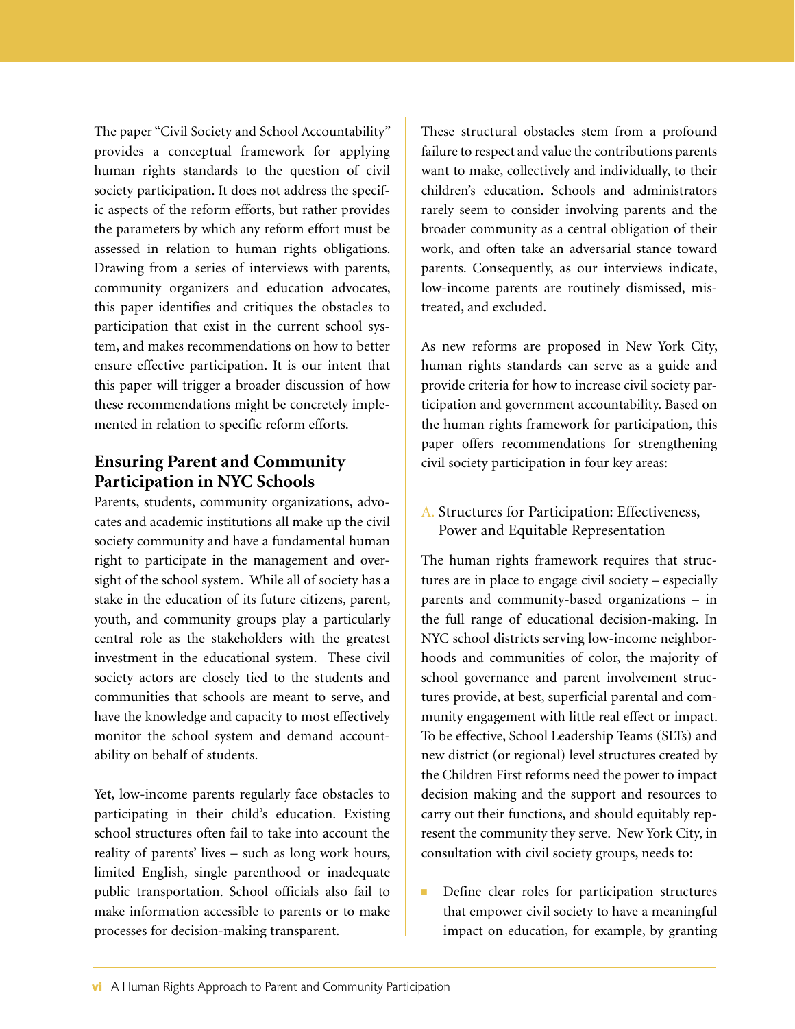The paper "Civil Society and School Accountability" provides a conceptual framework for applying human rights standards to the question of civil society participation. It does not address the specific aspects of the reform efforts, but rather provides the parameters by which any reform effort must be assessed in relation to human rights obligations. Drawing from a series of interviews with parents, community organizers and education advocates, this paper identifies and critiques the obstacles to participation that exist in the current school system, and makes recommendations on how to better ensure effective participation. It is our intent that this paper will trigger a broader discussion of how these recommendations might be concretely implemented in relation to specific reform efforts.

## Ensuring Parent and Community Participation in NYC Schools

Parents, students, community organizations, advocates and academic institutions all make up the civil society community and have a fundamental human right to participate in the management and oversight of the school system. While all of society has a stake in the education of its future citizens, parent, youth, and community groups play a particularly central role as the stakeholders with the greatest investment in the educational system. These civil society actors are closely tied to the students and communities that schools are meant to serve, and have the knowledge and capacity to most effectively monitor the school system and demand accountability on behalf of students.

Yet, low-income parents regularly face obstacles to participating in their child's education. Existing school structures often fail to take into account the reality of parents' lives – such as long work hours, limited English, single parenthood or inadequate public transportation. School officials also fail to make information accessible to parents or to make processes for decision-making transparent.

These structural obstacles stem from a profound failure to respect and value the contributions parents want to make, collectively and individually, to their children's education. Schools and administrators rarely seem to consider involving parents and the broader community as a central obligation of their work, and often take an adversarial stance toward parents. Consequently, as our interviews indicate, low-income parents are routinely dismissed, mistreated, and excluded.

As new reforms are proposed in New York City, human rights standards can serve as a guide and provide criteria for how to increase civil society participation and government accountability. Based on the human rights framework for participation, this paper offers recommendations for strengthening civil society participation in four key areas:

### A. Structures for Participation: Effectiveness, Power and Equitable Representation

The human rights framework requires that structures are in place to engage civil society – especially parents and community-based organizations – in the full range of educational decision-making. In NYC school districts serving low-income neighborhoods and communities of color, the majority of school governance and parent involvement structures provide, at best, superficial parental and community engagement with little real effect or impact. To be effective, School Leadership Teams (SLTs) and new district (or regional) level structures created by the Children First reforms need the power to impact decision making and the support and resources to carry out their functions, and should equitably represent the community they serve. New York City, in consultation with civil society groups, needs to:

- Define clear roles for participation structures that empower civil society to have a meaningful impact on education, for example, by granting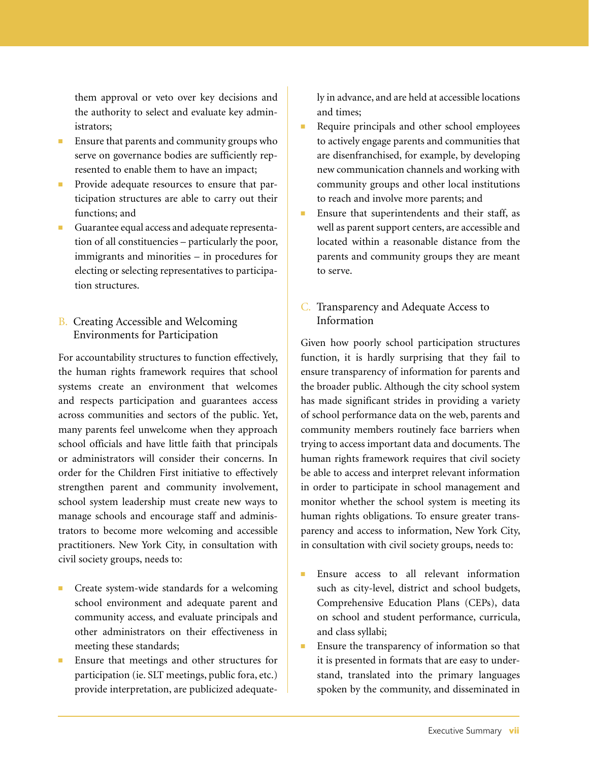them approval or veto over key decisions and the authority to select and evaluate key administrators;

- Ensure that parents and community groups who serve on governance bodies are sufficiently represented to enable them to have an impact;
- Provide adequate resources to ensure that participation structures are able to carry out their functions; and
- Guarantee equal access and adequate representation of all constituencies – particularly the poor, immigrants and minorities – in procedures for electing or selecting representatives to participation structures.

## B. Creating Accessible and Welcoming Environments for Participation

For accountability structures to function effectively, the human rights framework requires that school systems create an environment that welcomes and respects participation and guarantees access across communities and sectors of the public. Yet, many parents feel unwelcome when they approach school officials and have little faith that principals or administrators will consider their concerns. In order for the Children First initiative to effectively strengthen parent and community involvement, school system leadership must create new ways to manage schools and encourage staff and administrators to become more welcoming and accessible practitioners. New York City, in consultation with civil society groups, needs to:

- Create system-wide standards for a welcoming school environment and adequate parent and community access, and evaluate principals and other administrators on their effectiveness in meeting these standards;
- Ensure that meetings and other structures for participation (ie. SLT meetings, public fora, etc.) provide interpretation, are publicized adequately in advance, and are held at accessible locations and times;
- Require principals and other school employees to actively engage parents and communities that are disenfranchised, for example, by developing new communication channels and working with community groups and other local institutions to reach and involve more parents; and
- Ensure that superintendents and their staff, as well as parent support centers, are accessible and located within a reasonable distance from the parents and community groups they are meant to serve.

## C. Transparency and Adequate Access to Information

Given how poorly school participation structures function, it is hardly surprising that they fail to ensure transparency of information for parents and the broader public. Although the city school system has made significant strides in providing a variety of school performance data on the web, parents and community members routinely face barriers when trying to access important data and documents. The human rights framework requires that civil society be able to access and interpret relevant information in order to participate in school management and monitor whether the school system is meeting its human rights obligations. To ensure greater transparency and access to information, New York City, in consultation with civil society groups, needs to:

- Ensure access to all relevant information such as city-level, district and school budgets, Comprehensive Education Plans (CEPs), data on school and student performance, curricula, and class syllabi;
- Ensure the transparency of information so that it is presented in formats that are easy to understand, translated into the primary languages spoken by the community, and disseminated in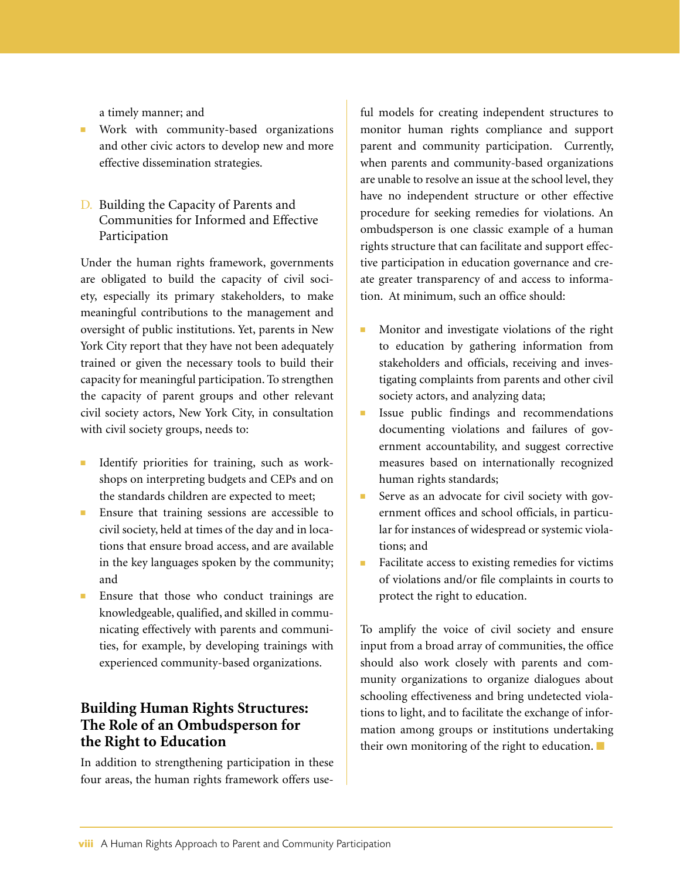a timely manner; and

- Work with community-based organizations and other civic actors to develop new and more effective dissemination strategies.

### D. Building the Capacity of Parents and Communities for Informed and Effective Participation

Under the human rights framework, governments are obligated to build the capacity of civil society, especially its primary stakeholders, to make meaningful contributions to the management and oversight of public institutions. Yet, parents in New York City report that they have not been adequately trained or given the necessary tools to build their capacity for meaningful participation. To strengthen the capacity of parent groups and other relevant civil society actors, New York City, in consultation with civil society groups, needs to:

- Identify priorities for training, such as workshops on interpreting budgets and CEPs and on the standards children are expected to meet;
- Ensure that training sessions are accessible to civil society, held at times of the day and in locations that ensure broad access, and are available in the key languages spoken by the community; and
- Ensure that those who conduct trainings are knowledgeable, qualified, and skilled in communicating effectively with parents and communities, for example, by developing trainings with experienced community-based organizations.

## Building Human Rights Structures: The Role of an Ombudsperson for the Right to Education

In addition to strengthening participation in these four areas, the human rights framework offers useful models for creating independent structures to monitor human rights compliance and support parent and community participation. Currently, when parents and community-based organizations are unable to resolve an issue at the school level, they have no independent structure or other effective procedure for seeking remedies for violations. An ombudsperson is one classic example of a human rights structure that can facilitate and support effective participation in education governance and create greater transparency of and access to information. At minimum, such an office should:

- Monitor and investigate violations of the right to education by gathering information from stakeholders and officials, receiving and investigating complaints from parents and other civil society actors, and analyzing data;
- Issue public findings and recommendations documenting violations and failures of government accountability, and suggest corrective measures based on internationally recognized human rights standards;
- Serve as an advocate for civil society with government offices and school officials, in particular for instances of widespread or systemic violations; and
- Facilitate access to existing remedies for victims of violations and/or file complaints in courts to protect the right to education.

To amplify the voice of civil society and ensure input from a broad array of communities, the office should also work closely with parents and community organizations to organize dialogues about schooling effectiveness and bring undetected violations to light, and to facilitate the exchange of information among groups or institutions undertaking their own monitoring of the right to education.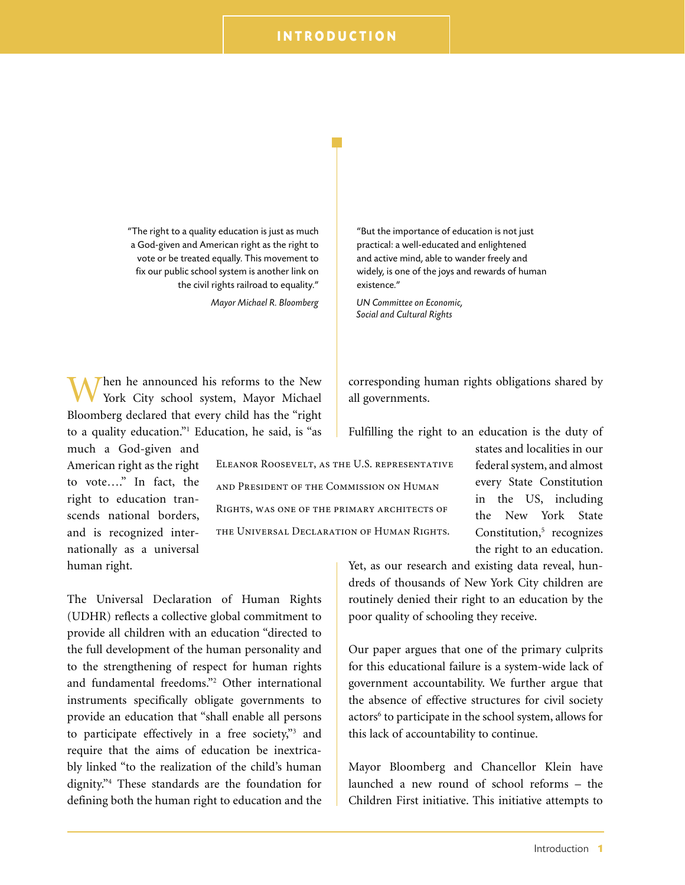# INTRODUCTION

"The right to a quality education is just as much a God-given and American right as the right to vote or be treated equally. This movement to fix our public school system is another link on the civil rights railroad to equality."

*Mayor Michael R. Bloomberg*

"But the importance of education is not just practical: a well-educated and enlightened and active mind, able to wander freely and widely, is one of the joys and rewards of human existence."

*UN Committee on Economic, Social and Cultural Rights*

When he announced his reforms to the New York City school system, Mayor Michael Bloomberg declared that every child has the "right to a quality education."[1] Education, he said, is "as much a God-given and American right as the right to vote…." In fact, the right to education transcends national borders, and is recognized internationally as a universal human right.

The Universal Declaration of Human Rights (UDHR) reflects a collective global commitment to provide all children with an education "directed to the full development of the human personality and to the strengthening of respect for human rights and fundamental freedoms."[2] Other international instruments specifically obligate governments to provide an education that "shall enable all persons to participate effectively in a free society,"[3] and require that the aims of education be inextricably linked "to the realization of the child's human dignity."[4] These standards are the foundation for defining both the human right to education and the corresponding human rights obligations shared by all governments.

Eleanor Roosevelt, as the U.S. representative and President of the Commission on Human Rights, was one of the primary architects of the Universal Declaration of Human Rights.

Fulfilling the right to an education is the duty of states and localities in our federal system, and almost every State Constitution in the US, including the New York State Constitution,[5] recognizes the right to an education. Yet, as our research and existing data reveal, hundreds of thousands of New York City children are routinely denied their right to an education by the poor quality of schooling they receive.

Our paper argues that one of the primary culprits for this educational failure is a system-wide lack of government accountability. We further argue that the absence of effective structures for civil society actors[6] to participate in the school system, allows for this lack of accountability to continue.

Mayor Bloomberg and Chancellor Klein have launched a new round of school reforms – the Children First initiative. This initiative attempts to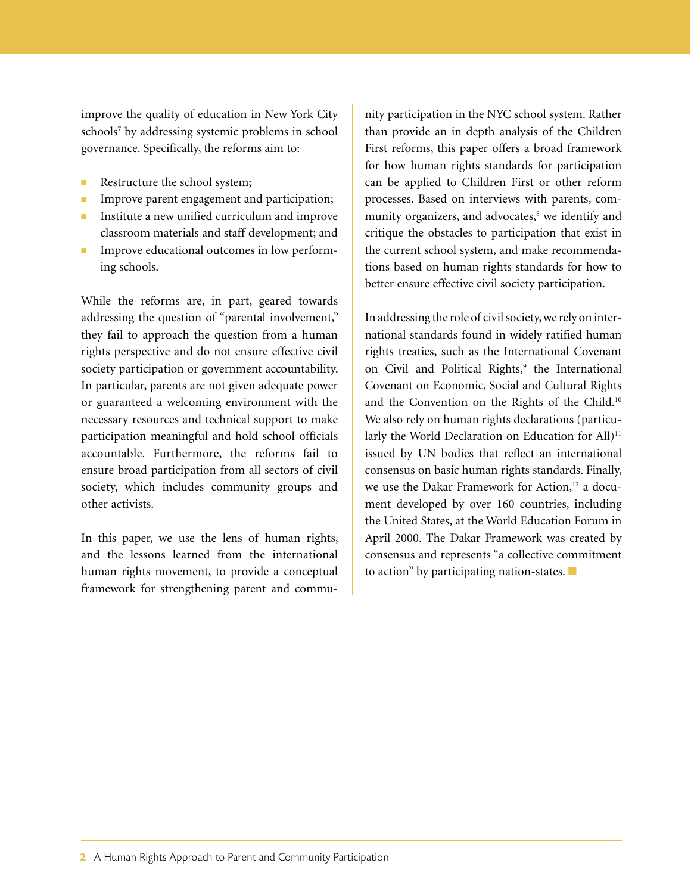improve the quality of education in New York City schools[7] by addressing systemic problems in school governance. Specifically, the reforms aim to:

- Restructure the school system;
- Improve parent engagement and participation;
- Institute a new unified curriculum and improve classroom materials and staff development; and
- Improve educational outcomes in low performing schools.

While the reforms are, in part, geared towards addressing the question of "parental involvement," they fail to approach the question from a human rights perspective and do not ensure effective civil society participation or government accountability. In particular, parents are not given adequate power or guaranteed a welcoming environment with the necessary resources and technical support to make participation meaningful and hold school officials accountable. Furthermore, the reforms fail to ensure broad participation from all sectors of civil society, which includes community groups and other activists.

In this paper, we use the lens of human rights, and the lessons learned from the international human rights movement, to provide a conceptual framework for strengthening parent and community participation in the NYC school system. Rather than provide an in depth analysis of the Children First reforms, this paper offers a broad framework for how human rights standards for participation can be applied to Children First or other reform processes. Based on interviews with parents, community organizers, and advocates,[8] we identify and critique the obstacles to participation that exist in the current school system, and make recommendations based on human rights standards for how to better ensure effective civil society participation.

In addressing the role of civil society, we rely on international standards found in widely ratified human rights treaties, such as the International Covenant on Civil and Political Rights,[9] the International Covenant on Economic, Social and Cultural Rights and the Convention on the Rights of the Child.[10] We also rely on human rights declarations (particularly the World Declaration on Education for All)[11] issued by UN bodies that reflect an international consensus on basic human rights standards. Finally, we use the Dakar Framework for Action,[12] a document developed by over 160 countries, including the United States, at the World Education Forum in April 2000. The Dakar Framework was created by consensus and represents "a collective commitment to action" by participating nation-states.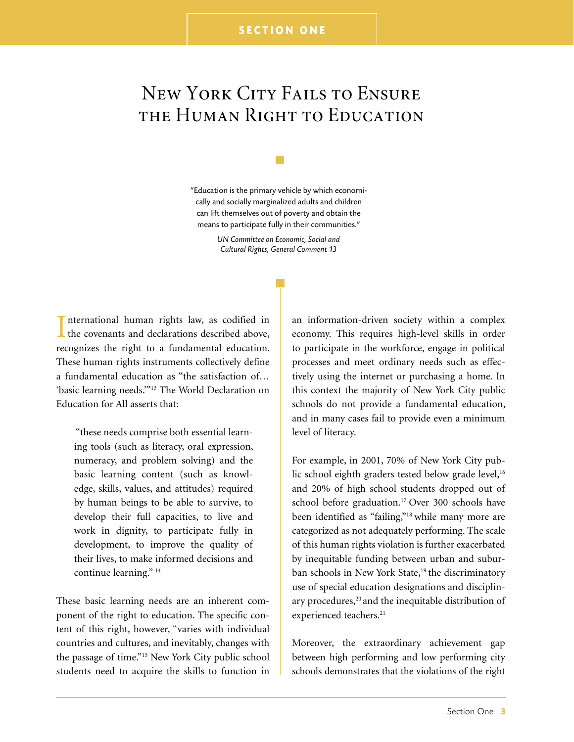# Section One

## New York City Fails to Ensure the Human Right to Education

> "Education is the primary vehicle by which economically and socially marginalized adults and children can lift themselves out of poverty and obtain the means to participate fully in their communities."
>
> *UN Committee on Economic, Social and Cultural Rights, General Comment 13*

International human rights law, as codified in the covenants and declarations described above, recognizes the right to a fundamental education. These human rights instruments collectively define a fundamental education as "the satisfaction of… 'basic learning needs.'"[13] The World Declaration on Education for All asserts that:

> "these needs comprise both essential learning tools (such as literacy, oral expression, numeracy, and problem solving) and the basic learning content (such as knowledge, skills, values, and attitudes) required by human beings to be able to survive, to develop their full capacities, to live and work in dignity, to participate fully in development, to improve the quality of their lives, to make informed decisions and continue learning." [14]

These basic learning needs are an inherent component of the right to education. The specific content of this right, however, "varies with individual countries and cultures, and inevitably, changes with the passage of time."[15] New York City public school students need to acquire the skills to function in an information-driven society within a complex economy. This requires high-level skills in order to participate in the workforce, engage in political processes and meet ordinary needs such as effectively using the internet or purchasing a home. In this context the majority of New York City public schools do not provide a fundamental education, and in many cases fail to provide even a minimum level of literacy.

For example, in 2001, 70% of New York City public school eighth graders tested below grade level,[16] and 20% of high school students dropped out of school before graduation.[17] Over 300 schools have been identified as "failing,"[18] while many more are categorized as not adequately performing. The scale of this human rights violation is further exacerbated by inequitable funding between urban and suburban schools in New York State,[19] the discriminatory use of special education designations and disciplinary procedures,[20] and the inequitable distribution of experienced teachers.[21]

Moreover, the extraordinary achievement gap between high performing and low performing city schools demonstrates that the violations of the right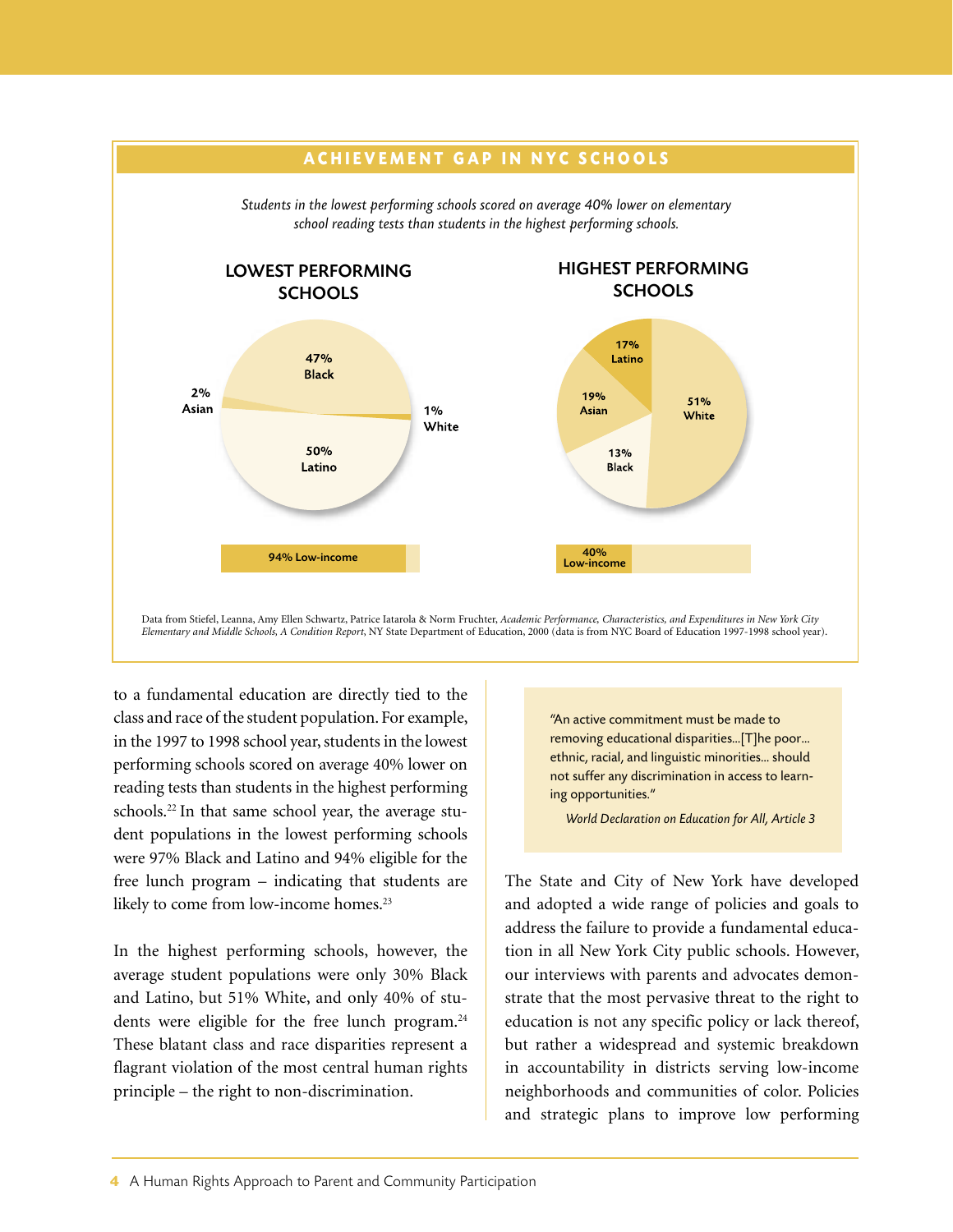## ACHIEVEMENT GAP IN NYC SCHOOLS

*Students in the lowest performing schools scored on average 40% lower on elementary school reading tests than students in the highest performing schools.*

**LOWEST PERFORMING SCHOOLS**

47% Black

2% Asian

1% White

50% Latino

94% Low-income

**HIGHEST PERFORMING SCHOOLS**

17% Latino

19% Asian

51% White

13% Black

40% Low-income

Data from Stiefel, Leanna, Amy Ellen Schwartz, Patrice Iatarola & Norm Fruchter, *Academic Performance, Characteristics, and Expenditures in New York City Elementary and Middle Schools, A Condition Report*, NY State Department of Education, 2000 (data is from NYC Board of Education 1997-1998 school year).

to a fundamental education are directly tied to the class and race of the student population. For example, in the 1997 to 1998 school year, students in the lowest performing schools scored on average 40% lower on reading tests than students in the highest performing schools.[22] In that same school year, the average student populations in the lowest performing schools were 97% Black and Latino and 94% eligible for the free lunch program – indicating that students are likely to come from low-income homes.[23]

In the highest performing schools, however, the average student populations were only 30% Black and Latino, but 51% White, and only 40% of students were eligible for the free lunch program.[24] These blatant class and race disparities represent a flagrant violation of the most central human rights principle – the right to non-discrimination.

> "An active commitment must be made to removing educational disparities...[T]he poor... ethnic, racial, and linguistic minorities... should not suffer any discrimination in access to learning opportunities."
>
> *World Declaration on Education for All, Article 3*

The State and City of New York have developed and adopted a wide range of policies and goals to address the failure to provide a fundamental education in all New York City public schools. However, our interviews with parents and advocates demonstrate that the most pervasive threat to the right to education is not any specific policy or lack thereof, but rather a widespread and systemic breakdown in accountability in districts serving low-income neighborhoods and communities of color. Policies and strategic plans to improve low performing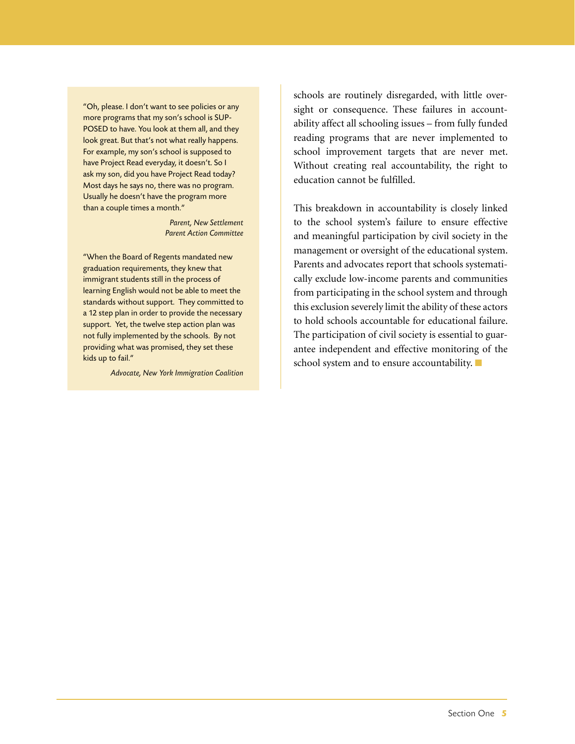> "Oh, please. I don't want to see policies or any more programs that my son's school is SUPPOSED to have. You look at them all, and they look great. But that's not what really happens. For example, my son's school is supposed to have Project Read everyday, it doesn't. So I ask my son, did you have Project Read today? Most days he says no, there was no program. Usually he doesn't have the program more than a couple times a month."
>
> *Parent, New Settlement Parent Action Committee*

> "When the Board of Regents mandated new graduation requirements, they knew that immigrant students still in the process of learning English would not be able to meet the standards without support. They committed to a 12 step plan in order to provide the necessary support. Yet, the twelve step action plan was not fully implemented by the schools. By not providing what was promised, they set these kids up to fail."
>
> *Advocate, New York Immigration Coalition*

schools are routinely disregarded, with little oversight or consequence. These failures in accountability affect all schooling issues – from fully funded reading programs that are never implemented to school improvement targets that are never met. Without creating real accountability, the right to education cannot be fulfilled.

This breakdown in accountability is closely linked to the school system's failure to ensure effective and meaningful participation by civil society in the management or oversight of the educational system. Parents and advocates report that schools systematically exclude low-income parents and communities from participating in the school system and through this exclusion severely limit the ability of these actors to hold schools accountable for educational failure. The participation of civil society is essential to guarantee independent and effective monitoring of the school system and to ensure accountability. ■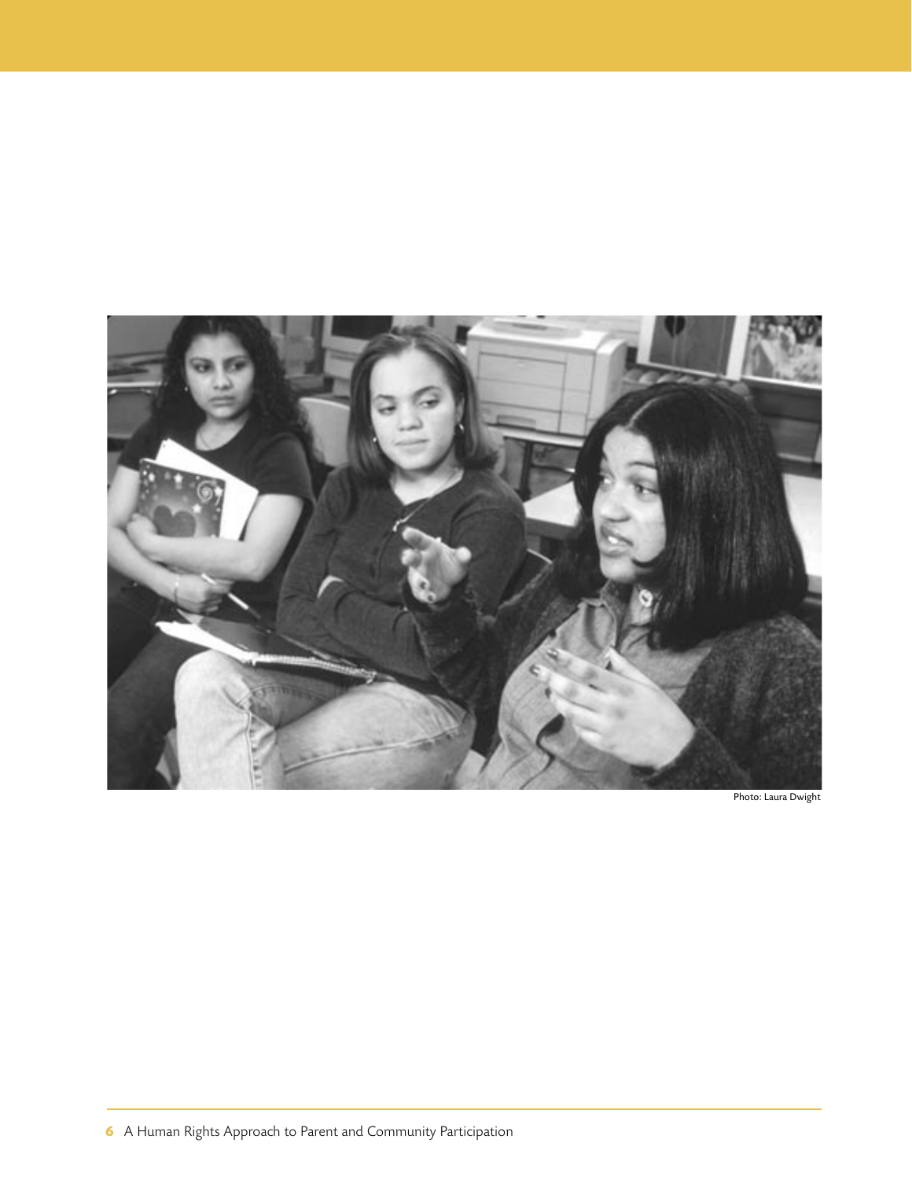Photo: Laura Dwight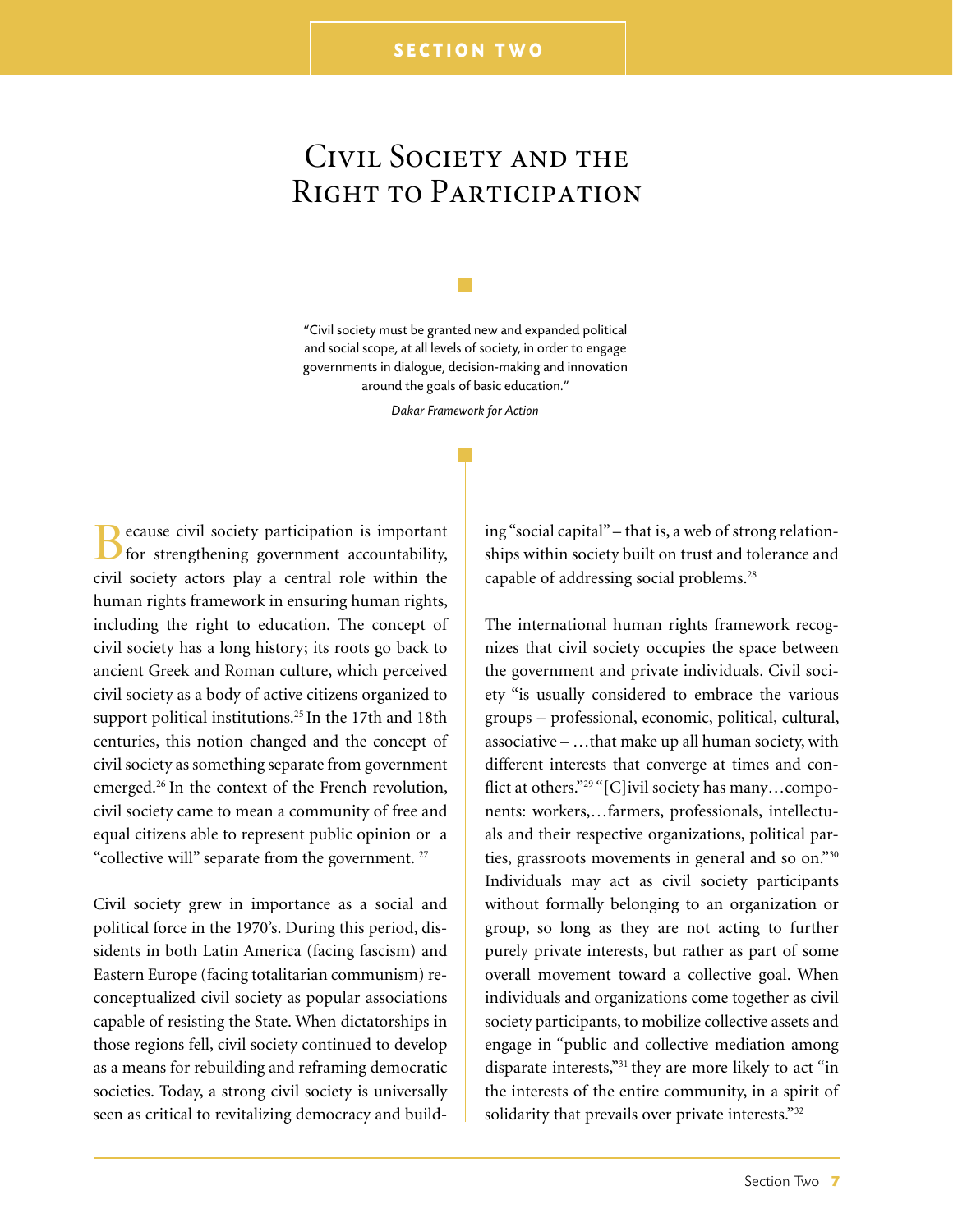# Civil Society and the Right to Participation

> "Civil society must be granted new and expanded political and social scope, at all levels of society, in order to engage governments in dialogue, decision-making and innovation around the goals of basic education."
>
> *Dakar Framework for Action*

Because civil society participation is important for strengthening government accountability, civil society actors play a central role within the human rights framework in ensuring human rights, including the right to education. The concept of civil society has a long history; its roots go back to ancient Greek and Roman culture, which perceived civil society as a body of active citizens organized to support political institutions.[25] In the 17th and 18th centuries, this notion changed and the concept of civil society as something separate from government emerged.[26] In the context of the French revolution, civil society came to mean a community of free and equal citizens able to represent public opinion or a "collective will" separate from the government. [27]

Civil society grew in importance as a social and political force in the 1970's. During this period, dissidents in both Latin America (facing fascism) and Eastern Europe (facing totalitarian communism) reconceptualized civil society as popular associations capable of resisting the State. When dictatorships in those regions fell, civil society continued to develop as a means for rebuilding and reframing democratic societies. Today, a strong civil society is universally seen as critical to revitalizing democracy and building "social capital" – that is, a web of strong relationships within society built on trust and tolerance and capable of addressing social problems.[28]

The international human rights framework recognizes that civil society occupies the space between the government and private individuals. Civil society "is usually considered to embrace the various groups – professional, economic, political, cultural, associative – …that make up all human society, with different interests that converge at times and conflict at others."[29] "[C]ivil society has many…components: workers,…farmers, professionals, intellectuals and their respective organizations, political parties, grassroots movements in general and so on."[30] Individuals may act as civil society participants without formally belonging to an organization or group, so long as they are not acting to further purely private interests, but rather as part of some overall movement toward a collective goal. When individuals and organizations come together as civil society participants, to mobilize collective assets and engage in "public and collective mediation among disparate interests,"[31] they are more likely to act "in the interests of the entire community, in a spirit of solidarity that prevails over private interests."[32]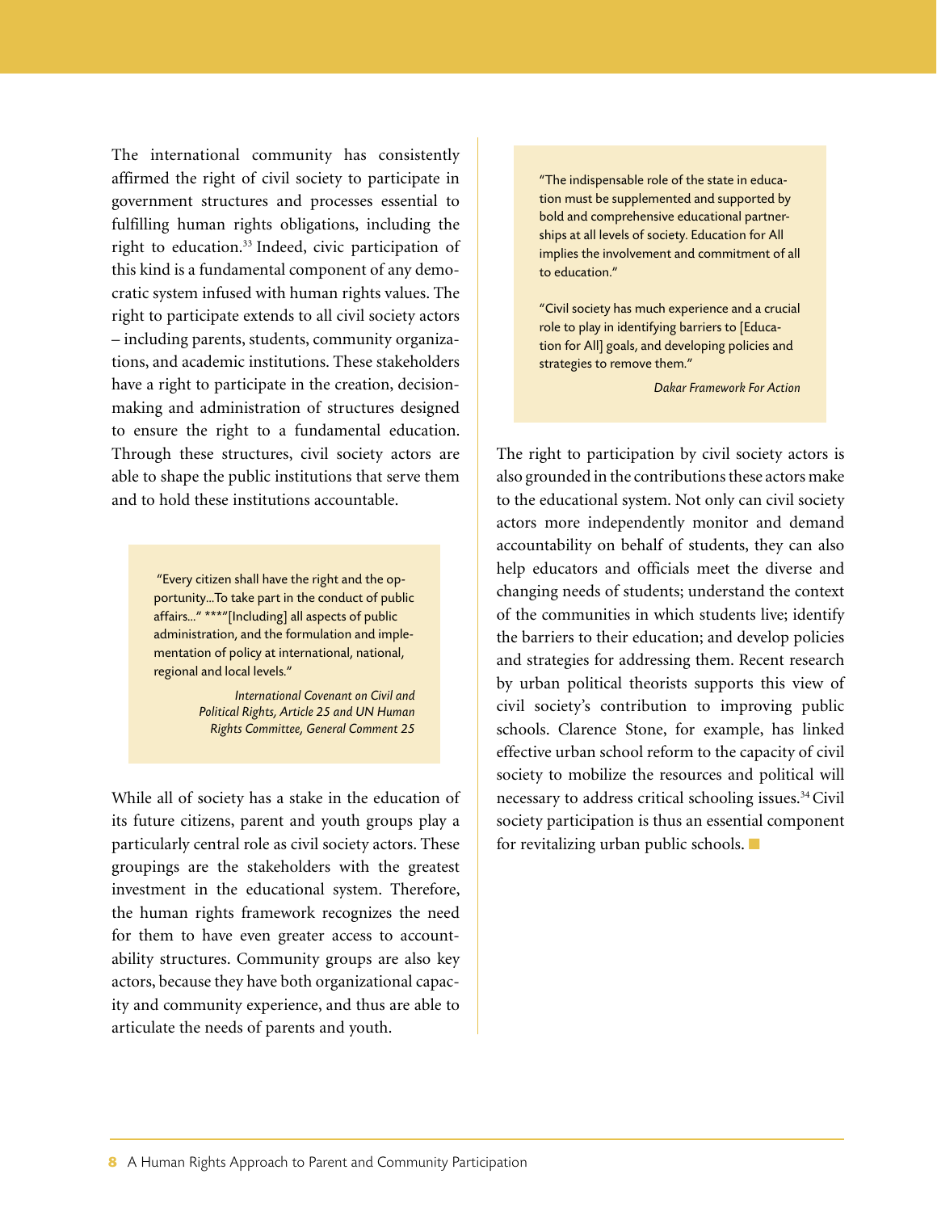The international community has consistently affirmed the right of civil society to participate in government structures and processes essential to fulfilling human rights obligations, including the right to education.[33] Indeed, civic participation of this kind is a fundamental component of any democratic system infused with human rights values. The right to participate extends to all civil society actors – including parents, students, community organizations, and academic institutions. These stakeholders have a right to participate in the creation, decision-making and administration of structures designed to ensure the right to a fundamental education. Through these structures, civil society actors are able to shape the public institutions that serve them and to hold these institutions accountable.

> "Every citizen shall have the right and the opportunity...To take part in the conduct of public affairs..." ***"[Including] all aspects of public administration, and the formulation and implementation of policy at international, national, regional and local levels."
>
> *International Covenant on Civil and Political Rights, Article 25 and UN Human Rights Committee, General Comment 25*

While all of society has a stake in the education of its future citizens, parent and youth groups play a particularly central role as civil society actors. These groupings are the stakeholders with the greatest investment in the educational system. Therefore, the human rights framework recognizes the need for them to have even greater access to accountability structures. Community groups are also key actors, because they have both organizational capacity and community experience, and thus are able to articulate the needs of parents and youth.

> "The indispensable role of the state in education must be supplemented and supported by bold and comprehensive educational partnerships at all levels of society. Education for All implies the involvement and commitment of all to education."
>
> "Civil society has much experience and a crucial role to play in identifying barriers to [Education for All] goals, and developing policies and strategies to remove them."
>
> *Dakar Framework For Action*

The right to participation by civil society actors is also grounded in the contributions these actors make to the educational system. Not only can civil society actors more independently monitor and demand accountability on behalf of students, they can also help educators and officials meet the diverse and changing needs of students; understand the context of the communities in which students live; identify the barriers to their education; and develop policies and strategies for addressing them. Recent research by urban political theorists supports this view of civil society's contribution to improving public schools. Clarence Stone, for example, has linked effective urban school reform to the capacity of civil society to mobilize the resources and political will necessary to address critical schooling issues.[34] Civil society participation is thus an essential component for revitalizing urban public schools.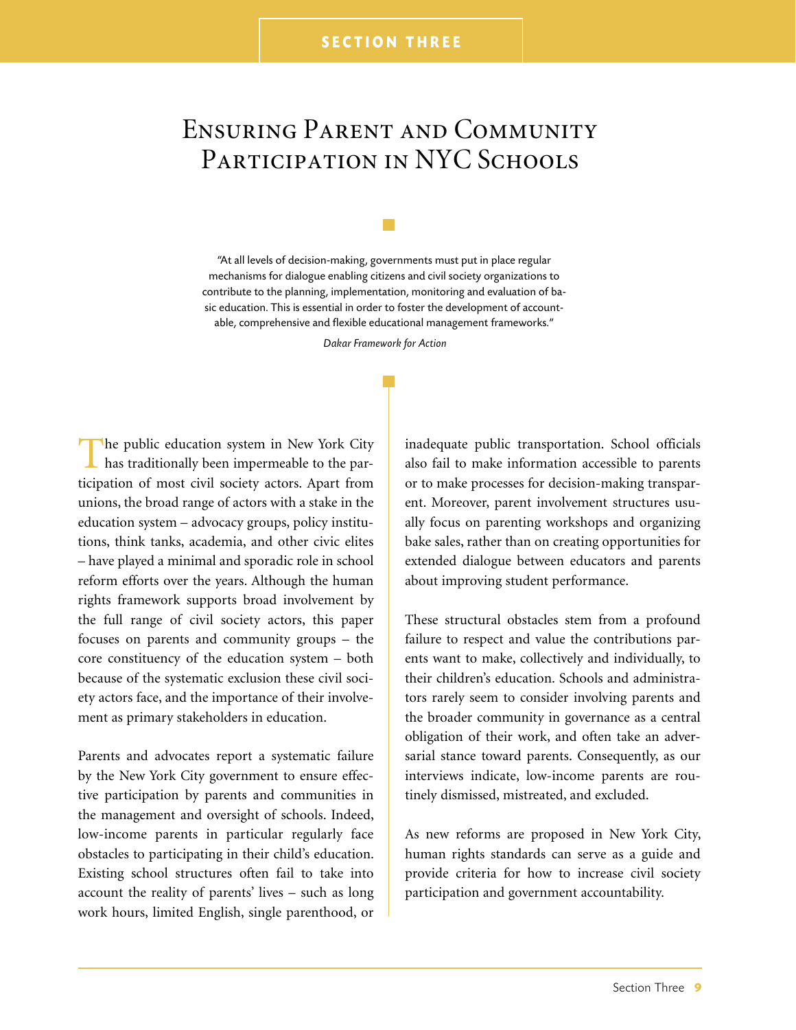SECTION THREE

# Ensuring Parent and Community Participation in NYC Schools

> "At all levels of decision-making, governments must put in place regular mechanisms for dialogue enabling citizens and civil society organizations to contribute to the planning, implementation, monitoring and evaluation of basic education. This is essential in order to foster the development of accountable, comprehensive and flexible educational management frameworks."
>
> *Dakar Framework for Action*

The public education system in New York City has traditionally been impermeable to the participation of most civil society actors. Apart from unions, the broad range of actors with a stake in the education system – advocacy groups, policy institutions, think tanks, academia, and other civic elites – have played a minimal and sporadic role in school reform efforts over the years. Although the human rights framework supports broad involvement by the full range of civil society actors, this paper focuses on parents and community groups – the core constituency of the education system – both because of the systematic exclusion these civil society actors face, and the importance of their involvement as primary stakeholders in education.

Parents and advocates report a systematic failure by the New York City government to ensure effective participation by parents and communities in the management and oversight of schools. Indeed, low-income parents in particular regularly face obstacles to participating in their child's education. Existing school structures often fail to take into account the reality of parents' lives – such as long work hours, limited English, single parenthood, or inadequate public transportation. School officials also fail to make information accessible to parents or to make processes for decision-making transparent. Moreover, parent involvement structures usually focus on parenting workshops and organizing bake sales, rather than on creating opportunities for extended dialogue between educators and parents about improving student performance.

These structural obstacles stem from a profound failure to respect and value the contributions parents want to make, collectively and individually, to their children's education. Schools and administrators rarely seem to consider involving parents and the broader community in governance as a central obligation of their work, and often take an adversarial stance toward parents. Consequently, as our interviews indicate, low-income parents are routinely dismissed, mistreated, and excluded.

As new reforms are proposed in New York City, human rights standards can serve as a guide and provide criteria for how to increase civil society participation and government accountability.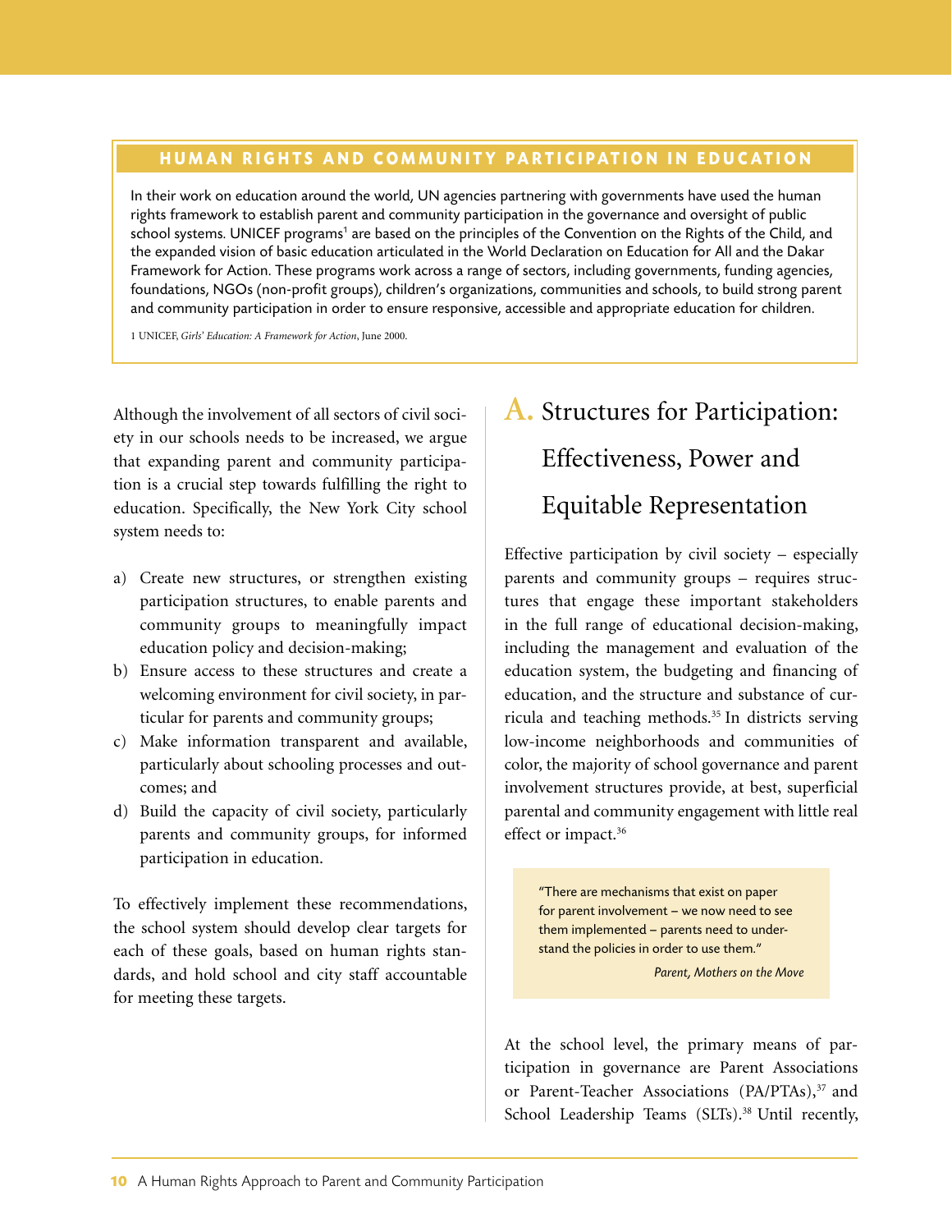## HUMAN RIGHTS AND COMMUNITY PARTICIPATION IN EDUCATION

In their work on education around the world, UN agencies partnering with governments have used the human rights framework to establish parent and community participation in the governance and oversight of public school systems. UNICEF programs[1] are based on the principles of the Convention on the Rights of the Child, and the expanded vision of basic education articulated in the World Declaration on Education for All and the Dakar Framework for Action. These programs work across a range of sectors, including governments, funding agencies, foundations, NGOs (non-profit groups), children's organizations, communities and schools, to build strong parent and community participation in order to ensure responsive, accessible and appropriate education for children.

1 UNICEF, *Girls' Education: A Framework for Action*, June 2000.

Although the involvement of all sectors of civil society in our schools needs to be increased, we argue that expanding parent and community participation is a crucial step towards fulfilling the right to education. Specifically, the New York City school system needs to:

a) Create new structures, or strengthen existing participation structures, to enable parents and community groups to meaningfully impact education policy and decision-making;
b) Ensure access to these structures and create a welcoming environment for civil society, in particular for parents and community groups;
c) Make information transparent and available, particularly about schooling processes and outcomes; and
d) Build the capacity of civil society, particularly parents and community groups, for informed participation in education.

To effectively implement these recommendations, the school system should develop clear targets for each of these goals, based on human rights standards, and hold school and city staff accountable for meeting these targets.

# A. Structures for Participation: Effectiveness, Power and Equitable Representation

Effective participation by civil society – especially parents and community groups – requires structures that engage these important stakeholders in the full range of educational decision-making, including the management and evaluation of the education system, the budgeting and financing of education, and the structure and substance of curricula and teaching methods.[35] In districts serving low-income neighborhoods and communities of color, the majority of school governance and parent involvement structures provide, at best, superficial parental and community engagement with little real effect or impact.[36]

> "There are mechanisms that exist on paper for parent involvement – we now need to see them implemented – parents need to understand the policies in order to use them."
>
> *Parent, Mothers on the Move*

At the school level, the primary means of participation in governance are Parent Associations or Parent-Teacher Associations (PA/PTAs),[37] and School Leadership Teams (SLTs).[38] Until recently,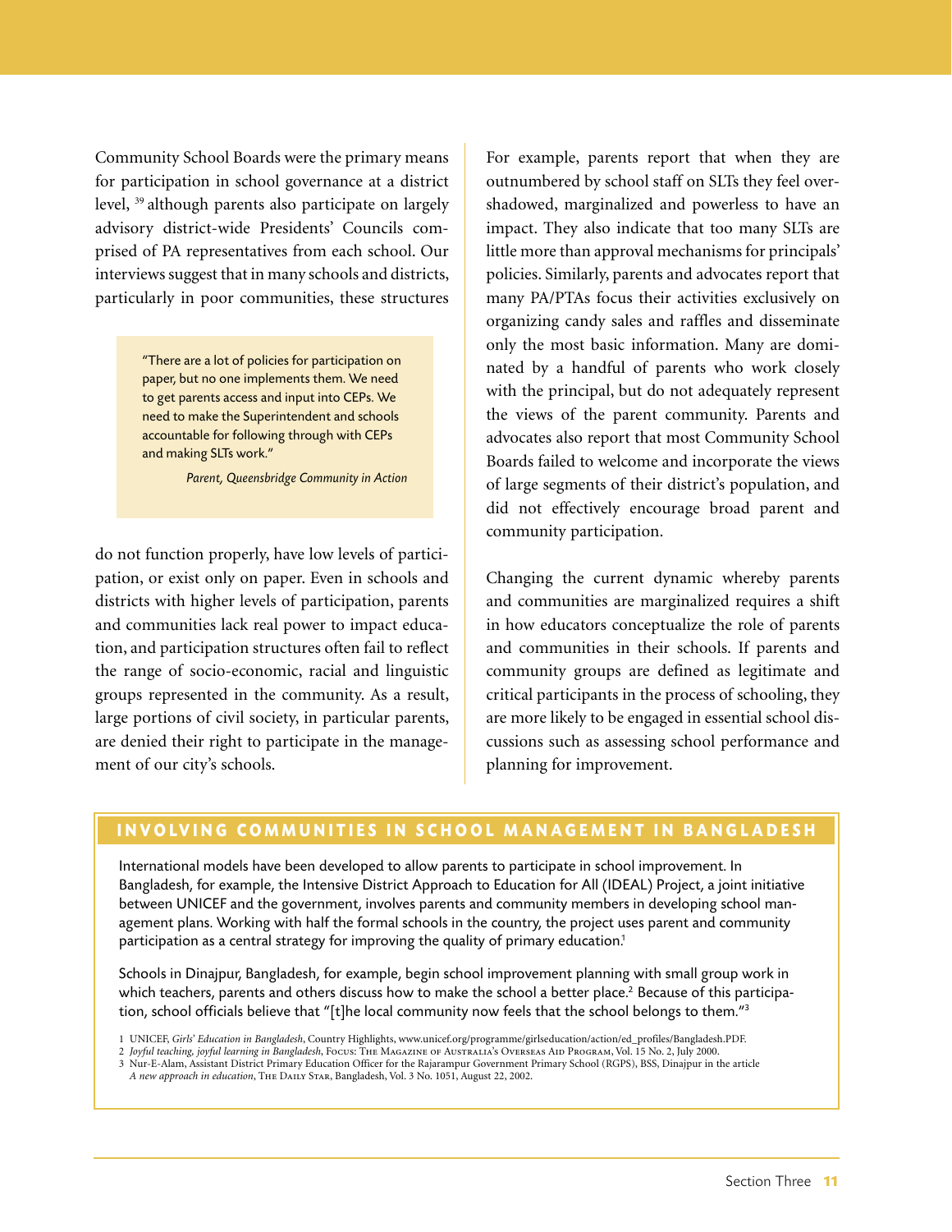Community School Boards were the primary means for participation in school governance at a district level, [39] although parents also participate on largely advisory district-wide Presidents' Councils comprised of PA representatives from each school. Our interviews suggest that in many schools and districts, particularly in poor communities, these structures do not function properly, have low levels of participation, or exist only on paper. Even in schools and districts with higher levels of participation, parents and communities lack real power to impact education, and participation structures often fail to reflect the range of socio-economic, racial and linguistic groups represented in the community. As a result, large portions of civil society, in particular parents, are denied their right to participate in the management of our city's schools.

> "There are a lot of policies for participation on paper, but no one implements them. We need to get parents access and input into CEPs. We need to make the Superintendent and schools accountable for following through with CEPs and making SLTs work."
>
> *Parent, Queensbridge Community in Action*

For example, parents report that when they are outnumbered by school staff on SLTs they feel overshadowed, marginalized and powerless to have an impact. They also indicate that too many SLTs are little more than approval mechanisms for principals' policies. Similarly, parents and advocates report that many PA/PTAs focus their activities exclusively on organizing candy sales and raffles and disseminate only the most basic information. Many are dominated by a handful of parents who work closely with the principal, but do not adequately represent the views of the parent community. Parents and advocates also report that most Community School Boards failed to welcome and incorporate the views of large segments of their district's population, and did not effectively encourage broad parent and community participation.

Changing the current dynamic whereby parents and communities are marginalized requires a shift in how educators conceptualize the role of parents and communities in their schools. If parents and community groups are defined as legitimate and critical participants in the process of schooling, they are more likely to be engaged in essential school discussions such as assessing school performance and planning for improvement.

## INVOLVING COMMUNITIES IN SCHOOL MANAGEMENT IN BANGLADESH

International models have been developed to allow parents to participate in school improvement. In Bangladesh, for example, the Intensive District Approach to Education for All (IDEAL) Project, a joint initiative between UNICEF and the government, involves parents and community members in developing school management plans. Working with half the formal schools in the country, the project uses parent and community participation as a central strategy for improving the quality of primary education.[1]

Schools in Dinajpur, Bangladesh, for example, begin school improvement planning with small group work in which teachers, parents and others discuss how to make the school a better place.[2] Because of this participation, school officials believe that "[t]he local community now feels that the school belongs to them."[3]

1 UNICEF, *Girls' Education in Bangladesh*, Country Highlights, www.unicef.org/programme/girlseducation/action/ed_profiles/Bangladesh.PDF.
2 *Joyful teaching, joyful learning in Bangladesh*, Focus: The Magazine of Australia's Overseas Aid Program, Vol. 15 No. 2, July 2000.
3 Nur-E-Alam, Assistant District Primary Education Officer for the Rajarampur Government Primary School (RGPS), BSS, Dinajpur in the article *A new approach in education*, The Daily Star, Bangladesh, Vol. 3 No. 1051, August 22, 2002.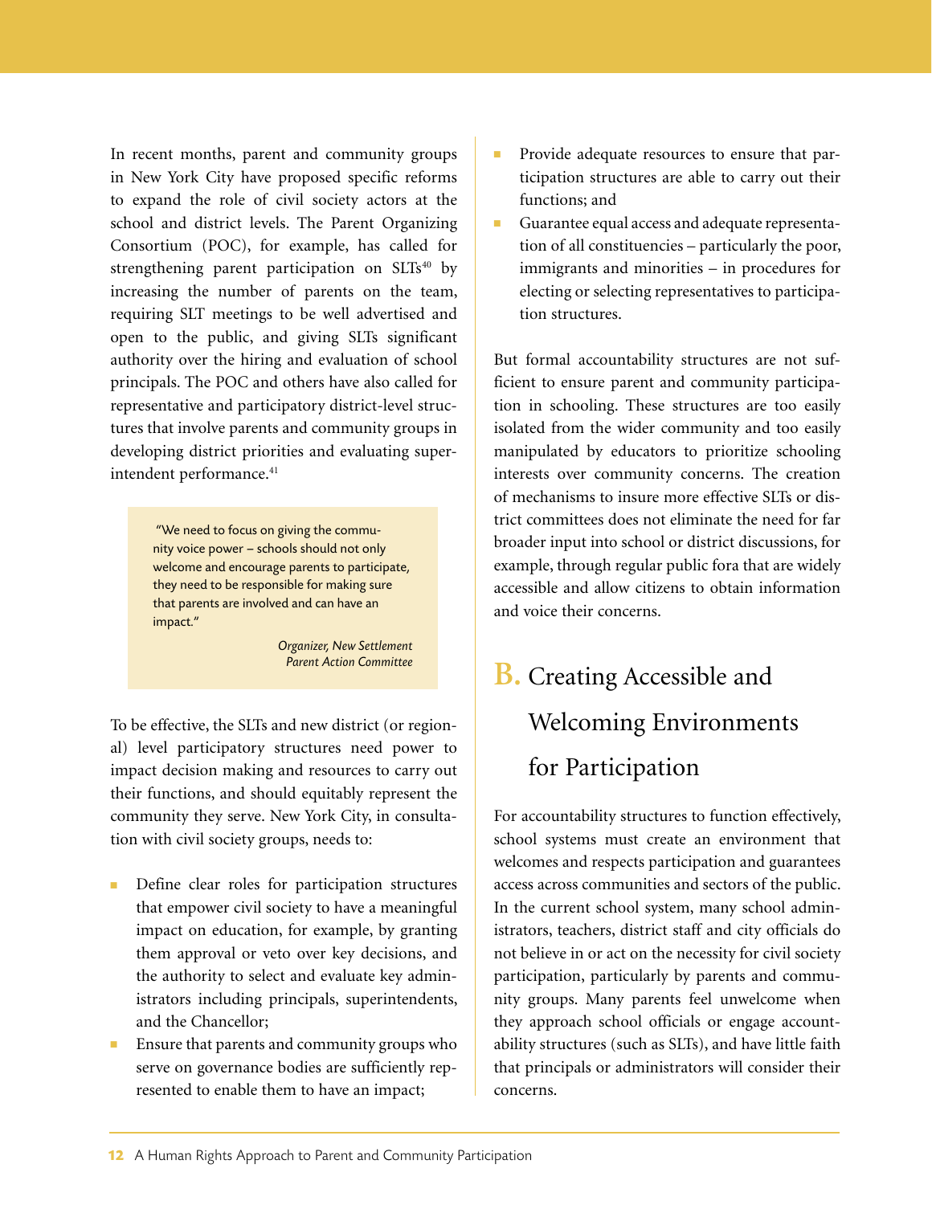In recent months, parent and community groups in New York City have proposed specific reforms to expand the role of civil society actors at the school and district levels. The Parent Organizing Consortium (POC), for example, has called for strengthening parent participation on SLTs[40] by increasing the number of parents on the team, requiring SLT meetings to be well advertised and open to the public, and giving SLTs significant authority over the hiring and evaluation of school principals. The POC and others have also called for representative and participatory district-level structures that involve parents and community groups in developing district priorities and evaluating superintendent performance.[41]

> "We need to focus on giving the community voice power – schools should not only welcome and encourage parents to participate, they need to be responsible for making sure that parents are involved and can have an impact."
>
> *Organizer, New Settlement Parent Action Committee*

To be effective, the SLTs and new district (or regional) level participatory structures need power to impact decision making and resources to carry out their functions, and should equitably represent the community they serve. New York City, in consultation with civil society groups, needs to:

- Define clear roles for participation structures that empower civil society to have a meaningful impact on education, for example, by granting them approval or veto over key decisions, and the authority to select and evaluate key administrators including principals, superintendents, and the Chancellor;
- Ensure that parents and community groups who serve on governance bodies are sufficiently represented to enable them to have an impact;
- Provide adequate resources to ensure that participation structures are able to carry out their functions; and
- Guarantee equal access and adequate representation of all constituencies – particularly the poor, immigrants and minorities – in procedures for electing or selecting representatives to participation structures.

But formal accountability structures are not sufficient to ensure parent and community participation in schooling. These structures are too easily isolated from the wider community and too easily manipulated by educators to prioritize schooling interests over community concerns. The creation of mechanisms to insure more effective SLTs or district committees does not eliminate the need for far broader input into school or district discussions, for example, through regular public fora that are widely accessible and allow citizens to obtain information and voice their concerns.

## B. Creating Accessible and Welcoming Environments for Participation

For accountability structures to function effectively, school systems must create an environment that welcomes and respects participation and guarantees access across communities and sectors of the public. In the current school system, many school administrators, teachers, district staff and city officials do not believe in or act on the necessity for civil society participation, particularly by parents and community groups. Many parents feel unwelcome when they approach school officials or engage accountability structures (such as SLTs), and have little faith that principals or administrators will consider their concerns.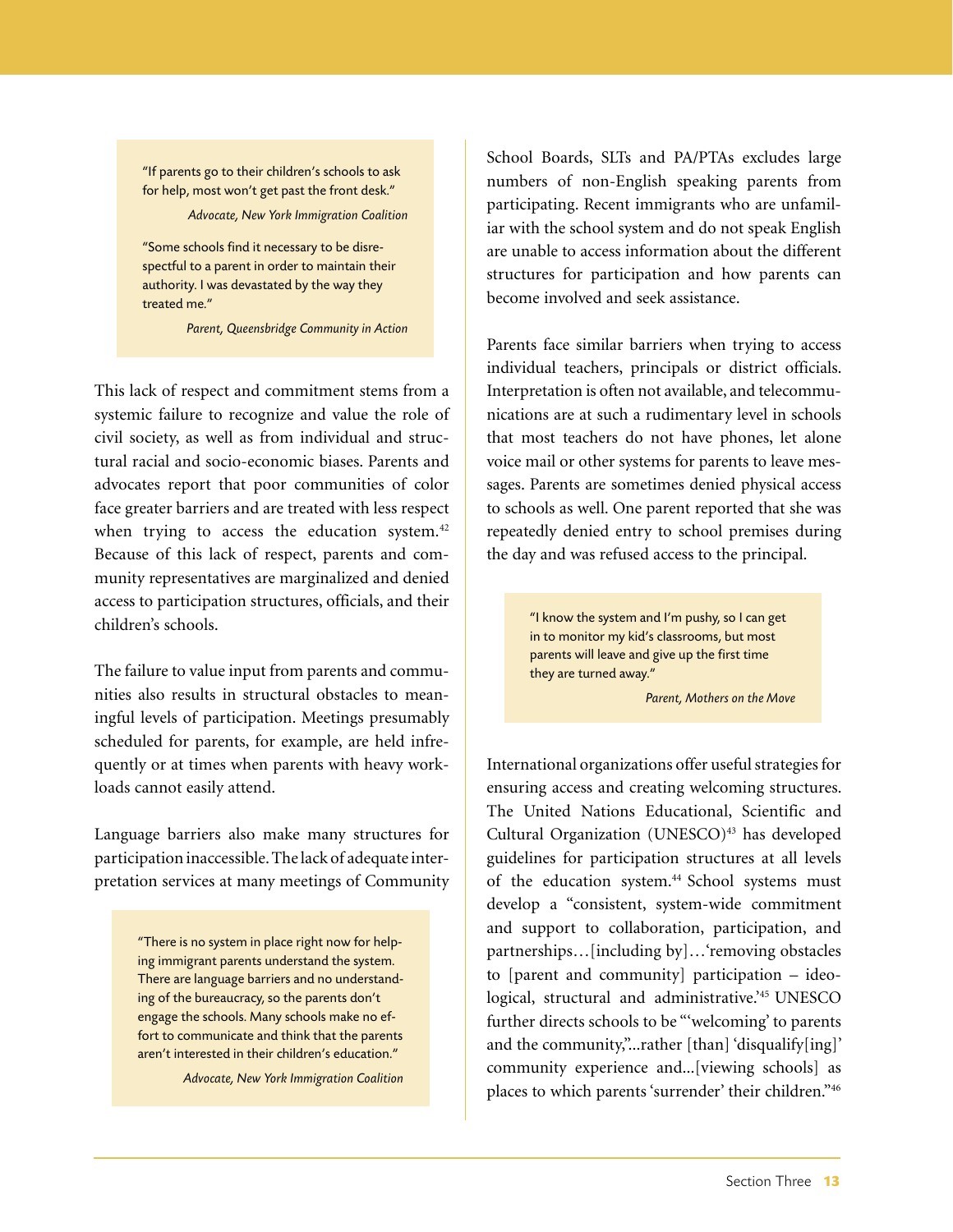> "If parents go to their children's schools to ask for help, most won't get past the front desk."
>
> *Advocate, New York Immigration Coalition*
>
> "Some schools find it necessary to be disrespectful to a parent in order to maintain their authority. I was devastated by the way they treated me."
>
> *Parent, Queensbridge Community in Action*

This lack of respect and commitment stems from a systemic failure to recognize and value the role of civil society, as well as from individual and structural racial and socio-economic biases. Parents and advocates report that poor communities of color face greater barriers and are treated with less respect when trying to access the education system.[42] Because of this lack of respect, parents and community representatives are marginalized and denied access to participation structures, officials, and their children's schools.

The failure to value input from parents and communities also results in structural obstacles to meaningful levels of participation. Meetings presumably scheduled for parents, for example, are held infrequently or at times when parents with heavy workloads cannot easily attend.

Language barriers also make many structures for participation inaccessible. The lack of adequate interpretation services at many meetings of Community School Boards, SLTs and PA/PTAs excludes large numbers of non-English speaking parents from participating. Recent immigrants who are unfamiliar with the school system and do not speak English are unable to access information about the different structures for participation and how parents can become involved and seek assistance.

> "There is no system in place right now for helping immigrant parents understand the system. There are language barriers and no understanding of the bureaucracy, so the parents don't engage the schools. Many schools make no effort to communicate and think that the parents aren't interested in their children's education."
>
> *Advocate, New York Immigration Coalition*

Parents face similar barriers when trying to access individual teachers, principals or district officials. Interpretation is often not available, and telecommunications are at such a rudimentary level in schools that most teachers do not have phones, let alone voice mail or other systems for parents to leave messages. Parents are sometimes denied physical access to schools as well. One parent reported that she was repeatedly denied entry to school premises during the day and was refused access to the principal.

> "I know the system and I'm pushy, so I can get in to monitor my kid's classrooms, but most parents will leave and give up the first time they are turned away."
>
> *Parent, Mothers on the Move*

International organizations offer useful strategies for ensuring access and creating welcoming structures. The United Nations Educational, Scientific and Cultural Organization (UNESCO)[43] has developed guidelines for participation structures at all levels of the education system.[44] School systems must develop a "consistent, system-wide commitment and support to collaboration, participation, and partnerships…[including by]…'removing obstacles to [parent and community] participation – ideological, structural and administrative.'[45] UNESCO further directs schools to be "'welcoming' to parents and the community,"...rather [than] 'disqualify[ing]' community experience and...[viewing schools] as places to which parents 'surrender' their children."[46]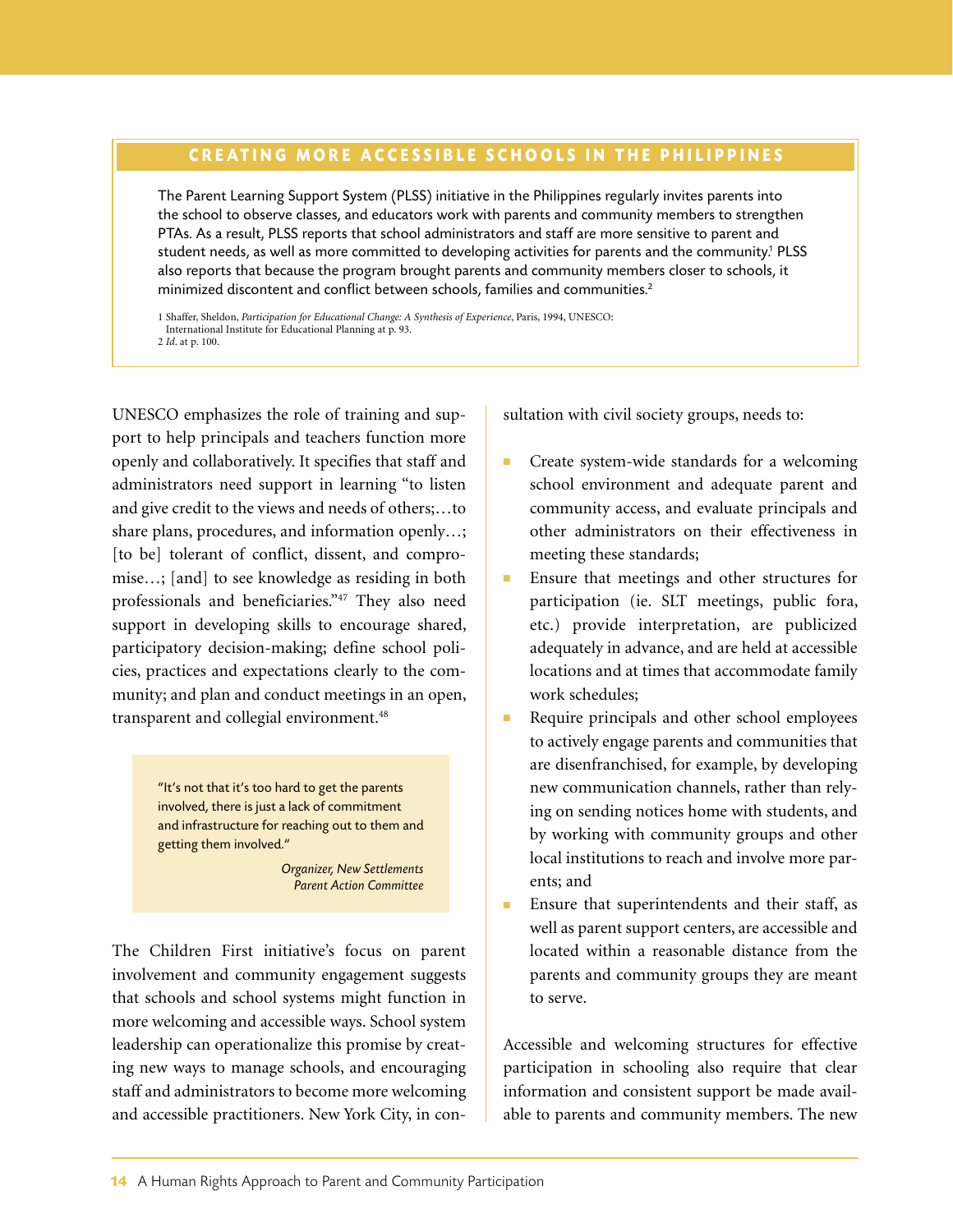## CREATING MORE ACCESSIBLE SCHOOLS IN THE PHILIPPINES

The Parent Learning Support System (PLSS) initiative in the Philippines regularly invites parents into the school to observe classes, and educators work with parents and community members to strengthen PTAs. As a result, PLSS reports that school administrators and staff are more sensitive to parent and student needs, as well as more committed to developing activities for parents and the community.[1] PLSS also reports that because the program brought parents and community members closer to schools, it minimized discontent and conflict between schools, families and communities.[2]

1 Shaffer, Sheldon, *Participation for Educational Change: A Synthesis of Experience*, Paris, 1994, UNESCO: International Institute for Educational Planning at p. 93.
2 *Id*. at p. 100.

UNESCO emphasizes the role of training and support to help principals and teachers function more openly and collaboratively. It specifies that staff and administrators need support in learning "to listen and give credit to the views and needs of others;…to share plans, procedures, and information openly…; [to be] tolerant of conflict, dissent, and compromise…; [and] to see knowledge as residing in both professionals and beneficiaries."[47] They also need support in developing skills to encourage shared, participatory decision-making; define school policies, practices and expectations clearly to the community; and plan and conduct meetings in an open, transparent and collegial environment.[48]

> "It's not that it's too hard to get the parents involved, there is just a lack of commitment and infrastructure for reaching out to them and getting them involved."
>
> *Organizer, New Settlements Parent Action Committee*

The Children First initiative's focus on parent involvement and community engagement suggests that schools and school systems might function in more welcoming and accessible ways. School system leadership can operationalize this promise by creating new ways to manage schools, and encouraging staff and administrators to become more welcoming and accessible practitioners. New York City, in consultation with civil society groups, needs to:

- Create system-wide standards for a welcoming school environment and adequate parent and community access, and evaluate principals and other administrators on their effectiveness in meeting these standards;
- Ensure that meetings and other structures for participation (ie. SLT meetings, public fora, etc.) provide interpretation, are publicized adequately in advance, and are held at accessible locations and at times that accommodate family work schedules;
- Require principals and other school employees to actively engage parents and communities that are disenfranchised, for example, by developing new communication channels, rather than relying on sending notices home with students, and by working with community groups and other local institutions to reach and involve more parents; and
- Ensure that superintendents and their staff, as well as parent support centers, are accessible and located within a reasonable distance from the parents and community groups they are meant to serve.

Accessible and welcoming structures for effective participation in schooling also require that clear information and consistent support be made available to parents and community members. The new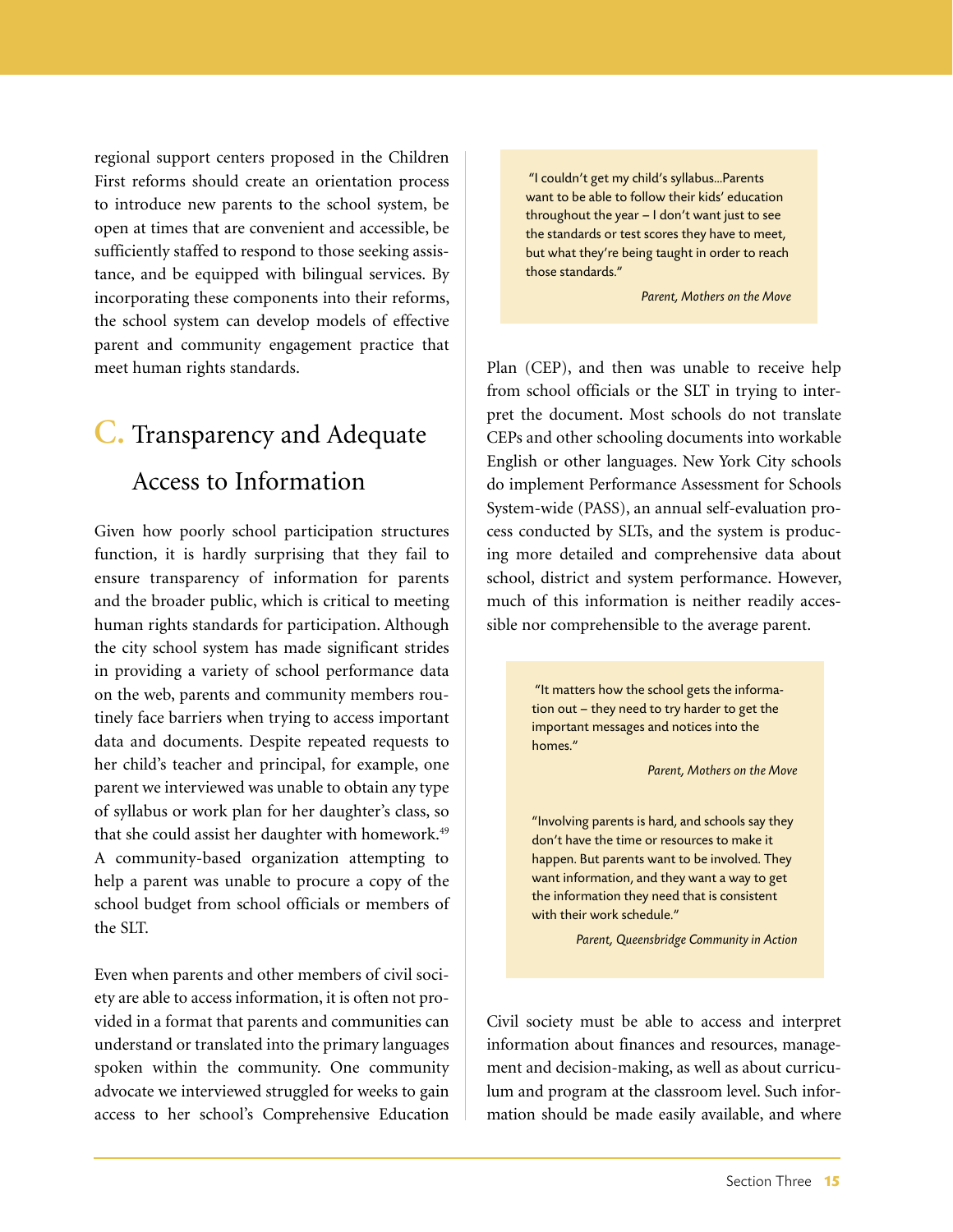regional support centers proposed in the Children First reforms should create an orientation process to introduce new parents to the school system, be open at times that are convenient and accessible, be sufficiently staffed to respond to those seeking assistance, and be equipped with bilingual services. By incorporating these components into their reforms, the school system can develop models of effective parent and community engagement practice that meet human rights standards.

## C. Transparency and Adequate Access to Information

Given how poorly school participation structures function, it is hardly surprising that they fail to ensure transparency of information for parents and the broader public, which is critical to meeting human rights standards for participation. Although the city school system has made significant strides in providing a variety of school performance data on the web, parents and community members routinely face barriers when trying to access important data and documents. Despite repeated requests to her child's teacher and principal, for example, one parent we interviewed was unable to obtain any type of syllabus or work plan for her daughter's class, so that she could assist her daughter with homework.[49] A community-based organization attempting to help a parent was unable to procure a copy of the school budget from school officials or members of the SLT.

> "I couldn't get my child's syllabus...Parents want to be able to follow their kids' education throughout the year – I don't want just to see the standards or test scores they have to meet, but what they're being taught in order to reach those standards."
>
> *Parent, Mothers on the Move*

Even when parents and other members of civil society are able to access information, it is often not provided in a format that parents and communities can understand or translated into the primary languages spoken within the community. One community advocate we interviewed struggled for weeks to gain access to her school's Comprehensive Education Plan (CEP), and then was unable to receive help from school officials or the SLT in trying to interpret the document. Most schools do not translate CEPs and other schooling documents into workable English or other languages. New York City schools do implement Performance Assessment for Schools System-wide (PASS), an annual self-evaluation process conducted by SLTs, and the system is producing more detailed and comprehensive data about school, district and system performance. However, much of this information is neither readily accessible nor comprehensible to the average parent.

> "It matters how the school gets the information out – they need to try harder to get the important messages and notices into the homes."
>
> *Parent, Mothers on the Move*
>
> "Involving parents is hard, and schools say they don't have the time or resources to make it happen. But parents want to be involved. They want information, and they want a way to get the information they need that is consistent with their work schedule."
>
> *Parent, Queensbridge Community in Action*

Civil society must be able to access and interpret information about finances and resources, management and decision-making, as well as about curriculum and program at the classroom level. Such information should be made easily available, and where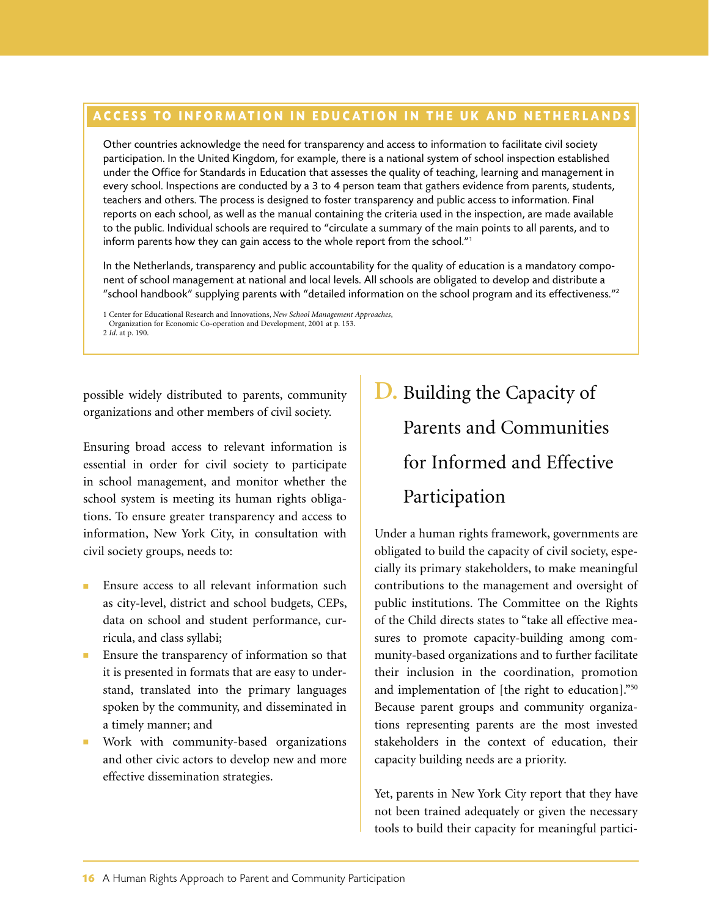## ACCESS TO INFORMATION IN EDUCATION IN THE UK AND NETHERLANDS

Other countries acknowledge the need for transparency and access to information to facilitate civil society participation. In the United Kingdom, for example, there is a national system of school inspection established under the Office for Standards in Education that assesses the quality of teaching, learning and management in every school. Inspections are conducted by a 3 to 4 person team that gathers evidence from parents, students, teachers and others. The process is designed to foster transparency and public access to information. Final reports on each school, as well as the manual containing the criteria used in the inspection, are made available to the public. Individual schools are required to "circulate a summary of the main points to all parents, and to inform parents how they can gain access to the whole report from the school."[1]

In the Netherlands, transparency and public accountability for the quality of education is a mandatory component of school management at national and local levels. All schools are obligated to develop and distribute a "school handbook" supplying parents with "detailed information on the school program and its effectiveness."[2]

1 Center for Educational Research and Innovations, *New School Management Approaches*, Organization for Economic Co-operation and Development, 2001 at p. 153.
2 *Id.* at p. 190.

possible widely distributed to parents, community organizations and other members of civil society.

Ensuring broad access to relevant information is essential in order for civil society to participate in school management, and monitor whether the school system is meeting its human rights obligations. To ensure greater transparency and access to information, New York City, in consultation with civil society groups, needs to:

- Ensure access to all relevant information such as city-level, district and school budgets, CEPs, data on school and student performance, curricula, and class syllabi;
- Ensure the transparency of information so that it is presented in formats that are easy to understand, translated into the primary languages spoken by the community, and disseminated in a timely manner; and
- Work with community-based organizations and other civic actors to develop new and more effective dissemination strategies.

## D. Building the Capacity of Parents and Communities for Informed and Effective Participation

Under a human rights framework, governments are obligated to build the capacity of civil society, especially its primary stakeholders, to make meaningful contributions to the management and oversight of public institutions. The Committee on the Rights of the Child directs states to "take all effective measures to promote capacity-building among community-based organizations and to further facilitate their inclusion in the coordination, promotion and implementation of [the right to education]."[50] Because parent groups and community organizations representing parents are the most invested stakeholders in the context of education, their capacity building needs are a priority.

Yet, parents in New York City report that they have not been trained adequately or given the necessary tools to build their capacity for meaningful partici-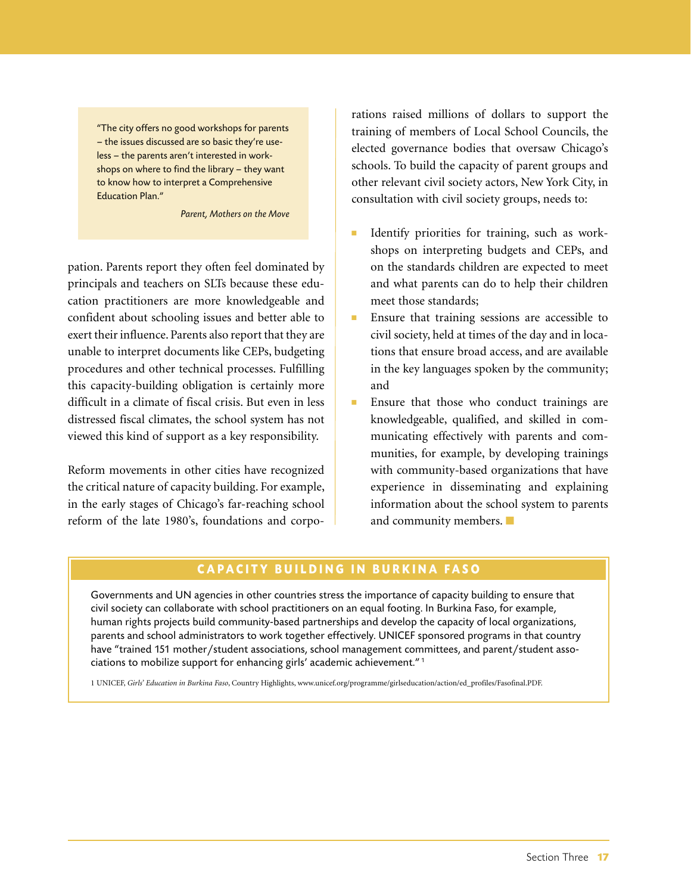> "The city offers no good workshops for parents – the issues discussed are so basic they're useless – the parents aren't interested in workshops on where to find the library – they want to know how to interpret a Comprehensive Education Plan."
>
> *Parent, Mothers on the Move*

pation. Parents report they often feel dominated by principals and teachers on SLTs because these education practitioners are more knowledgeable and confident about schooling issues and better able to exert their influence. Parents also report that they are unable to interpret documents like CEPs, budgeting procedures and other technical processes. Fulfilling this capacity-building obligation is certainly more difficult in a climate of fiscal crisis. But even in less distressed fiscal climates, the school system has not viewed this kind of support as a key responsibility.

Reform movements in other cities have recognized the critical nature of capacity building. For example, in the early stages of Chicago's far-reaching school reform of the late 1980's, foundations and corporations raised millions of dollars to support the training of members of Local School Councils, the elected governance bodies that oversaw Chicago's schools. To build the capacity of parent groups and other relevant civil society actors, New York City, in consultation with civil society groups, needs to:

- Identify priorities for training, such as workshops on interpreting budgets and CEPs, and on the standards children are expected to meet and what parents can do to help their children meet those standards;
- Ensure that training sessions are accessible to civil society, held at times of the day and in locations that ensure broad access, and are available in the key languages spoken by the community; and
- Ensure that those who conduct trainings are knowledgeable, qualified, and skilled in communicating effectively with parents and communities, for example, by developing trainings with community-based organizations that have experience in disseminating and explaining information about the school system to parents and community members. ■

## CAPACITY BUILDING IN BURKINA FASO

Governments and UN agencies in other countries stress the importance of capacity building to ensure that civil society can collaborate with school practitioners on an equal footing. In Burkina Faso, for example, human rights projects build community-based partnerships and develop the capacity of local organizations, parents and school administrators to work together effectively. UNICEF sponsored programs in that country have "trained 151 mother/student associations, school management committees, and parent/student associations to mobilize support for enhancing girls' academic achievement."[1]

1 UNICEF, *Girls' Education in Burkina Faso*, Country Highlights, www.unicef.org/programme/girlseducation/action/ed_profiles/Fasofinal.PDF.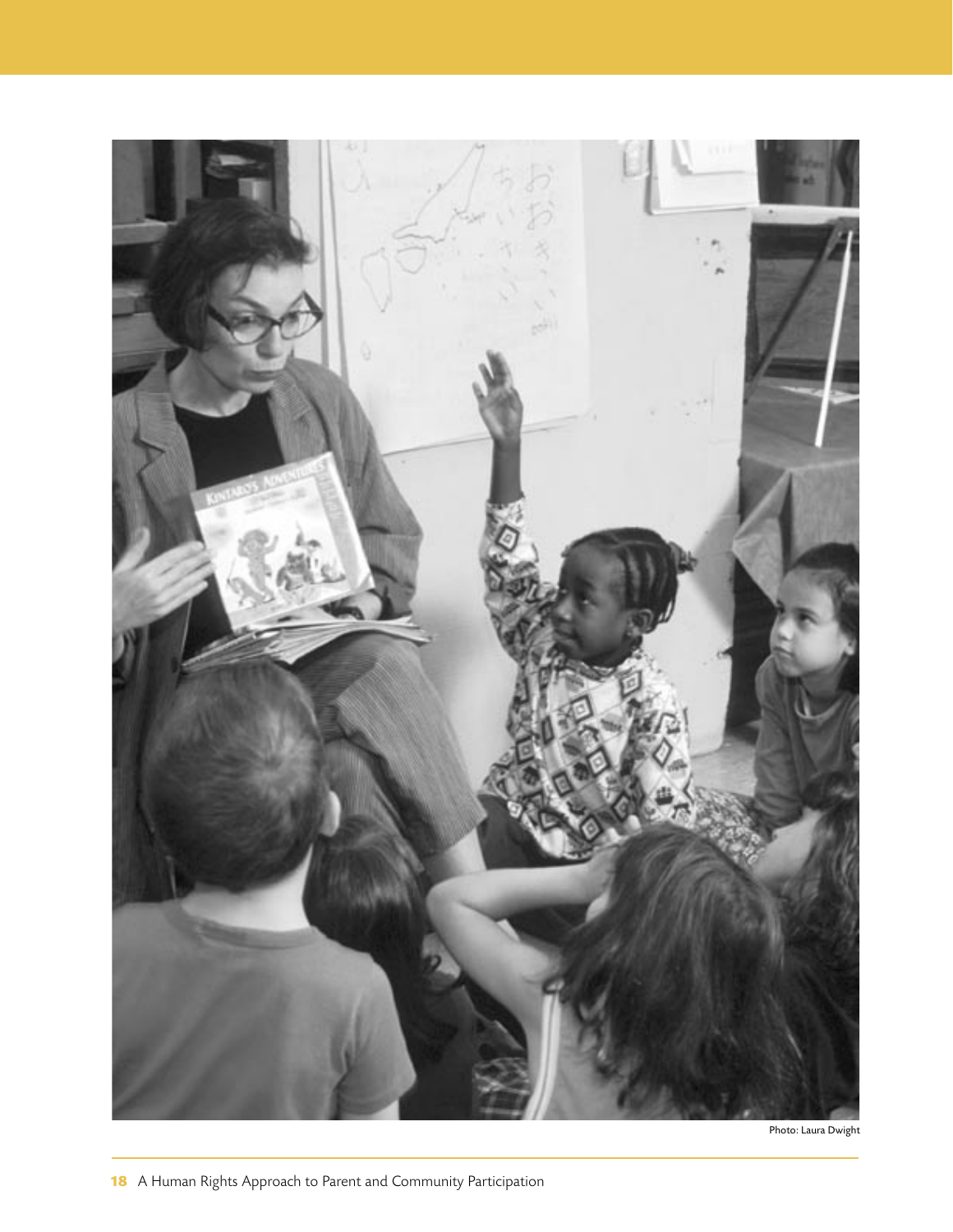Photo: Laura Dwight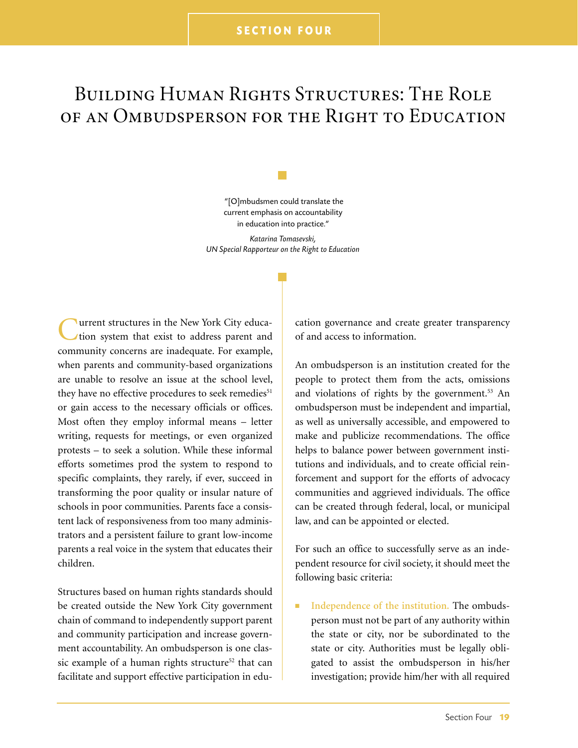# Building Human Rights Structures: The Role of an Ombudsperson for the Right to Education

> "[O]mbudsmen could translate the current emphasis on accountability in education into practice."
>
> *Katarina Tomasevski,*
> *UN Special Rapporteur on the Right to Education*

Current structures in the New York City education system that exist to address parent and community concerns are inadequate. For example, when parents and community-based organizations are unable to resolve an issue at the school level, they have no effective procedures to seek remedies[51] or gain access to the necessary officials or offices. Most often they employ informal means – letter writing, requests for meetings, or even organized protests – to seek a solution. While these informal efforts sometimes prod the system to respond to specific complaints, they rarely, if ever, succeed in transforming the poor quality or insular nature of schools in poor communities. Parents face a consistent lack of responsiveness from too many administrators and a persistent failure to grant low-income parents a real voice in the system that educates their children.

Structures based on human rights standards should be created outside the New York City government chain of command to independently support parent and community participation and increase government accountability. An ombudsperson is one classic example of a human rights structure[52] that can facilitate and support effective participation in education governance and create greater transparency of and access to information.

An ombudsperson is an institution created for the people to protect them from the acts, omissions and violations of rights by the government.[53] An ombudsperson must be independent and impartial, as well as universally accessible, and empowered to make and publicize recommendations. The office helps to balance power between government institutions and individuals, and to create official reinforcement and support for the efforts of advocacy communities and aggrieved individuals. The office can be created through federal, local, or municipal law, and can be appointed or elected.

For such an office to successfully serve as an independent resource for civil society, it should meet the following basic criteria:

- **Independence of the institution.** The ombudsperson must not be part of any authority within the state or city, nor be subordinated to the state or city. Authorities must be legally obligated to assist the ombudsperson in his/her investigation; provide him/her with all required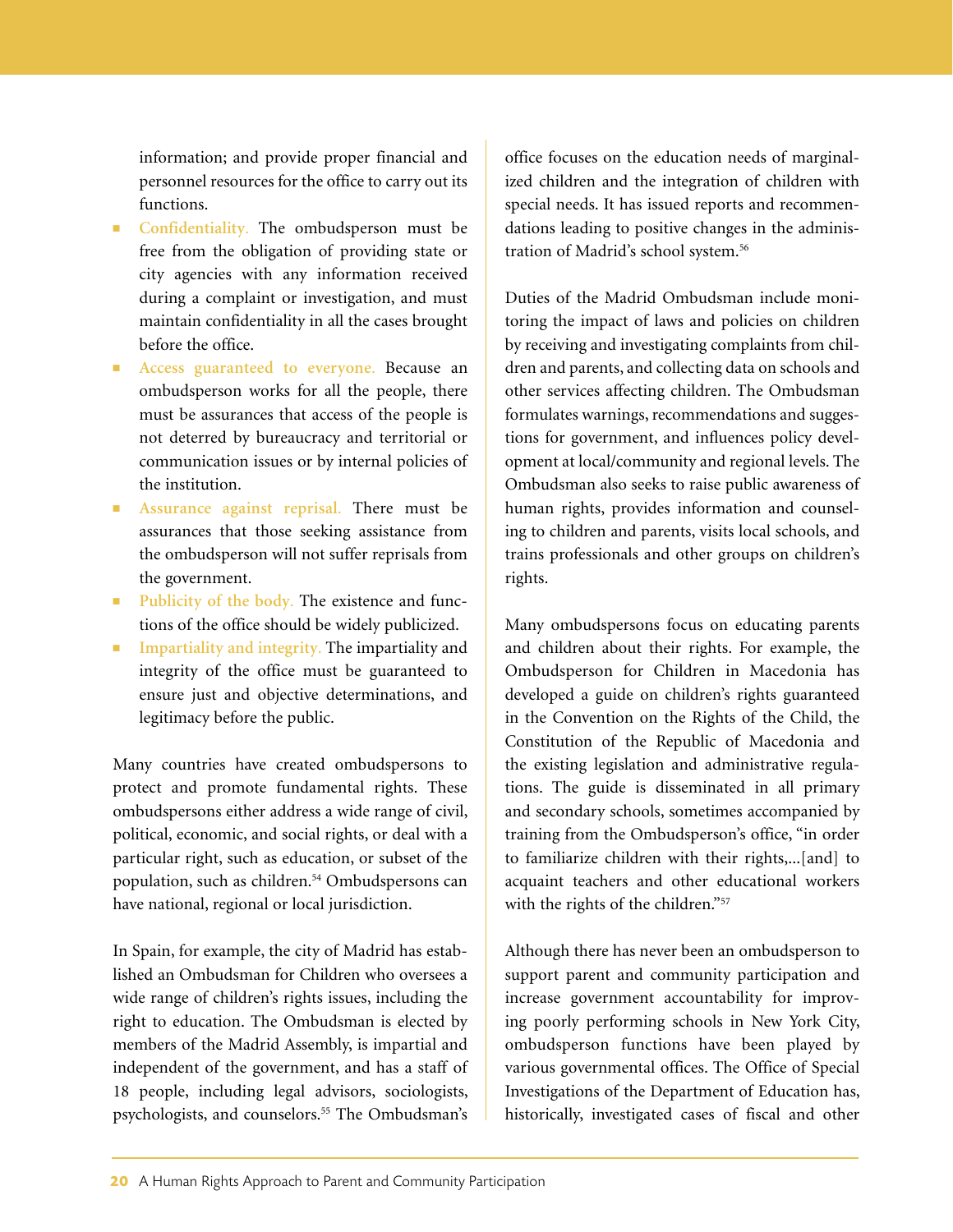information; and provide proper financial and personnel resources for the office to carry out its functions.

- **Confidentiality.** The ombudsperson must be free from the obligation of providing state or city agencies with any information received during a complaint or investigation, and must maintain confidentiality in all the cases brought before the office.
- **Access guaranteed to everyone.** Because an ombudsperson works for all the people, there must be assurances that access of the people is not deterred by bureaucracy and territorial or communication issues or by internal policies of the institution.
- **Assurance against reprisal.** There must be assurances that those seeking assistance from the ombudsperson will not suffer reprisals from the government.
- **Publicity of the body.** The existence and functions of the office should be widely publicized.
- **Impartiality and integrity.** The impartiality and integrity of the office must be guaranteed to ensure just and objective determinations, and legitimacy before the public.

Many countries have created ombudspersons to protect and promote fundamental rights. These ombudspersons either address a wide range of civil, political, economic, and social rights, or deal with a particular right, such as education, or subset of the population, such as children.[54] Ombudspersons can have national, regional or local jurisdiction.

In Spain, for example, the city of Madrid has established an Ombudsman for Children who oversees a wide range of children's rights issues, including the right to education. The Ombudsman is elected by members of the Madrid Assembly, is impartial and independent of the government, and has a staff of 18 people, including legal advisors, sociologists, psychologists, and counselors.[55] The Ombudsman's office focuses on the education needs of marginalized children and the integration of children with special needs. It has issued reports and recommendations leading to positive changes in the administration of Madrid's school system.[56]

Duties of the Madrid Ombudsman include monitoring the impact of laws and policies on children by receiving and investigating complaints from children and parents, and collecting data on schools and other services affecting children. The Ombudsman formulates warnings, recommendations and suggestions for government, and influences policy development at local/community and regional levels. The Ombudsman also seeks to raise public awareness of human rights, provides information and counseling to children and parents, visits local schools, and trains professionals and other groups on children's rights.

Many ombudspersons focus on educating parents and children about their rights. For example, the Ombudsperson for Children in Macedonia has developed a guide on children's rights guaranteed in the Convention on the Rights of the Child, the Constitution of the Republic of Macedonia and the existing legislation and administrative regulations. The guide is disseminated in all primary and secondary schools, sometimes accompanied by training from the Ombudsperson's office, "in order to familiarize children with their rights,...[and] to acquaint teachers and other educational workers with the rights of the children."[57]

Although there has never been an ombudsperson to support parent and community participation and increase government accountability for improving poorly performing schools in New York City, ombudsperson functions have been played by various governmental offices. The Office of Special Investigations of the Department of Education has, historically, investigated cases of fiscal and other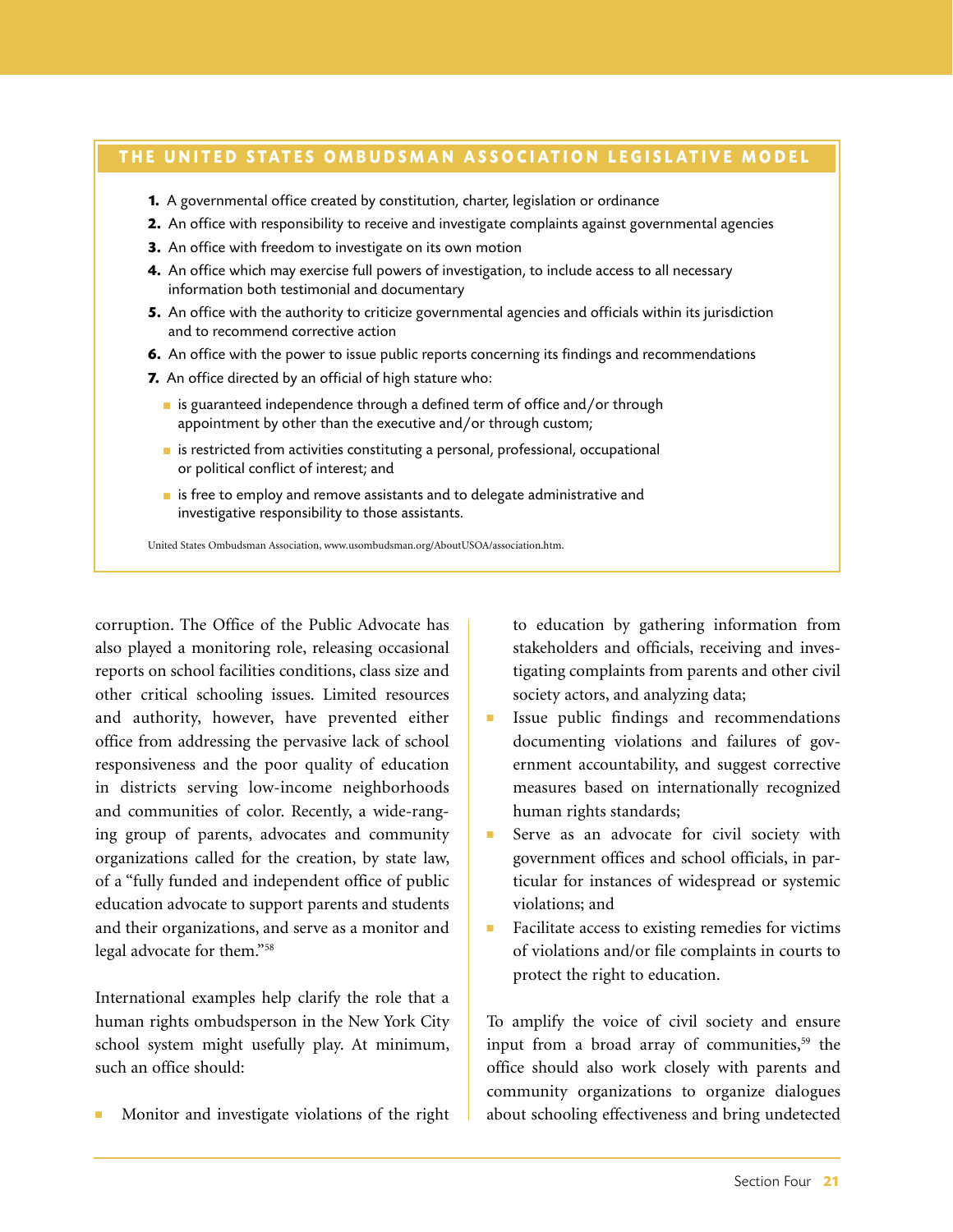## THE UNITED STATES OMBUDSMAN ASSOCIATION LEGISLATIVE MODEL

1. A governmental office created by constitution, charter, legislation or ordinance
2. An office with responsibility to receive and investigate complaints against governmental agencies
3. An office with freedom to investigate on its own motion
4. An office which may exercise full powers of investigation, to include access to all necessary information both testimonial and documentary
5. An office with the authority to criticize governmental agencies and officials within its jurisdiction and to recommend corrective action
6. An office with the power to issue public reports concerning its findings and recommendations
7. An office directed by an official of high stature who:
   - is guaranteed independence through a defined term of office and/or through appointment by other than the executive and/or through custom;
   - is restricted from activities constituting a personal, professional, occupational or political conflict of interest; and
   - is free to employ and remove assistants and to delegate administrative and investigative responsibility to those assistants.

United States Ombudsman Association, www.usombudsman.org/AboutUSOA/association.htm.

corruption. The Office of the Public Advocate has also played a monitoring role, releasing occasional reports on school facilities conditions, class size and other critical schooling issues. Limited resources and authority, however, have prevented either office from addressing the pervasive lack of school responsiveness and the poor quality of education in districts serving low-income neighborhoods and communities of color. Recently, a wide-ranging group of parents, advocates and community organizations called for the creation, by state law, of a "fully funded and independent office of public education advocate to support parents and students and their organizations, and serve as a monitor and legal advocate for them."[58]

International examples help clarify the role that a human rights ombudsperson in the New York City school system might usefully play. At minimum, such an office should:

- Monitor and investigate violations of the right to education by gathering information from stakeholders and officials, receiving and investigating complaints from parents and other civil society actors, and analyzing data;
- Issue public findings and recommendations documenting violations and failures of government accountability, and suggest corrective measures based on internationally recognized human rights standards;
- Serve as an advocate for civil society with government offices and school officials, in particular for instances of widespread or systemic violations; and
- Facilitate access to existing remedies for victims of violations and/or file complaints in courts to protect the right to education.

To amplify the voice of civil society and ensure input from a broad array of communities,[59] the office should also work closely with parents and community organizations to organize dialogues about schooling effectiveness and bring undetected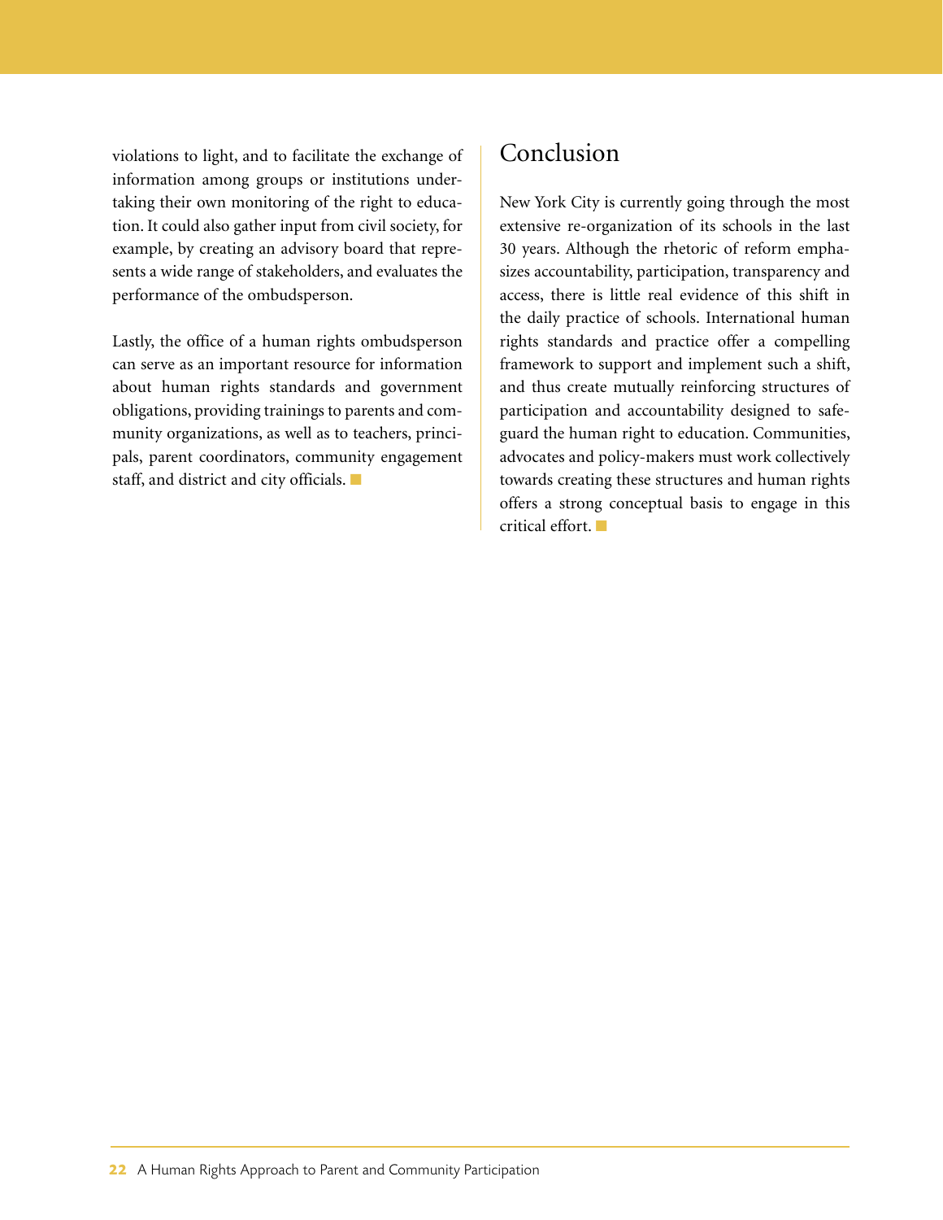violations to light, and to facilitate the exchange of information among groups or institutions undertaking their own monitoring of the right to education. It could also gather input from civil society, for example, by creating an advisory board that represents a wide range of stakeholders, and evaluates the performance of the ombudsperson.

Lastly, the office of a human rights ombudsperson can serve as an important resource for information about human rights standards and government obligations, providing trainings to parents and community organizations, as well as to teachers, principals, parent coordinators, community engagement staff, and district and city officials. ■

## Conclusion

New York City is currently going through the most extensive re-organization of its schools in the last 30 years. Although the rhetoric of reform emphasizes accountability, participation, transparency and access, there is little real evidence of this shift in the daily practice of schools. International human rights standards and practice offer a compelling framework to support and implement such a shift, and thus create mutually reinforcing structures of participation and accountability designed to safeguard the human right to education. Communities, advocates and policy-makers must work collectively towards creating these structures and human rights offers a strong conceptual basis to engage in this critical effort. ■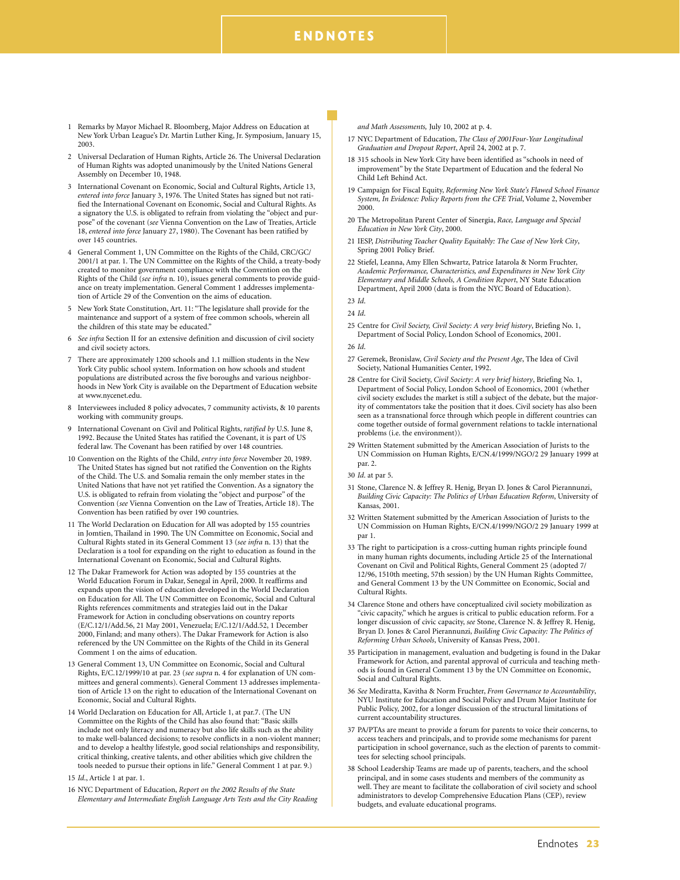# ENDNOTES

1 Remarks by Mayor Michael R. Bloomberg, Major Address on Education at New York Urban League's Dr. Martin Luther King, Jr. Symposium, January 15, 2003.

2 Universal Declaration of Human Rights, Article 26. The Universal Declaration of Human Rights was adopted unanimously by the United Nations General Assembly on December 10, 1948.

3 International Covenant on Economic, Social and Cultural Rights, Article 13, *entered into force* January 3, 1976. The United States has signed but not ratified the International Covenant on Economic, Social and Cultural Rights. As a signatory the U.S. is obligated to refrain from violating the "object and purpose" of the covenant (*see* Vienna Convention on the Law of Treaties, Article 18, *entered into force* January 27, 1980). The Covenant has been ratified by over 145 countries.

4 General Comment 1, UN Committee on the Rights of the Child, CRC/GC/2001/1 at par. 1. The UN Committee on the Rights of the Child, a treaty-body created to monitor government compliance with the Convention on the Rights of the Child (*see infra* n. 10), issues general comments to provide guidance on treaty implementation. General Comment 1 addresses implementation of Article 29 of the Convention on the aims of education.

5 New York State Constitution, Art. 11: "The legislature shall provide for the maintenance and support of a system of free common schools, wherein all the children of this state may be educated."

6 *See infra* Section II for an extensive definition and discussion of civil society and civil society actors.

7 There are approximately 1200 schools and 1.1 million students in the New York City public school system. Information on how schools and student populations are distributed across the five boroughs and various neighborhoods in New York City is available on the Department of Education website at www.nycenet.edu.

8 Interviewees included 8 policy advocates, 7 community activists, & 10 parents working with community groups.

9 International Covenant on Civil and Political Rights, *ratified by* U.S. June 8, 1992. Because the United States has ratified the Covenant, it is part of US federal law. The Covenant has been ratified by over 148 countries.

10 Convention on the Rights of the Child, *entry into force* November 20, 1989. The United States has signed but not ratified the Convention on the Rights of the Child. The U.S. and Somalia remain the only member states in the United Nations that have not yet ratified the Convention. As a signatory the U.S. is obligated to refrain from violating the "object and purpose" of the Convention (*see* Vienna Convention on the Law of Treaties, Article 18). The Convention has been ratified by over 190 countries.

11 The World Declaration on Education for All was adopted by 155 countries in Jomtien, Thailand in 1990. The UN Committee on Economic, Social and Cultural Rights stated in its General Comment 13 (*see infra* n. 13) that the Declaration is a tool for expanding on the right to education as found in the International Covenant on Economic, Social and Cultural Rights.

12 The Dakar Framework for Action was adopted by 155 countries at the World Education Forum in Dakar, Senegal in April, 2000. It reaffirms and expands upon the vision of education developed in the World Declaration on Education for All. The UN Committee on Economic, Social and Cultural Rights references commitments and strategies laid out in the Dakar Framework for Action in concluding observations on country reports (E/C.12/1/Add.56, 21 May 2001, Venezuela; E/C.12/1/Add.52, 1 December 2000, Finland; and many others). The Dakar Framework for Action is also referenced by the UN Committee on the Rights of the Child in its General Comment 1 on the aims of education.

13 General Comment 13, UN Committee on Economic, Social and Cultural Rights, E/C.12/1999/10 at par. 23 (*see supra* n. 4 for explanation of UN committees and general comments). General Comment 13 addresses implementation of Article 13 on the right to education of the International Covenant on Economic, Social and Cultural Rights.

14 World Declaration on Education for All, Article 1, at par.7. (The UN Committee on the Rights of the Child has also found that: "Basic skills include not only literacy and numeracy but also life skills such as the ability to make well-balanced decisions; to resolve conflicts in a non-violent manner; and to develop a healthy lifestyle, good social relationships and responsibility, critical thinking, creative talents, and other abilities which give children the tools needed to pursue their options in life." General Comment 1 at par. 9.)

15 *Id.*, Article 1 at par. 1.

16 NYC Department of Education, *Report on the 2002 Results of the State Elementary and Intermediate English Language Arts Tests and the City Reading and Math Assessments,* July 10, 2002 at p. 4.

17 NYC Department of Education, *The Class of 2001Four-Year Longitudinal Graduation and Dropout Report*, April 24, 2002 at p. 7.

18 315 schools in New York City have been identified as "schools in need of improvement" by the State Department of Education and the federal No Child Left Behind Act.

19 Campaign for Fiscal Equity, *Reforming New York State's Flawed School Finance System, In Evidence: Policy Reports from the CFE Trial*, Volume 2, November 2000.

20 The Metropolitan Parent Center of Sinergia, *Race, Language and Special Education in New York City*, 2000.

21 IESP, *Distributing Teacher Quality Equitably: The Case of New York City*, Spring 2001 Policy Brief.

22 Stiefel, Leanna, Amy Ellen Schwartz, Patrice Iatarola & Norm Fruchter, *Academic Performance, Characteristics, and Expenditures in New York City Elementary and Middle Schools, A Condition Report*, NY State Education Department, April 2000 (data is from the NYC Board of Education).

23 *Id.*

24 *Id.*

25 Centre for *Civil Society, Civil Society: A very brief history*, Briefing No. 1, Department of Social Policy, London School of Economics, 2001.

26 *Id.*

27 Geremek, Bronislaw, *Civil Society and the Present Age*, The Idea of Civil Society, National Humanities Center, 1992.

28 Centre for Civil Society, *Civil Society: A very brief history*, Briefing No. 1, Department of Social Policy, London School of Economics, 2001 (whether civil society excludes the market is still a subject of the debate, but the majority of commentators take the position that it does. Civil society has also been seen as a transnational force through which people in different countries can come together outside of formal government relations to tackle international problems (i.e. the environment)).

29 Written Statement submitted by the American Association of Jurists to the UN Commission on Human Rights, E/CN.4/1999/NGO/2 29 January 1999 at par. 2.

30 *Id.* at par 5.

31 Stone, Clarence N. & Jeffrey R. Henig, Bryan D. Jones & Carol Pierannunzi, *Building Civic Capacity: The Politics of Urban Education Reform*, University of Kansas, 2001.

32 Written Statement submitted by the American Association of Jurists to the UN Commission on Human Rights, E/CN.4/1999/NGO/2 29 January 1999 at par 1.

33 The right to participation is a cross-cutting human rights principle found in many human rights documents, including Article 25 of the International Covenant on Civil and Political Rights, General Comment 25 (adopted 7/12/96, 1510th meeting, 57th session) by the UN Human Rights Committee, and General Comment 13 by the UN Committee on Economic, Social and Cultural Rights.

34 Clarence Stone and others have conceptualized civil society mobilization as "civic capacity," which he argues is critical to public education reform. For a longer discussion of civic capacity, *see* Stone, Clarence N. & Jeffrey R. Henig, Bryan D. Jones & Carol Pierannunzi, *Building Civic Capacity: The Politics of Reforming Urban Schools*, University of Kansas Press, 2001.

35 Participation in management, evaluation and budgeting is found in the Dakar Framework for Action, and parental approval of curricula and teaching methods is found in General Comment 13 by the UN Committee on Economic, Social and Cultural Rights.

36 *See* Mediratta, Kavitha & Norm Fruchter, *From Governance to Accountability*, NYU Institute for Education and Social Policy and Drum Major Institute for Public Policy, 2002, for a longer discussion of the structural limitations of current accountability structures.

37 PA/PTAs are meant to provide a forum for parents to voice their concerns, to access teachers and principals, and to provide some mechanisms for parent participation in school governance, such as the election of parents to committees for selecting school principals.

38 School Leadership Teams are made up of parents, teachers, and the school principal, and in some cases students and members of the community as well. They are meant to facilitate the collaboration of civil society and school administrators to develop Comprehensive Education Plans (CEP), review budgets, and evaluate educational programs.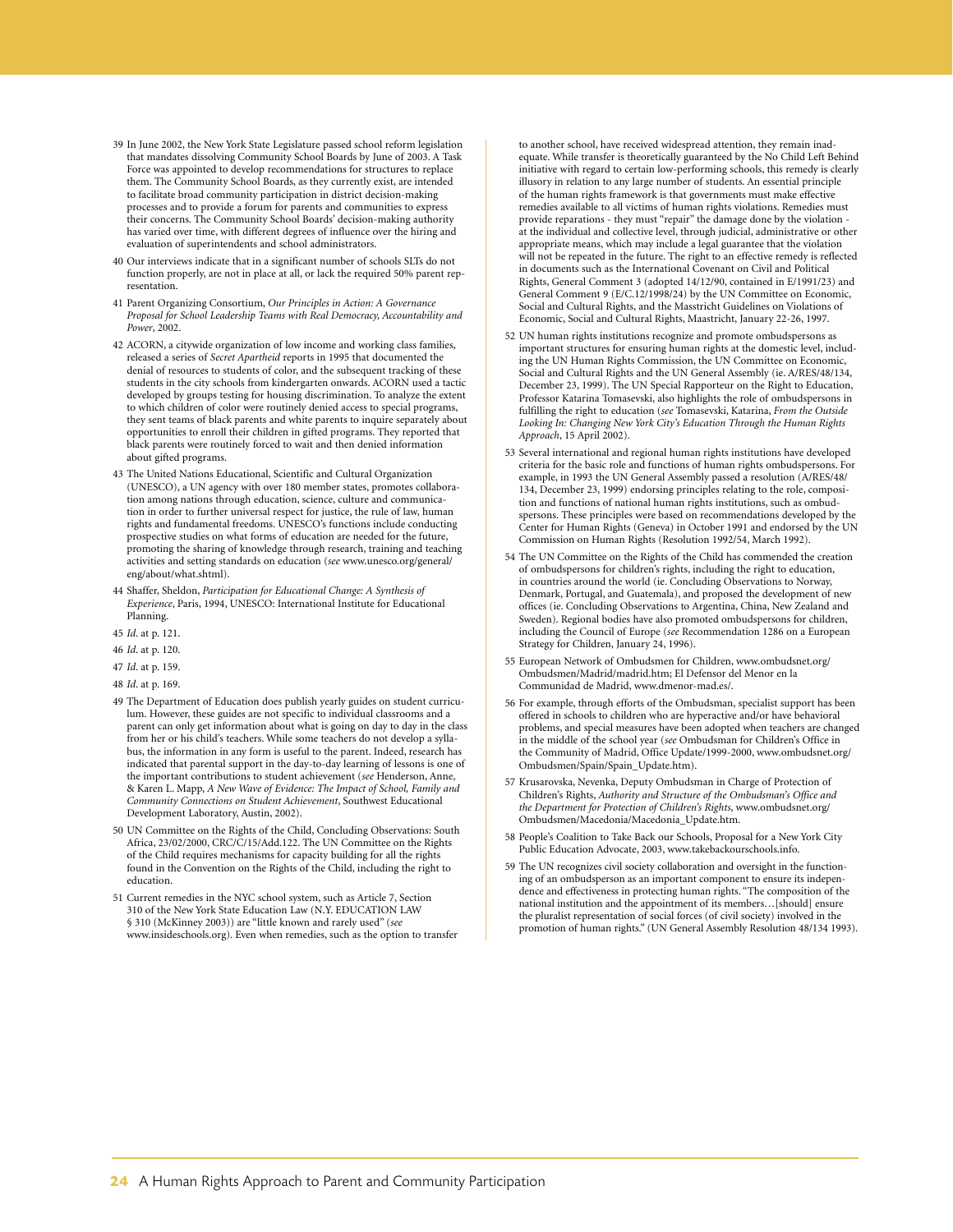39 In June 2002, the New York State Legislature passed school reform legislation that mandates dissolving Community School Boards by June of 2003. A Task Force was appointed to develop recommendations for structures to replace them. The Community School Boards, as they currently exist, are intended to facilitate broad community participation in district decision-making processes and to provide a forum for parents and communities to express their concerns. The Community School Boards' decision-making authority has varied over time, with different degrees of influence over the hiring and evaluation of superintendents and school administrators.

40 Our interviews indicate that in a significant number of schools SLTs do not function properly, are not in place at all, or lack the required 50% parent representation.

41 Parent Organizing Consortium, *Our Principles in Action: A Governance Proposal for School Leadership Teams with Real Democracy, Accountability and Power*, 2002.

42 ACORN, a citywide organization of low income and working class families, released a series of *Secret Apartheid* reports in 1995 that documented the denial of resources to students of color, and the subsequent tracking of these students in the city schools from kindergarten onwards. ACORN used a tactic developed by groups testing for housing discrimination. To analyze the extent to which children of color were routinely denied access to special programs, they sent teams of black parents and white parents to inquire separately about opportunities to enroll their children in gifted programs. They reported that black parents were routinely forced to wait and then denied information about gifted programs.

43 The United Nations Educational, Scientific and Cultural Organization (UNESCO), a UN agency with over 180 member states, promotes collaboration among nations through education, science, culture and communication in order to further universal respect for justice, the rule of law, human rights and fundamental freedoms. UNESCO's functions include conducting prospective studies on what forms of education are needed for the future, promoting the sharing of knowledge through research, training and teaching activities and setting standards on education (*see* www.unesco.org/general/eng/about/what.shtml).

44 Shaffer, Sheldon, *Participation for Educational Change: A Synthesis of Experience*, Paris, 1994, UNESCO: International Institute for Educational Planning.

45 *Id.* at p. 121.

46 *Id.* at p. 120.

47 *Id.* at p. 159.

48 *Id.* at p. 169.

49 The Department of Education does publish yearly guides on student curriculum. However, these guides are not specific to individual classrooms and a parent can only get information about what is going on day to day in the class from her or his child's teachers. While some teachers do not develop a syllabus, the information in any form is useful to the parent. Indeed, research has indicated that parental support in the day-to-day learning of lessons is one of the important contributions to student achievement (*see* Henderson, Anne, & Karen L. Mapp, *A New Wave of Evidence: The Impact of School, Family and Community Connections on Student Achievement*, Southwest Educational Development Laboratory, Austin, 2002).

50 UN Committee on the Rights of the Child, Concluding Observations: South Africa, 23/02/2000, CRC/C/15/Add.122. The UN Committee on the Rights of the Child requires mechanisms for capacity building for all the rights found in the Convention on the Rights of the Child, including the right to education.

51 Current remedies in the NYC school system, such as Article 7, Section 310 of the New York State Education Law (N.Y. EDUCATION LAW § 310 (McKinney 2003)) are "little known and rarely used" (*see* www.insideschools.org). Even when remedies, such as the option to transfer to another school, have received widespread attention, they remain inadequate. While transfer is theoretically guaranteed by the No Child Left Behind initiative with regard to certain low-performing schools, this remedy is clearly illusory in relation to any large number of students. An essential principle of the human rights framework is that governments must make effective remedies available to all victims of human rights violations. Remedies must provide reparations - they must "repair" the damage done by the violation - at the individual and collective level, through judicial, administrative or other appropriate means, which may include a legal guarantee that the violation will not be repeated in the future. The right to an effective remedy is reflected in documents such as the International Covenant on Civil and Political Rights, General Comment 3 (adopted 14/12/90, contained in E/1991/23) and General Comment 9 (E/C.12/1998/24) by the UN Committee on Economic, Social and Cultural Rights, and the Masstricht Guidelines on Violations of Economic, Social and Cultural Rights, Maastricht, January 22-26, 1997.

52 UN human rights institutions recognize and promote ombudspersons as important structures for ensuring human rights at the domestic level, including the UN Human Rights Commission, the UN Committee on Economic, Social and Cultural Rights and the UN General Assembly (ie. A/RES/48/134, December 23, 1999). The UN Special Rapporteur on the Right to Education, Professor Katarina Tomasevski, also highlights the role of ombudspersons in fulfilling the right to education (*see* Tomasevski, Katarina, *From the Outside Looking In: Changing New York City's Education Through the Human Rights Approach*, 15 April 2002).

53 Several international and regional human rights institutions have developed criteria for the basic role and functions of human rights ombudspersons. For example, in 1993 the UN General Assembly passed a resolution (A/RES/48/134, December 23, 1999) endorsing principles relating to the role, composition and functions of national human rights institutions, such as ombudspersons. These principles were based on recommendations developed by the Center for Human Rights (Geneva) in October 1991 and endorsed by the UN Commission on Human Rights (Resolution 1992/54, March 1992).

54 The UN Committee on the Rights of the Child has commended the creation of ombudspersons for children's rights, including the right to education, in countries around the world (ie. Concluding Observations to Norway, Denmark, Portugal, and Guatemala), and proposed the development of new offices (ie. Concluding Observations to Argentina, China, New Zealand and Sweden). Regional bodies have also promoted ombudspersons for children, including the Council of Europe (*see* Recommendation 1286 on a European Strategy for Children, January 24, 1996).

55 European Network of Ombudsmen for Children, www.ombudsnet.org/Ombudsmen/Madrid/madrid.htm; El Defensor del Menor en la Communidad de Madrid, www.dmenor-mad.es/.

56 For example, through efforts of the Ombudsman, specialist support has been offered in schools to children who are hyperactive and/or have behavioral problems, and special measures have been adopted when teachers are changed in the middle of the school year (*see* Ombudsman for Children's Office in the Community of Madrid, Office Update/1999-2000, www.ombudsnet.org/Ombudsmen/Spain/Spain_Update.htm).

57 Krusarovska, Nevenka, Deputy Ombudsman in Charge of Protection of Children's Rights, *Authority and Structure of the Ombudsman's Office and the Department for Protection of Children's Rights*, www.ombudsnet.org/Ombudsmen/Macedonia/Macedonia_Update.htm.

58 People's Coalition to Take Back our Schools, Proposal for a New York City Public Education Advocate, 2003, www.takebackourschools.info.

59 The UN recognizes civil society collaboration and oversight in the functioning of an ombudsperson as an important component to ensure its independence and effectiveness in protecting human rights. "The composition of the national institution and the appointment of its members…[should] ensure the pluralist representation of social forces (of civil society) involved in the promotion of human rights." (UN General Assembly Resolution 48/134 1993).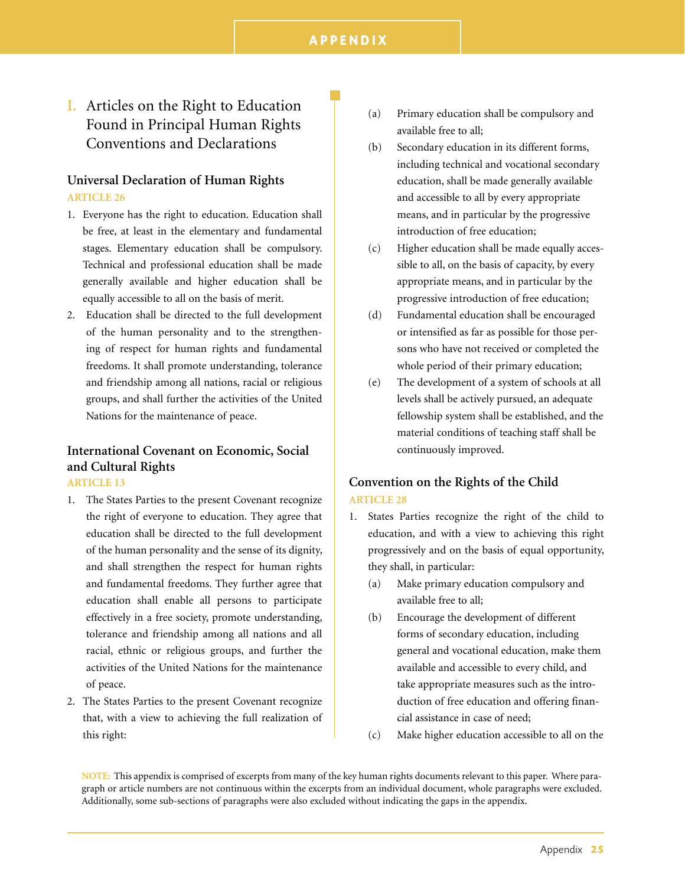# I. Articles on the Right to Education Found in Principal Human Rights Conventions and Declarations

### Universal Declaration of Human Rights

**ARTICLE 26**

1. Everyone has the right to education. Education shall be free, at least in the elementary and fundamental stages. Elementary education shall be compulsory. Technical and professional education shall be made generally available and higher education shall be equally accessible to all on the basis of merit.
2. Education shall be directed to the full development of the human personality and to the strengthening of respect for human rights and fundamental freedoms. It shall promote understanding, tolerance and friendship among all nations, racial or religious groups, and shall further the activities of the United Nations for the maintenance of peace.

### International Covenant on Economic, Social and Cultural Rights

**ARTICLE 13**

1. The States Parties to the present Covenant recognize the right of everyone to education. They agree that education shall be directed to the full development of the human personality and the sense of its dignity, and shall strengthen the respect for human rights and fundamental freedoms. They further agree that education shall enable all persons to participate effectively in a free society, promote understanding, tolerance and friendship among all nations and all racial, ethnic or religious groups, and further the activities of the United Nations for the maintenance of peace.
2. The States Parties to the present Covenant recognize that, with a view to achieving the full realization of this right:
   - (a) Primary education shall be compulsory and available free to all;
   - (b) Secondary education in its different forms, including technical and vocational secondary education, shall be made generally available and accessible to all by every appropriate means, and in particular by the progressive introduction of free education;
   - (c) Higher education shall be made equally accessible to all, on the basis of capacity, by every appropriate means, and in particular by the progressive introduction of free education;
   - (d) Fundamental education shall be encouraged or intensified as far as possible for those persons who have not received or completed the whole period of their primary education;
   - (e) The development of a system of schools at all levels shall be actively pursued, an adequate fellowship system shall be established, and the material conditions of teaching staff shall be continuously improved.

### Convention on the Rights of the Child

**ARTICLE 28**

1. States Parties recognize the right of the child to education, and with a view to achieving this right progressively and on the basis of equal opportunity, they shall, in particular:
   - (a) Make primary education compulsory and available free to all;
   - (b) Encourage the development of different forms of secondary education, including general and vocational education, make them available and accessible to every child, and take appropriate measures such as the introduction of free education and offering financial assistance in case of need;
   - (c) Make higher education accessible to all on the

**NOTE:** This appendix is comprised of excerpts from many of the key human rights documents relevant to this paper. Where paragraph or article numbers are not continuous within the excerpts from an individual document, whole paragraphs were excluded. Additionally, some sub-sections of paragraphs were also excluded without indicating the gaps in the appendix.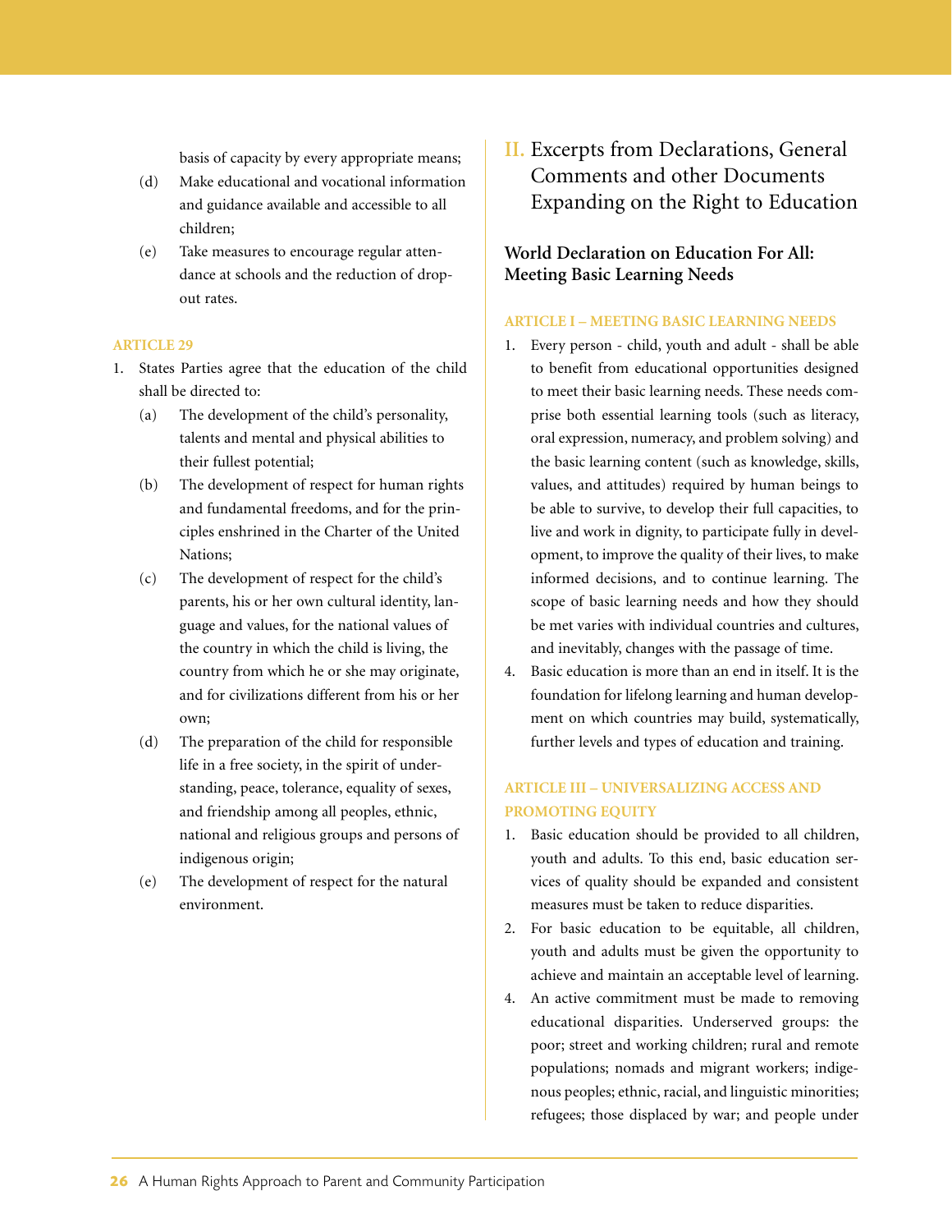basis of capacity by every appropriate means;

(d) Make educational and vocational information and guidance available and accessible to all children;

(e) Take measures to encourage regular attendance at schools and the reduction of drop-out rates.

**ARTICLE 29**

1. States Parties agree that the education of the child shall be directed to:
   (a) The development of the child's personality, talents and mental and physical abilities to their fullest potential;
   (b) The development of respect for human rights and fundamental freedoms, and for the principles enshrined in the Charter of the United Nations;
   (c) The development of respect for the child's parents, his or her own cultural identity, language and values, for the national values of the country in which the child is living, the country from which he or she may originate, and for civilizations different from his or her own;
   (d) The preparation of the child for responsible life in a free society, in the spirit of understanding, peace, tolerance, equality of sexes, and friendship among all peoples, ethnic, national and religious groups and persons of indigenous origin;
   (e) The development of respect for the natural environment.

## II. Excerpts from Declarations, General Comments and other Documents Expanding on the Right to Education

### World Declaration on Education For All: Meeting Basic Learning Needs

**ARTICLE I – MEETING BASIC LEARNING NEEDS**

1. Every person - child, youth and adult - shall be able to benefit from educational opportunities designed to meet their basic learning needs. These needs comprise both essential learning tools (such as literacy, oral expression, numeracy, and problem solving) and the basic learning content (such as knowledge, skills, values, and attitudes) required by human beings to be able to survive, to develop their full capacities, to live and work in dignity, to participate fully in development, to improve the quality of their lives, to make informed decisions, and to continue learning. The scope of basic learning needs and how they should be met varies with individual countries and cultures, and inevitably, changes with the passage of time.

4. Basic education is more than an end in itself. It is the foundation for lifelong learning and human development on which countries may build, systematically, further levels and types of education and training.

**ARTICLE III – UNIVERSALIZING ACCESS AND PROMOTING EQUITY**

1. Basic education should be provided to all children, youth and adults. To this end, basic education services of quality should be expanded and consistent measures must be taken to reduce disparities.

2. For basic education to be equitable, all children, youth and adults must be given the opportunity to achieve and maintain an acceptable level of learning.

4. An active commitment must be made to removing educational disparities. Underserved groups: the poor; street and working children; rural and remote populations; nomads and migrant workers; indigenous peoples; ethnic, racial, and linguistic minorities; refugees; those displaced by war; and people under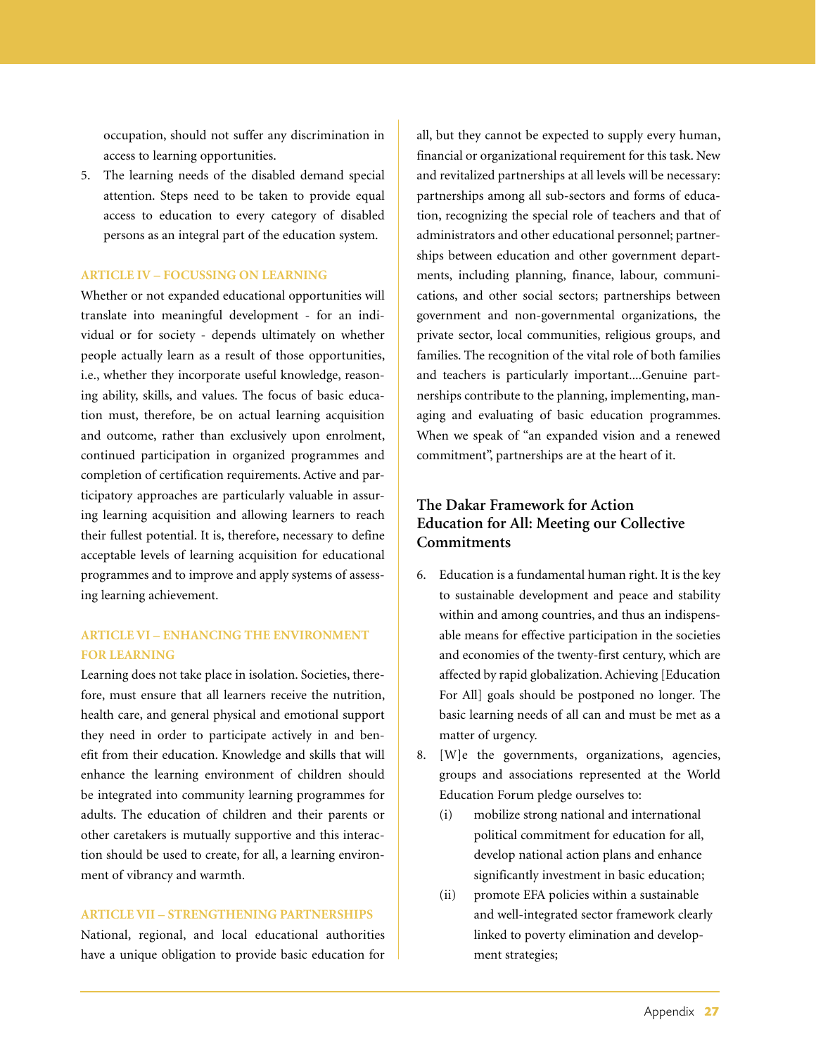occupation, should not suffer any discrimination in access to learning opportunities.

5. The learning needs of the disabled demand special attention. Steps need to be taken to provide equal access to education to every category of disabled persons as an integral part of the education system.

### ARTICLE IV – FOCUSSING ON LEARNING

Whether or not expanded educational opportunities will translate into meaningful development - for an individual or for society - depends ultimately on whether people actually learn as a result of those opportunities, i.e., whether they incorporate useful knowledge, reasoning ability, skills, and values. The focus of basic education must, therefore, be on actual learning acquisition and outcome, rather than exclusively upon enrolment, continued participation in organized programmes and completion of certification requirements. Active and participatory approaches are particularly valuable in assuring learning acquisition and allowing learners to reach their fullest potential. It is, therefore, necessary to define acceptable levels of learning acquisition for educational programmes and to improve and apply systems of assessing learning achievement.

### ARTICLE VI – ENHANCING THE ENVIRONMENT FOR LEARNING

Learning does not take place in isolation. Societies, therefore, must ensure that all learners receive the nutrition, health care, and general physical and emotional support they need in order to participate actively in and benefit from their education. Knowledge and skills that will enhance the learning environment of children should be integrated into community learning programmes for adults. The education of children and their parents or other caretakers is mutually supportive and this interaction should be used to create, for all, a learning environment of vibrancy and warmth.

### ARTICLE VII – STRENGTHENING PARTNERSHIPS

National, regional, and local educational authorities have a unique obligation to provide basic education for all, but they cannot be expected to supply every human, financial or organizational requirement for this task. New and revitalized partnerships at all levels will be necessary: partnerships among all sub-sectors and forms of education, recognizing the special role of teachers and that of administrators and other educational personnel; partnerships between education and other government departments, including planning, finance, labour, communications, and other social sectors; partnerships between government and non-governmental organizations, the private sector, local communities, religious groups, and families. The recognition of the vital role of both families and teachers is particularly important....Genuine partnerships contribute to the planning, implementing, managing and evaluating of basic education programmes. When we speak of "an expanded vision and a renewed commitment", partnerships are at the heart of it.

## The Dakar Framework for Action Education for All: Meeting our Collective Commitments

6. Education is a fundamental human right. It is the key to sustainable development and peace and stability within and among countries, and thus an indispensable means for effective participation in the societies and economies of the twenty-first century, which are affected by rapid globalization. Achieving [Education For All] goals should be postponed no longer. The basic learning needs of all can and must be met as a matter of urgency.

8. [W]e the governments, organizations, agencies, groups and associations represented at the World Education Forum pledge ourselves to:
   - (i) mobilize strong national and international political commitment for education for all, develop national action plans and enhance significantly investment in basic education;
   - (ii) promote EFA policies within a sustainable and well-integrated sector framework clearly linked to poverty elimination and development strategies;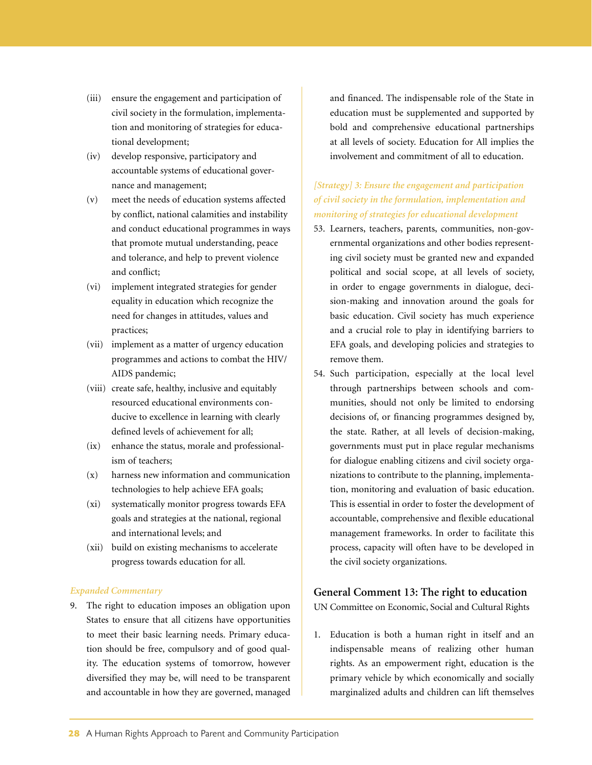(iii) ensure the engagement and participation of civil society in the formulation, implementation and monitoring of strategies for educational development;

(iv) develop responsive, participatory and accountable systems of educational governance and management;

(v) meet the needs of education systems affected by conflict, national calamities and instability and conduct educational programmes in ways that promote mutual understanding, peace and tolerance, and help to prevent violence and conflict;

(vi) implement integrated strategies for gender equality in education which recognize the need for changes in attitudes, values and practices;

(vii) implement as a matter of urgency education programmes and actions to combat the HIV/AIDS pandemic;

(viii) create safe, healthy, inclusive and equitably resourced educational environments conducive to excellence in learning with clearly defined levels of achievement for all;

(ix) enhance the status, morale and professionalism of teachers;

(x) harness new information and communication technologies to help achieve EFA goals;

(xi) systematically monitor progress towards EFA goals and strategies at the national, regional and international levels; and

(xii) build on existing mechanisms to accelerate progress towards education for all.

*Expanded Commentary*

9. The right to education imposes an obligation upon States to ensure that all citizens have opportunities to meet their basic learning needs. Primary education should be free, compulsory and of good quality. The education systems of tomorrow, however diversified they may be, will need to be transparent and accountable in how they are governed, managed and financed. The indispensable role of the State in education must be supplemented and supported by bold and comprehensive educational partnerships at all levels of society. Education for All implies the involvement and commitment of all to education.

*[Strategy] 3: Ensure the engagement and participation of civil society in the formulation, implementation and monitoring of strategies for educational development*

53. Learners, teachers, parents, communities, non-governmental organizations and other bodies representing civil society must be granted new and expanded political and social scope, at all levels of society, in order to engage governments in dialogue, decision-making and innovation around the goals for basic education. Civil society has much experience and a crucial role to play in identifying barriers to EFA goals, and developing policies and strategies to remove them.

54. Such participation, especially at the local level through partnerships between schools and communities, should not only be limited to endorsing decisions of, or financing programmes designed by, the state. Rather, at all levels of decision-making, governments must put in place regular mechanisms for dialogue enabling citizens and civil society organizations to contribute to the planning, implementation, monitoring and evaluation of basic education. This is essential in order to foster the development of accountable, comprehensive and flexible educational management frameworks. In order to facilitate this process, capacity will often have to be developed in the civil society organizations.

## General Comment 13: The right to education

UN Committee on Economic, Social and Cultural Rights

1. Education is both a human right in itself and an indispensable means of realizing other human rights. As an empowerment right, education is the primary vehicle by which economically and socially marginalized adults and children can lift themselves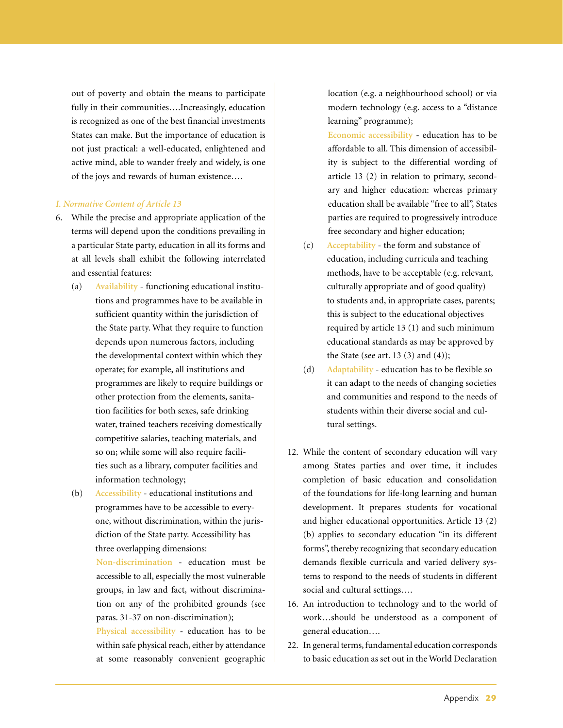out of poverty and obtain the means to participate fully in their communities….Increasingly, education is recognized as one of the best financial investments States can make. But the importance of education is not just practical: a well-educated, enlightened and active mind, able to wander freely and widely, is one of the joys and rewards of human existence….

*I. Normative Content of Article 13*

6. While the precise and appropriate application of the terms will depend upon the conditions prevailing in a particular State party, education in all its forms and at all levels shall exhibit the following interrelated and essential features:
   - (a) **Availability** - functioning educational institutions and programmes have to be available in sufficient quantity within the jurisdiction of the State party. What they require to function depends upon numerous factors, including the developmental context within which they operate; for example, all institutions and programmes are likely to require buildings or other protection from the elements, sanitation facilities for both sexes, safe drinking water, trained teachers receiving domestically competitive salaries, teaching materials, and so on; while some will also require facilities such as a library, computer facilities and information technology;
   - (b) **Accessibility** - educational institutions and programmes have to be accessible to everyone, without discrimination, within the jurisdiction of the State party. Accessibility has three overlapping dimensions:

     **Non-discrimination** - education must be accessible to all, especially the most vulnerable groups, in law and fact, without discrimination on any of the prohibited grounds (see paras. 31-37 on non-discrimination);

     **Physical accessibility** - education has to be within safe physical reach, either by attendance at some reasonably convenient geographic location (e.g. a neighbourhood school) or via modern technology (e.g. access to a "distance learning" programme);

     **Economic accessibility** - education has to be affordable to all. This dimension of accessibility is subject to the differential wording of article 13 (2) in relation to primary, secondary and higher education: whereas primary education shall be available "free to all", States parties are required to progressively introduce free secondary and higher education;
   - (c) **Acceptability** - the form and substance of education, including curricula and teaching methods, have to be acceptable (e.g. relevant, culturally appropriate and of good quality) to students and, in appropriate cases, parents; this is subject to the educational objectives required by article 13 (1) and such minimum educational standards as may be approved by the State (see art. 13 (3) and (4));
   - (d) **Adaptability** - education has to be flexible so it can adapt to the needs of changing societies and communities and respond to the needs of students within their diverse social and cultural settings.

12. While the content of secondary education will vary among States parties and over time, it includes completion of basic education and consolidation of the foundations for life-long learning and human development. It prepares students for vocational and higher educational opportunities. Article 13 (2) (b) applies to secondary education "in its different forms", thereby recognizing that secondary education demands flexible curricula and varied delivery systems to respond to the needs of students in different social and cultural settings….

16. An introduction to technology and to the world of work…should be understood as a component of general education….

22. In general terms, fundamental education corresponds to basic education as set out in the World Declaration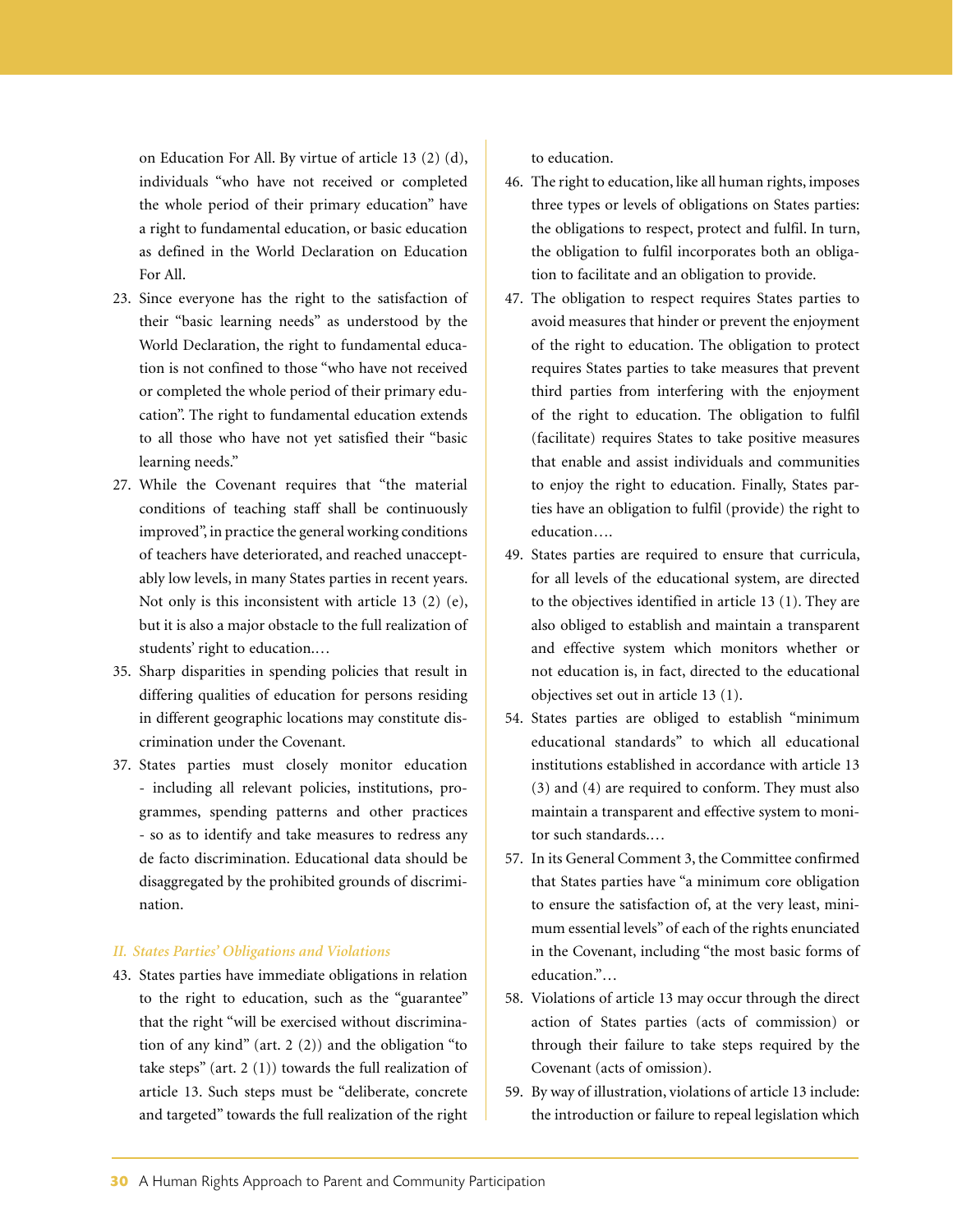on Education For All. By virtue of article 13 (2) (d), individuals "who have not received or completed the whole period of their primary education" have a right to fundamental education, or basic education as defined in the World Declaration on Education For All.

23. Since everyone has the right to the satisfaction of their "basic learning needs" as understood by the World Declaration, the right to fundamental education is not confined to those "who have not received or completed the whole period of their primary education". The right to fundamental education extends to all those who have not yet satisfied their "basic learning needs."

27. While the Covenant requires that "the material conditions of teaching staff shall be continuously improved", in practice the general working conditions of teachers have deteriorated, and reached unacceptably low levels, in many States parties in recent years. Not only is this inconsistent with article 13 (2) (e), but it is also a major obstacle to the full realization of students' right to education.…

35. Sharp disparities in spending policies that result in differing qualities of education for persons residing in different geographic locations may constitute discrimination under the Covenant.

37. States parties must closely monitor education - including all relevant policies, institutions, programmes, spending patterns and other practices - so as to identify and take measures to redress any de facto discrimination. Educational data should be disaggregated by the prohibited grounds of discrimination.

*II. States Parties' Obligations and Violations*

43. States parties have immediate obligations in relation to the right to education, such as the "guarantee" that the right "will be exercised without discrimination of any kind" (art. 2 (2)) and the obligation "to take steps" (art. 2 (1)) towards the full realization of article 13. Such steps must be "deliberate, concrete and targeted" towards the full realization of the right to education.

46. The right to education, like all human rights, imposes three types or levels of obligations on States parties: the obligations to respect, protect and fulfil. In turn, the obligation to fulfil incorporates both an obligation to facilitate and an obligation to provide.

47. The obligation to respect requires States parties to avoid measures that hinder or prevent the enjoyment of the right to education. The obligation to protect requires States parties to take measures that prevent third parties from interfering with the enjoyment of the right to education. The obligation to fulfil (facilitate) requires States to take positive measures that enable and assist individuals and communities to enjoy the right to education. Finally, States parties have an obligation to fulfil (provide) the right to education….

49. States parties are required to ensure that curricula, for all levels of the educational system, are directed to the objectives identified in article 13 (1). They are also obliged to establish and maintain a transparent and effective system which monitors whether or not education is, in fact, directed to the educational objectives set out in article 13 (1).

54. States parties are obliged to establish "minimum educational standards" to which all educational institutions established in accordance with article 13 (3) and (4) are required to conform. They must also maintain a transparent and effective system to monitor such standards.…

57. In its General Comment 3, the Committee confirmed that States parties have "a minimum core obligation to ensure the satisfaction of, at the very least, minimum essential levels" of each of the rights enunciated in the Covenant, including "the most basic forms of education."…

58. Violations of article 13 may occur through the direct action of States parties (acts of commission) or through their failure to take steps required by the Covenant (acts of omission).

59. By way of illustration, violations of article 13 include: the introduction or failure to repeal legislation which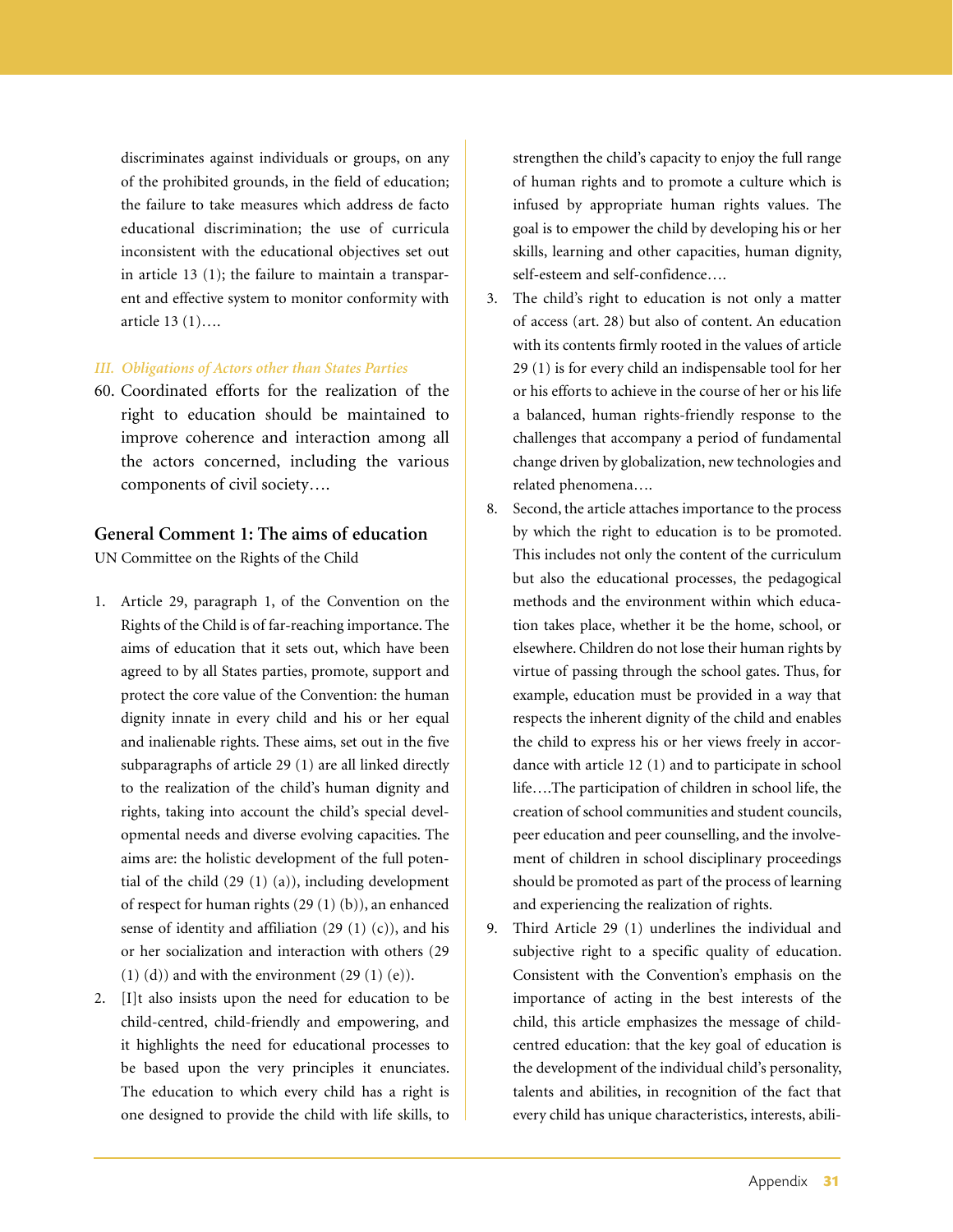discriminates against individuals or groups, on any of the prohibited grounds, in the field of education; the failure to take measures which address de facto educational discrimination; the use of curricula inconsistent with the educational objectives set out in article 13 (1); the failure to maintain a transparent and effective system to monitor conformity with article 13 (1)….

*III. Obligations of Actors other than States Parties*

60. Coordinated efforts for the realization of the right to education should be maintained to improve coherence and interaction among all the actors concerned, including the various components of civil society….

**General Comment 1: The aims of education**

UN Committee on the Rights of the Child

1. Article 29, paragraph 1, of the Convention on the Rights of the Child is of far-reaching importance. The aims of education that it sets out, which have been agreed to by all States parties, promote, support and protect the core value of the Convention: the human dignity innate in every child and his or her equal and inalienable rights. These aims, set out in the five subparagraphs of article 29 (1) are all linked directly to the realization of the child's human dignity and rights, taking into account the child's special developmental needs and diverse evolving capacities. The aims are: the holistic development of the full potential of the child (29 (1) (a)), including development of respect for human rights (29 (1) (b)), an enhanced sense of identity and affiliation (29 (1) (c)), and his or her socialization and interaction with others (29 (1) (d)) and with the environment (29 (1) (e)).
2. [I]t also insists upon the need for education to be child-centred, child-friendly and empowering, and it highlights the need for educational processes to be based upon the very principles it enunciates. The education to which every child has a right is one designed to provide the child with life skills, to strengthen the child's capacity to enjoy the full range of human rights and to promote a culture which is infused by appropriate human rights values. The goal is to empower the child by developing his or her skills, learning and other capacities, human dignity, self-esteem and self-confidence….
3. The child's right to education is not only a matter of access (art. 28) but also of content. An education with its contents firmly rooted in the values of article 29 (1) is for every child an indispensable tool for her or his efforts to achieve in the course of her or his life a balanced, human rights-friendly response to the challenges that accompany a period of fundamental change driven by globalization, new technologies and related phenomena….
8. Second, the article attaches importance to the process by which the right to education is to be promoted. This includes not only the content of the curriculum but also the educational processes, the pedagogical methods and the environment within which education takes place, whether it be the home, school, or elsewhere. Children do not lose their human rights by virtue of passing through the school gates. Thus, for example, education must be provided in a way that respects the inherent dignity of the child and enables the child to express his or her views freely in accordance with article 12 (1) and to participate in school life….The participation of children in school life, the creation of school communities and student councils, peer education and peer counselling, and the involvement of children in school disciplinary proceedings should be promoted as part of the process of learning and experiencing the realization of rights.
9. Third Article 29 (1) underlines the individual and subjective right to a specific quality of education. Consistent with the Convention's emphasis on the importance of acting in the best interests of the child, this article emphasizes the message of child-centred education: that the key goal of education is the development of the individual child's personality, talents and abilities, in recognition of the fact that every child has unique characteristics, interests, abili-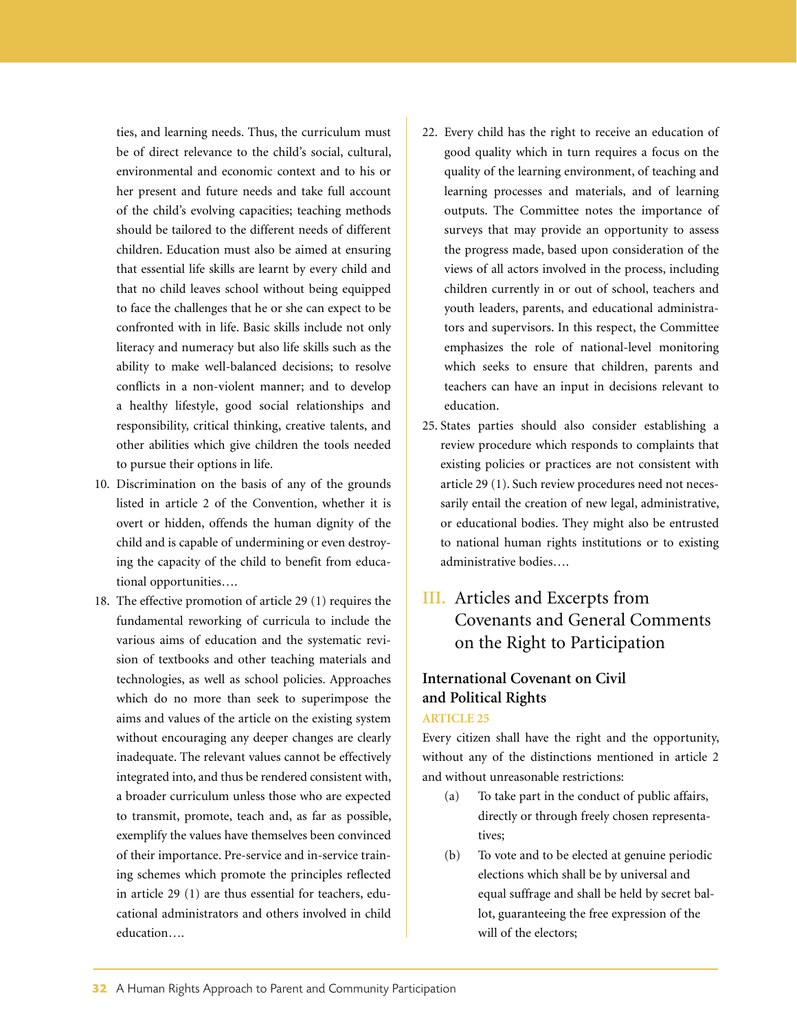ties, and learning needs. Thus, the curriculum must be of direct relevance to the child's social, cultural, environmental and economic context and to his or her present and future needs and take full account of the child's evolving capacities; teaching methods should be tailored to the different needs of different children. Education must also be aimed at ensuring that essential life skills are learnt by every child and that no child leaves school without being equipped to face the challenges that he or she can expect to be confronted with in life. Basic skills include not only literacy and numeracy but also life skills such as the ability to make well-balanced decisions; to resolve conflicts in a non-violent manner; and to develop a healthy lifestyle, good social relationships and responsibility, critical thinking, creative talents, and other abilities which give children the tools needed to pursue their options in life.

10. Discrimination on the basis of any of the grounds listed in article 2 of the Convention, whether it is overt or hidden, offends the human dignity of the child and is capable of undermining or even destroying the capacity of the child to benefit from educational opportunities….

18. The effective promotion of article 29 (1) requires the fundamental reworking of curricula to include the various aims of education and the systematic revision of textbooks and other teaching materials and technologies, as well as school policies. Approaches which do no more than seek to superimpose the aims and values of the article on the existing system without encouraging any deeper changes are clearly inadequate. The relevant values cannot be effectively integrated into, and thus be rendered consistent with, a broader curriculum unless those who are expected to transmit, promote, teach and, as far as possible, exemplify the values have themselves been convinced of their importance. Pre-service and in-service training schemes which promote the principles reflected in article 29 (1) are thus essential for teachers, educational administrators and others involved in child education….

22. Every child has the right to receive an education of good quality which in turn requires a focus on the quality of the learning environment, of teaching and learning processes and materials, and of learning outputs. The Committee notes the importance of surveys that may provide an opportunity to assess the progress made, based upon consideration of the views of all actors involved in the process, including children currently in or out of school, teachers and youth leaders, parents, and educational administrators and supervisors. In this respect, the Committee emphasizes the role of national-level monitoring which seeks to ensure that children, parents and teachers can have an input in decisions relevant to education.

25. States parties should also consider establishing a review procedure which responds to complaints that existing policies or practices are not consistent with article 29 (1). Such review procedures need not necessarily entail the creation of new legal, administrative, or educational bodies. They might also be entrusted to national human rights institutions or to existing administrative bodies….

## III. Articles and Excerpts from Covenants and General Comments on the Right to Participation

### International Covenant on Civil and Political Rights

#### ARTICLE 25

Every citizen shall have the right and the opportunity, without any of the distinctions mentioned in article 2 and without unreasonable restrictions:

(a) To take part in the conduct of public affairs, directly or through freely chosen representatives;

(b) To vote and to be elected at genuine periodic elections which shall be by universal and equal suffrage and shall be held by secret ballot, guaranteeing the free expression of the will of the electors;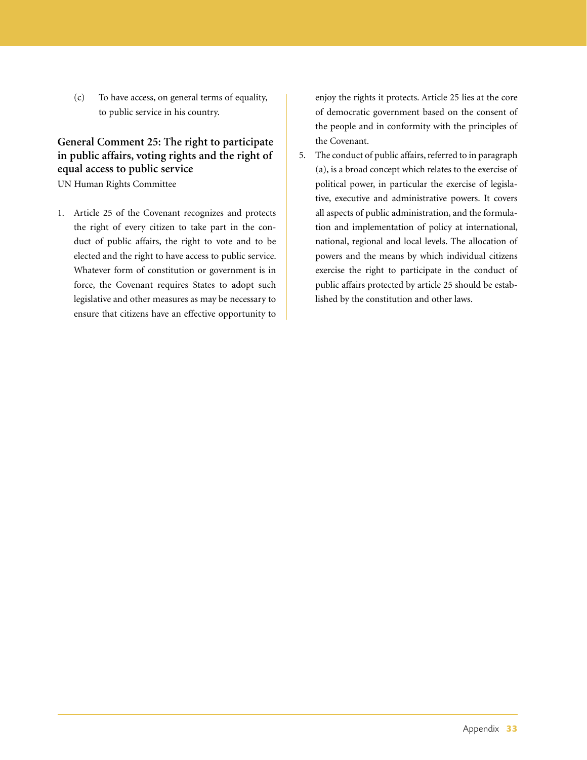(c) To have access, on general terms of equality, to public service in his country.

### General Comment 25: The right to participate in public affairs, voting rights and the right of equal access to public service

UN Human Rights Committee

1. Article 25 of the Covenant recognizes and protects the right of every citizen to take part in the conduct of public affairs, the right to vote and to be elected and the right to have access to public service. Whatever form of constitution or government is in force, the Covenant requires States to adopt such legislative and other measures as may be necessary to ensure that citizens have an effective opportunity to enjoy the rights it protects. Article 25 lies at the core of democratic government based on the consent of the people and in conformity with the principles of the Covenant.

5. The conduct of public affairs, referred to in paragraph (a), is a broad concept which relates to the exercise of political power, in particular the exercise of legislative, executive and administrative powers. It covers all aspects of public administration, and the formulation and implementation of policy at international, national, regional and local levels. The allocation of powers and the means by which individual citizens exercise the right to participate in the conduct of public affairs protected by article 25 should be established by the constitution and other laws.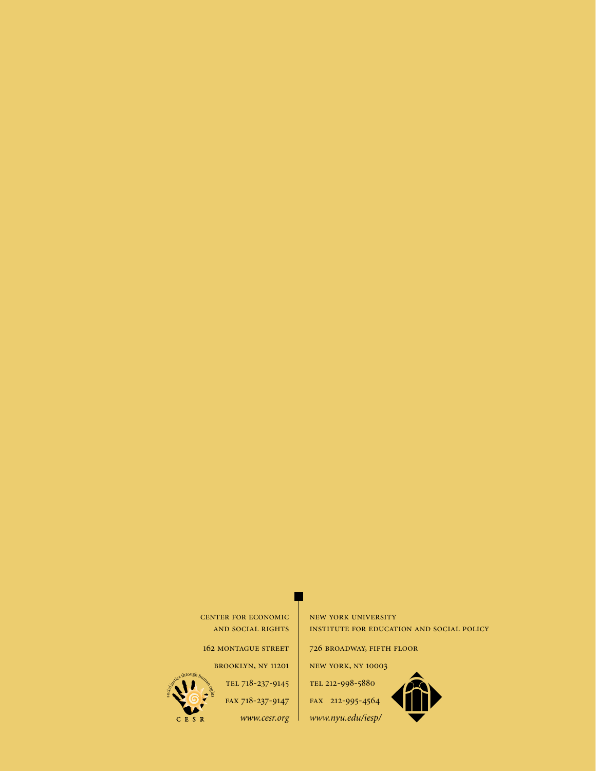Center for Economic and Social Rights

162 Montague Street

Brooklyn, NY 11201

tel 718-237-9145

fax 718-237-9147

*www.cesr.org*

social justice through human rights

C E S R

New York University Institute for Education and Social Policy

726 Broadway, Fifth Floor

New York, NY 10003

tel 212-998-5880

fax 212-995-4564

*www.nyu.edu/iesp/*